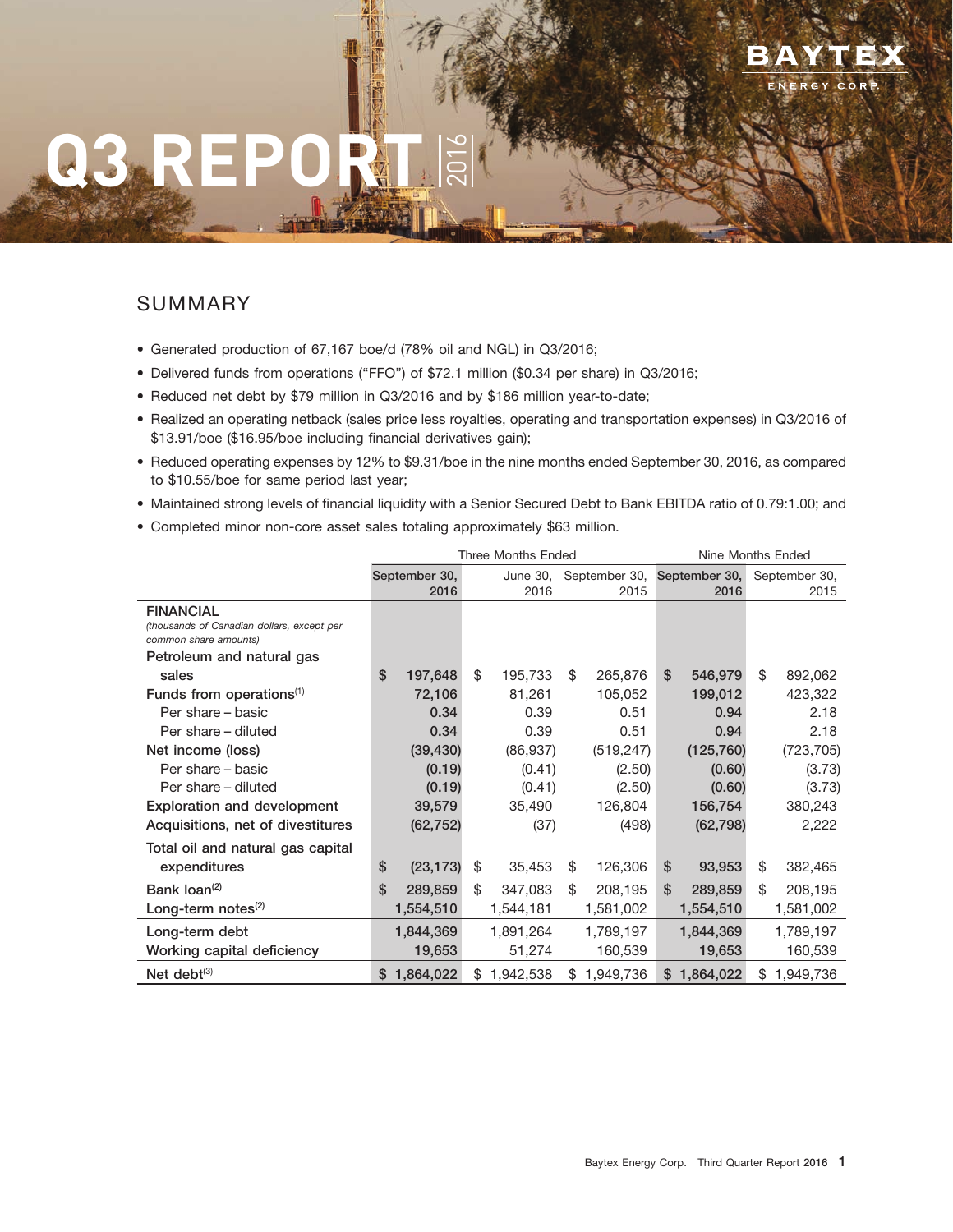# Q3 REPORT 2016

BAYTEX ENERGY CORP.

## SUMMARY

- Generated production of 67,167 boe/d (78% oil and NGL) in Q3/2016;
- Delivered funds from operations ("FFO") of $72.1 million ($0.34 per share) in Q3/2016;
- Reduced net debt by $79 million in Q3/2016 and by $186 million year-to-date;
- Realized an operating netback (sales price less royalties, operating and transportation expenses) in Q3/2016 of $13.91/boe ($16.95/boe including financial derivatives gain);
- Reduced operating expenses by 12% to $9.31/boe in the nine months ended September 30, 2016, as compared to $10.55/boe for same period last year;
- Maintained strong levels of financial liquidity with a Senior Secured Debt to Bank EBITDA ratio of 0.79:1.00; and
- Completed minor non-core asset sales totaling approximately $63 million.

| | Three Months Ended | | | Nine Months Ended | |
|---|---|---|---|---|---|
| | September 30, 2016 | June 30, 2016 | September 30, 2015 | September 30, 2016 | September 30, 2015 |
| **FINANCIAL** *(thousands of Canadian dollars, except per common share amounts)* | | | | | |
| Petroleum and natural gas sales | $ 197,648 | $ 195,733 | $ 265,876 | $ 546,979 | $ 892,062 |
| Funds from operations[(1)] | 72,106 | 81,261 | 105,052 | 199,012 | 423,322 |
| Per share – basic | 0.34 | 0.39 | 0.51 | 0.94 | 2.18 |
| Per share – diluted | 0.34 | 0.39 | 0.51 | 0.94 | 2.18 |
| Net income (loss) | (39,430) | (86,937) | (519,247) | (125,760) | (723,705) |
| Per share – basic | (0.19) | (0.41) | (2.50) | (0.60) | (3.73) |
| Per share – diluted | (0.19) | (0.41) | (2.50) | (0.60) | (3.73) |
| Exploration and development | 39,579 | 35,490 | 126,804 | 156,754 | 380,243 |
| Acquisitions, net of divestitures | (62,752) | (37) | (498) | (62,798) | 2,222 |
| Total oil and natural gas capital expenditures | $ (23,173) | $ 35,453 | $ 126,306 | $ 93,953 | $ 382,465 |
| Bank loan[(2)] | $ 289,859 | $ 347,083 | $ 208,195 | $ 289,859 | $ 208,195 |
| Long-term notes[(2)] | 1,554,510 | 1,544,181 | 1,581,002 | 1,554,510 | 1,581,002 |
| Long-term debt | 1,844,369 | 1,891,264 | 1,789,197 | 1,844,369 | 1,789,197 |
| Working capital deficiency | 19,653 | 51,274 | 160,539 | 19,653 | 160,539 |
| Net debt[(3)] | $ 1,864,022 | $ 1,942,538 | $ 1,949,736 | $ 1,864,022 | $ 1,949,736 |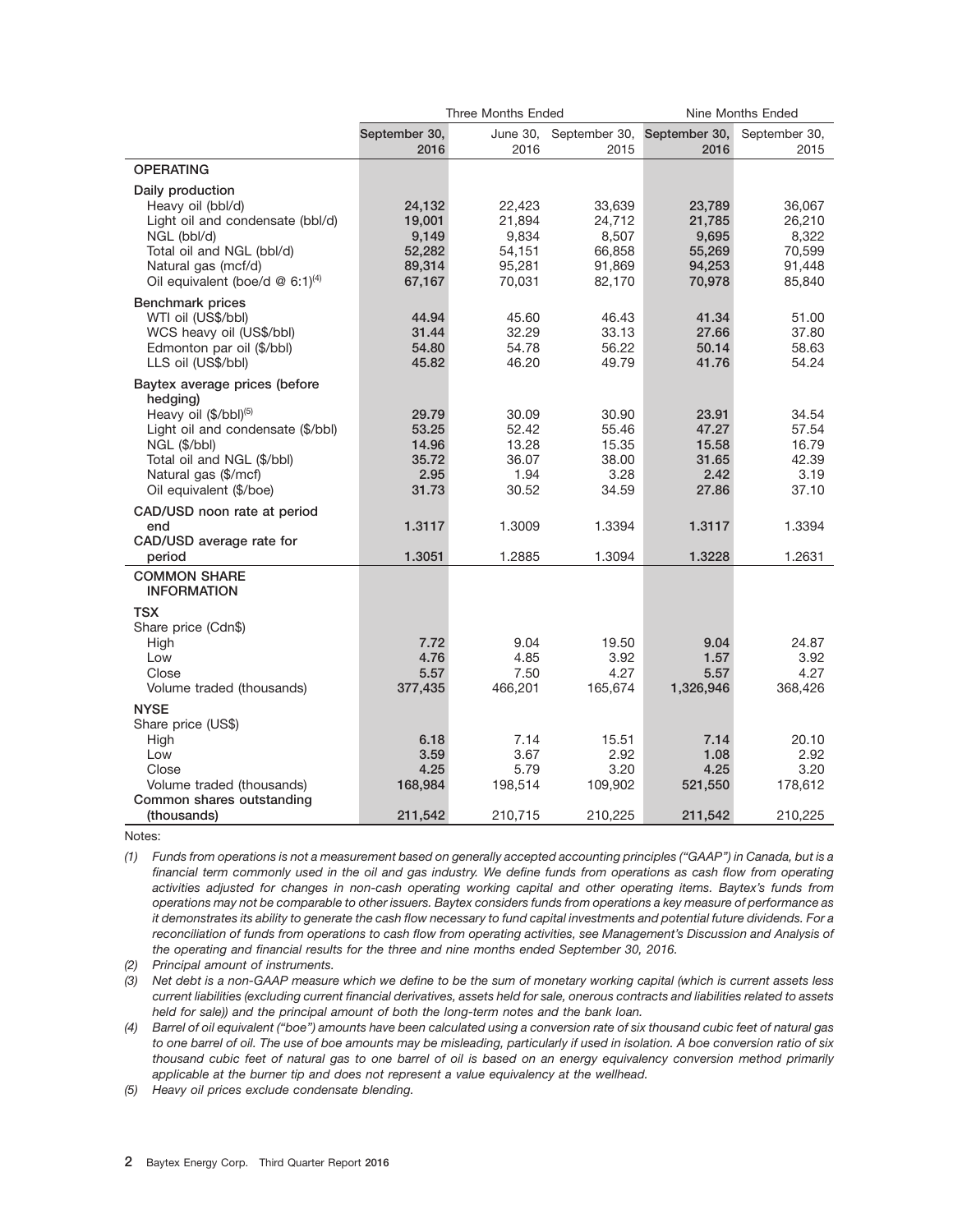| | Three Months Ended | | | Nine Months Ended | |
|---|---|---|---|---|---|
| | September 30, 2016 | June 30, 2016 | September 30, 2015 | September 30, 2016 | September 30, 2015 |
| **OPERATING** | | | | | |
| **Daily production** | | | | | |
| Heavy oil (bbl/d) | **24,132** | 22,423 | 33,639 | **23,789** | 36,067 |
| Light oil and condensate (bbl/d) | **19,001** | 21,894 | 24,712 | **21,785** | 26,210 |
| NGL (bbl/d) | **9,149** | 9,834 | 8,507 | **9,695** | 8,322 |
| Total oil and NGL (bbl/d) | **52,282** | 54,151 | 66,858 | **55,269** | 70,599 |
| Natural gas (mcf/d) | **89,314** | 95,281 | 91,869 | **94,253** | 91,448 |
| Oil equivalent (boe/d @ 6:1)[4] | **67,167** | 70,031 | 82,170 | **70,978** | 85,840 |
| **Benchmark prices** | | | | | |
| WTI oil (US$/bbl) | **44.94** | 45.60 | 46.43 | **41.34** | 51.00 |
| WCS heavy oil (US$/bbl) | **31.44** | 32.29 | 33.13 | **27.66** | 37.80 |
| Edmonton par oil ($/bbl) | **54.80** | 54.78 | 56.22 | **50.14** | 58.63 |
| LLS oil (US$/bbl) | **45.82** | 46.20 | 49.79 | **41.76** | 54.24 |
| **Baytex average prices (before hedging)** | | | | | |
| Heavy oil ($/bbl)[5] | **29.79** | 30.09 | 30.90 | **23.91** | 34.54 |
| Light oil and condensate ($/bbl) | **53.25** | 52.42 | 55.46 | **47.27** | 57.54 |
| NGL ($/bbl) | **14.96** | 13.28 | 15.35 | **15.58** | 16.79 |
| Total oil and NGL ($/bbl) | **35.72** | 36.07 | 38.00 | **31.65** | 42.39 |
| Natural gas ($/mcf) | **2.95** | 1.94 | 3.28 | **2.42** | 3.19 |
| Oil equivalent ($/boe) | **31.73** | 30.52 | 34.59 | **27.86** | 37.10 |
| **CAD/USD noon rate at period end** | **1.3117** | 1.3009 | 1.3394 | **1.3117** | 1.3394 |
| **CAD/USD average rate for period** | **1.3051** | 1.2885 | 1.3094 | **1.3228** | 1.2631 |
| **COMMON SHARE INFORMATION** | | | | | |
| **TSX** | | | | | |
| Share price (Cdn$) | | | | | |
| High | **7.72** | 9.04 | 19.50 | **9.04** | 24.87 |
| Low | **4.76** | 4.85 | 3.92 | **1.57** | 3.92 |
| Close | **5.57** | 7.50 | 4.27 | **5.57** | 4.27 |
| Volume traded (thousands) | **377,435** | 466,201 | 165,674 | **1,326,946** | 368,426 |
| **NYSE** | | | | | |
| Share price (US$) | | | | | |
| High | **6.18** | 7.14 | 15.51 | **7.14** | 20.10 |
| Low | **3.59** | 3.67 | 2.92 | **1.08** | 2.92 |
| Close | **4.25** | 5.79 | 3.20 | **4.25** | 3.20 |
| Volume traded (thousands) | **168,984** | 198,514 | 109,902 | **521,550** | 178,612 |
| **Common shares outstanding (thousands)** | **211,542** | 210,715 | 210,225 | **211,542** | 210,225 |

Notes:

*(1) Funds from operations is not a measurement based on generally accepted accounting principles ("GAAP") in Canada, but is a financial term commonly used in the oil and gas industry. We define funds from operations as cash flow from operating activities adjusted for changes in non-cash operating working capital and other operating items. Baytex's funds from operations may not be comparable to other issuers. Baytex considers funds from operations a key measure of performance as it demonstrates its ability to generate the cash flow necessary to fund capital investments and potential future dividends. For a reconciliation of funds from operations to cash flow from operating activities, see Management's Discussion and Analysis of the operating and financial results for the three and nine months ended September 30, 2016.*

*(2) Principal amount of instruments.*

*(3) Net debt is a non-GAAP measure which we define to be the sum of monetary working capital (which is current assets less current liabilities (excluding current financial derivatives, assets held for sale, onerous contracts and liabilities related to assets held for sale)) and the principal amount of both the long-term notes and the bank loan.*

*(4) Barrel of oil equivalent ("boe") amounts have been calculated using a conversion rate of six thousand cubic feet of natural gas to one barrel of oil. The use of boe amounts may be misleading, particularly if used in isolation. A boe conversion ratio of six thousand cubic feet of natural gas to one barrel of oil is based on an energy equivalency conversion method primarily applicable at the burner tip and does not represent a value equivalency at the wellhead.*

*(5) Heavy oil prices exclude condensate blending.*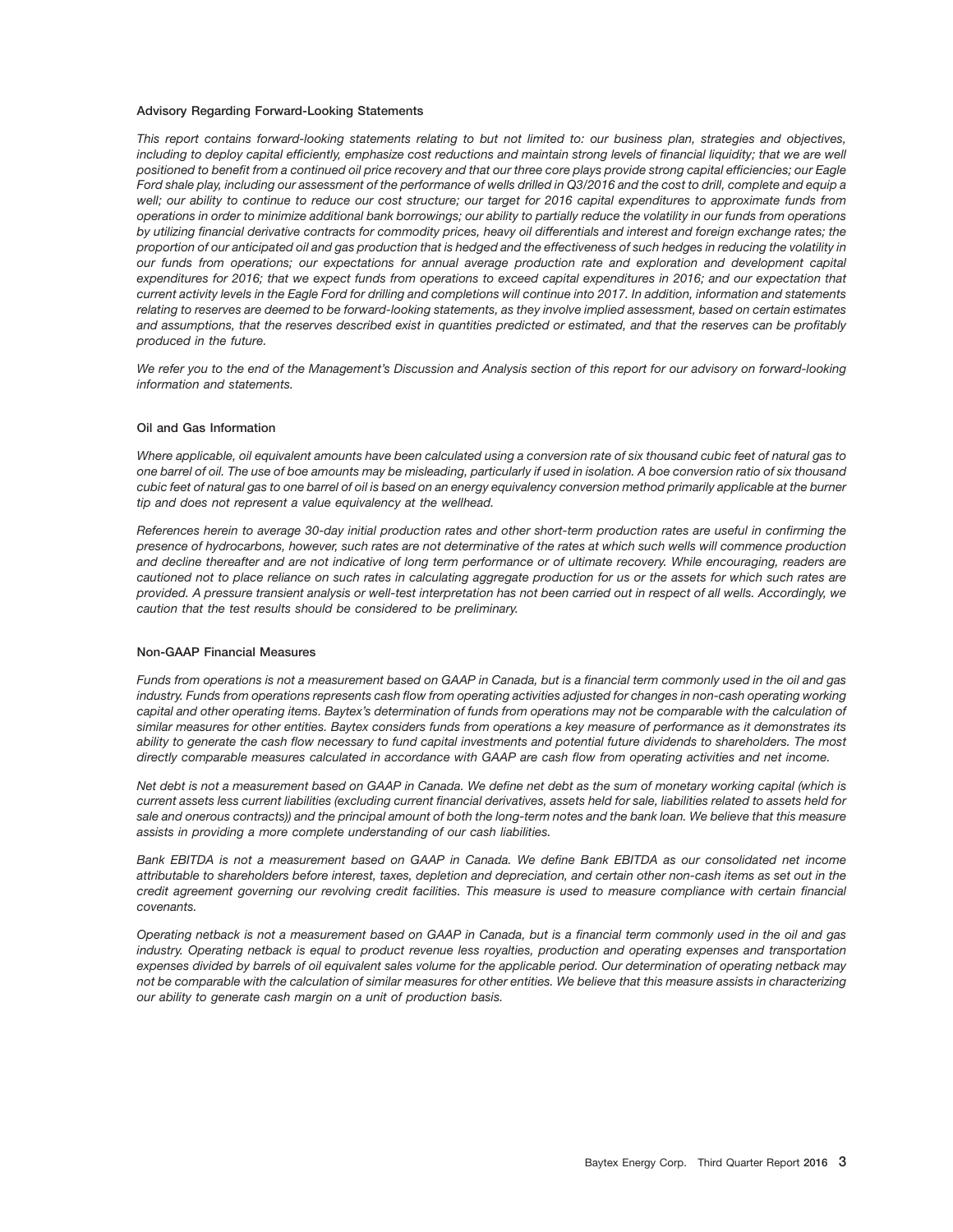### Advisory Regarding Forward-Looking Statements

*This report contains forward-looking statements relating to but not limited to: our business plan, strategies and objectives, including to deploy capital efficiently, emphasize cost reductions and maintain strong levels of financial liquidity; that we are well positioned to benefit from a continued oil price recovery and that our three core plays provide strong capital efficiencies; our Eagle Ford shale play, including our assessment of the performance of wells drilled in Q3/2016 and the cost to drill, complete and equip a well; our ability to continue to reduce our cost structure; our target for 2016 capital expenditures to approximate funds from operations in order to minimize additional bank borrowings; our ability to partially reduce the volatility in our funds from operations by utilizing financial derivative contracts for commodity prices, heavy oil differentials and interest and foreign exchange rates; the proportion of our anticipated oil and gas production that is hedged and the effectiveness of such hedges in reducing the volatility in our funds from operations; our expectations for annual average production rate and exploration and development capital expenditures for 2016; that we expect funds from operations to exceed capital expenditures in 2016; and our expectation that current activity levels in the Eagle Ford for drilling and completions will continue into 2017. In addition, information and statements relating to reserves are deemed to be forward-looking statements, as they involve implied assessment, based on certain estimates and assumptions, that the reserves described exist in quantities predicted or estimated, and that the reserves can be profitably produced in the future.*

*We refer you to the end of the Management's Discussion and Analysis section of this report for our advisory on forward-looking information and statements.*

### Oil and Gas Information

*Where applicable, oil equivalent amounts have been calculated using a conversion rate of six thousand cubic feet of natural gas to one barrel of oil. The use of boe amounts may be misleading, particularly if used in isolation. A boe conversion ratio of six thousand cubic feet of natural gas to one barrel of oil is based on an energy equivalency conversion method primarily applicable at the burner tip and does not represent a value equivalency at the wellhead.*

*References herein to average 30-day initial production rates and other short-term production rates are useful in confirming the presence of hydrocarbons, however, such rates are not determinative of the rates at which such wells will commence production and decline thereafter and are not indicative of long term performance or of ultimate recovery. While encouraging, readers are cautioned not to place reliance on such rates in calculating aggregate production for us or the assets for which such rates are provided. A pressure transient analysis or well-test interpretation has not been carried out in respect of all wells. Accordingly, we caution that the test results should be considered to be preliminary.*

### Non-GAAP Financial Measures

*Funds from operations is not a measurement based on GAAP in Canada, but is a financial term commonly used in the oil and gas industry. Funds from operations represents cash flow from operating activities adjusted for changes in non-cash operating working capital and other operating items. Baytex's determination of funds from operations may not be comparable with the calculation of similar measures for other entities. Baytex considers funds from operations a key measure of performance as it demonstrates its ability to generate the cash flow necessary to fund capital investments and potential future dividends to shareholders. The most directly comparable measures calculated in accordance with GAAP are cash flow from operating activities and net income.*

*Net debt is not a measurement based on GAAP in Canada. We define net debt as the sum of monetary working capital (which is current assets less current liabilities (excluding current financial derivatives, assets held for sale, liabilities related to assets held for sale and onerous contracts)) and the principal amount of both the long-term notes and the bank loan. We believe that this measure assists in providing a more complete understanding of our cash liabilities.*

*Bank EBITDA is not a measurement based on GAAP in Canada. We define Bank EBITDA as our consolidated net income attributable to shareholders before interest, taxes, depletion and depreciation, and certain other non-cash items as set out in the credit agreement governing our revolving credit facilities. This measure is used to measure compliance with certain financial covenants.*

*Operating netback is not a measurement based on GAAP in Canada, but is a financial term commonly used in the oil and gas industry. Operating netback is equal to product revenue less royalties, production and operating expenses and transportation expenses divided by barrels of oil equivalent sales volume for the applicable period. Our determination of operating netback may not be comparable with the calculation of similar measures for other entities. We believe that this measure assists in characterizing our ability to generate cash margin on a unit of production basis.*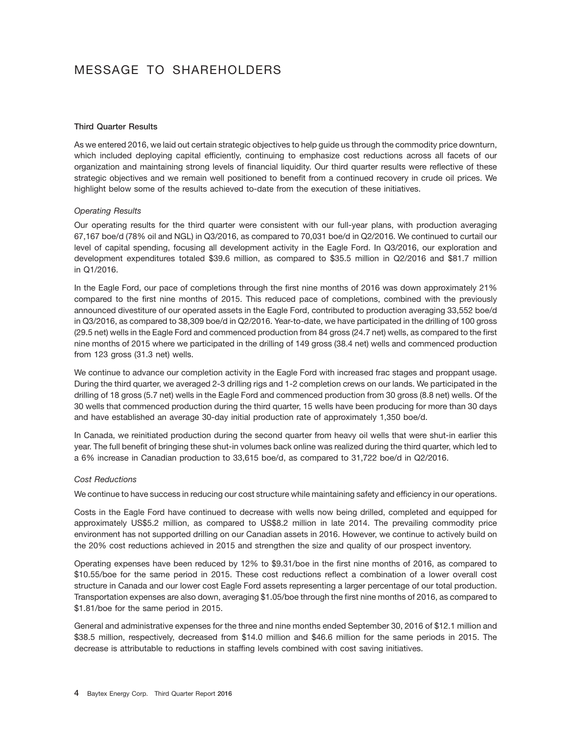# MESSAGE TO SHAREHOLDERS

**Third Quarter Results**

As we entered 2016, we laid out certain strategic objectives to help guide us through the commodity price downturn, which included deploying capital efficiently, continuing to emphasize cost reductions across all facets of our organization and maintaining strong levels of financial liquidity. Our third quarter results were reflective of these strategic objectives and we remain well positioned to benefit from a continued recovery in crude oil prices. We highlight below some of the results achieved to-date from the execution of these initiatives.

*Operating Results*

Our operating results for the third quarter were consistent with our full-year plans, with production averaging 67,167 boe/d (78% oil and NGL) in Q3/2016, as compared to 70,031 boe/d in Q2/2016. We continued to curtail our level of capital spending, focusing all development activity in the Eagle Ford. In Q3/2016, our exploration and development expenditures totaled $39.6 million, as compared to $35.5 million in Q2/2016 and $81.7 million in Q1/2016.

In the Eagle Ford, our pace of completions through the first nine months of 2016 was down approximately 21% compared to the first nine months of 2015. This reduced pace of completions, combined with the previously announced divestiture of our operated assets in the Eagle Ford, contributed to production averaging 33,552 boe/d in Q3/2016, as compared to 38,309 boe/d in Q2/2016. Year-to-date, we have participated in the drilling of 100 gross (29.5 net) wells in the Eagle Ford and commenced production from 84 gross (24.7 net) wells, as compared to the first nine months of 2015 where we participated in the drilling of 149 gross (38.4 net) wells and commenced production from 123 gross (31.3 net) wells.

We continue to advance our completion activity in the Eagle Ford with increased frac stages and proppant usage. During the third quarter, we averaged 2-3 drilling rigs and 1-2 completion crews on our lands. We participated in the drilling of 18 gross (5.7 net) wells in the Eagle Ford and commenced production from 30 gross (8.8 net) wells. Of the 30 wells that commenced production during the third quarter, 15 wells have been producing for more than 30 days and have established an average 30-day initial production rate of approximately 1,350 boe/d.

In Canada, we reinitiated production during the second quarter from heavy oil wells that were shut-in earlier this year. The full benefit of bringing these shut-in volumes back online was realized during the third quarter, which led to a 6% increase in Canadian production to 33,615 boe/d, as compared to 31,722 boe/d in Q2/2016.

*Cost Reductions*

We continue to have success in reducing our cost structure while maintaining safety and efficiency in our operations.

Costs in the Eagle Ford have continued to decrease with wells now being drilled, completed and equipped for approximately US$5.2 million, as compared to US$8.2 million in late 2014. The prevailing commodity price environment has not supported drilling on our Canadian assets in 2016. However, we continue to actively build on the 20% cost reductions achieved in 2015 and strengthen the size and quality of our prospect inventory.

Operating expenses have been reduced by 12% to $9.31/boe in the first nine months of 2016, as compared to $10.55/boe for the same period in 2015. These cost reductions reflect a combination of a lower overall cost structure in Canada and our lower cost Eagle Ford assets representing a larger percentage of our total production. Transportation expenses are also down, averaging $1.05/boe through the first nine months of 2016, as compared to $1.81/boe for the same period in 2015.

General and administrative expenses for the three and nine months ended September 30, 2016 of $12.1 million and $38.5 million, respectively, decreased from $14.0 million and $46.6 million for the same periods in 2015. The decrease is attributable to reductions in staffing levels combined with cost saving initiatives.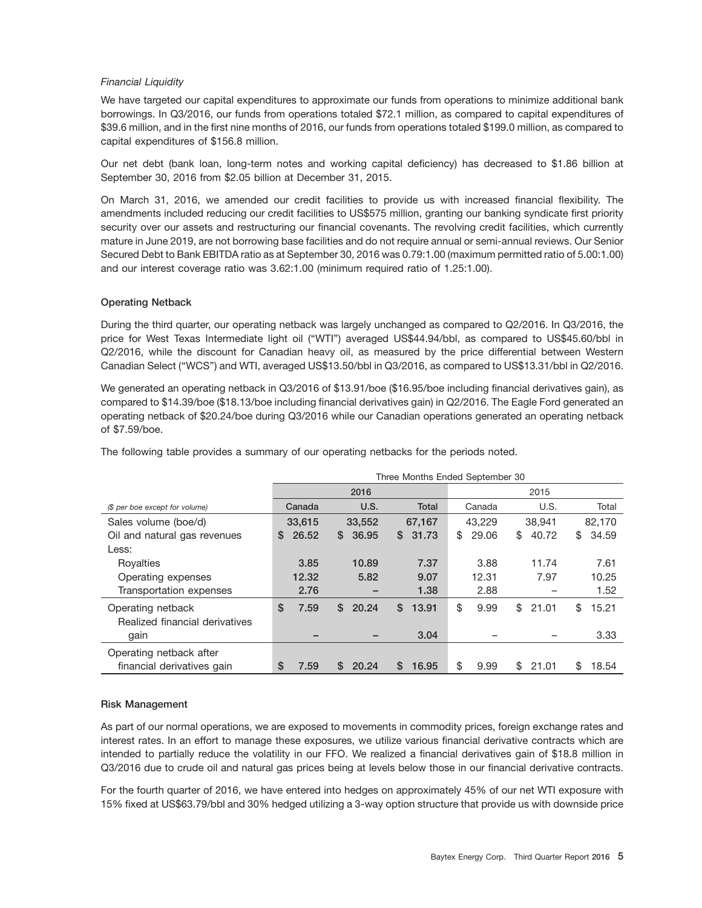*Financial Liquidity*

We have targeted our capital expenditures to approximate our funds from operations to minimize additional bank borrowings. In Q3/2016, our funds from operations totaled $72.1 million, as compared to capital expenditures of $39.6 million, and in the first nine months of 2016, our funds from operations totaled $199.0 million, as compared to capital expenditures of $156.8 million.

Our net debt (bank loan, long-term notes and working capital deficiency) has decreased to $1.86 billion at September 30, 2016 from $2.05 billion at December 31, 2015.

On March 31, 2016, we amended our credit facilities to provide us with increased financial flexibility. The amendments included reducing our credit facilities to US$575 million, granting our banking syndicate first priority security over our assets and restructuring our financial covenants. The revolving credit facilities, which currently mature in June 2019, are not borrowing base facilities and do not require annual or semi-annual reviews. Our Senior Secured Debt to Bank EBITDA ratio as at September 30, 2016 was 0.79:1.00 (maximum permitted ratio of 5.00:1.00) and our interest coverage ratio was 3.62:1.00 (minimum required ratio of 1.25:1.00).

**Operating Netback**

During the third quarter, our operating netback was largely unchanged as compared to Q2/2016. In Q3/2016, the price for West Texas Intermediate light oil ("WTI") averaged US$44.94/bbl, as compared to US$45.60/bbl in Q2/2016, while the discount for Canadian heavy oil, as measured by the price differential between Western Canadian Select ("WCS") and WTI, averaged US$13.50/bbl in Q3/2016, as compared to US$13.31/bbl in Q2/2016.

We generated an operating netback in Q3/2016 of $13.91/boe ($16.95/boe including financial derivatives gain), as compared to $14.39/boe ($18.13/boe including financial derivatives gain) in Q2/2016. The Eagle Ford generated an operating netback of $20.24/boe during Q3/2016 while our Canadian operations generated an operating netback of $7.59/boe.

The following table provides a summary of our operating netbacks for the periods noted.

| | Three Months Ended September 30 | | | | | |
|---|---|---|---|---|---|---|
| | 2016 | | | 2015 | | |
| *($ per boe except for volume)* | **Canada** | **U.S.** | **Total** | Canada | U.S. | Total |
| Sales volume (boe/d) | **33,615** | **33,552** | **67,167** | 43,229 | 38,941 | 82,170 |
| Oil and natural gas revenues | **$ 26.52** | **$ 36.95** | **$ 31.73** | $ 29.06 | $ 40.72 | $ 34.59 |
| Less: | | | | | | |
| Royalties | **3.85** | **10.89** | **7.37** | 3.88 | 11.74 | 7.61 |
| Operating expenses | **12.32** | **5.82** | **9.07** | 12.31 | 7.97 | 10.25 |
| Transportation expenses | **2.76** | **–** | **1.38** | 2.88 | – | 1.52 |
| Operating netback | **$ 7.59** | **$ 20.24** | **$ 13.91** | $ 9.99 | $ 21.01 | $ 15.21 |
| Realized financial derivatives gain | **–** | **–** | **3.04** | – | – | 3.33 |
| Operating netback after financial derivatives gain | **$ 7.59** | **$ 20.24** | **$ 16.95** | $ 9.99 | $ 21.01 | $ 18.54 |

**Risk Management**

As part of our normal operations, we are exposed to movements in commodity prices, foreign exchange rates and interest rates. In an effort to manage these exposures, we utilize various financial derivative contracts which are intended to partially reduce the volatility in our FFO. We realized a financial derivatives gain of $18.8 million in Q3/2016 due to crude oil and natural gas prices being at levels below those in our financial derivative contracts.

For the fourth quarter of 2016, we have entered into hedges on approximately 45% of our net WTI exposure with 15% fixed at US$63.79/bbl and 30% hedged utilizing a 3-way option structure that provide us with downside price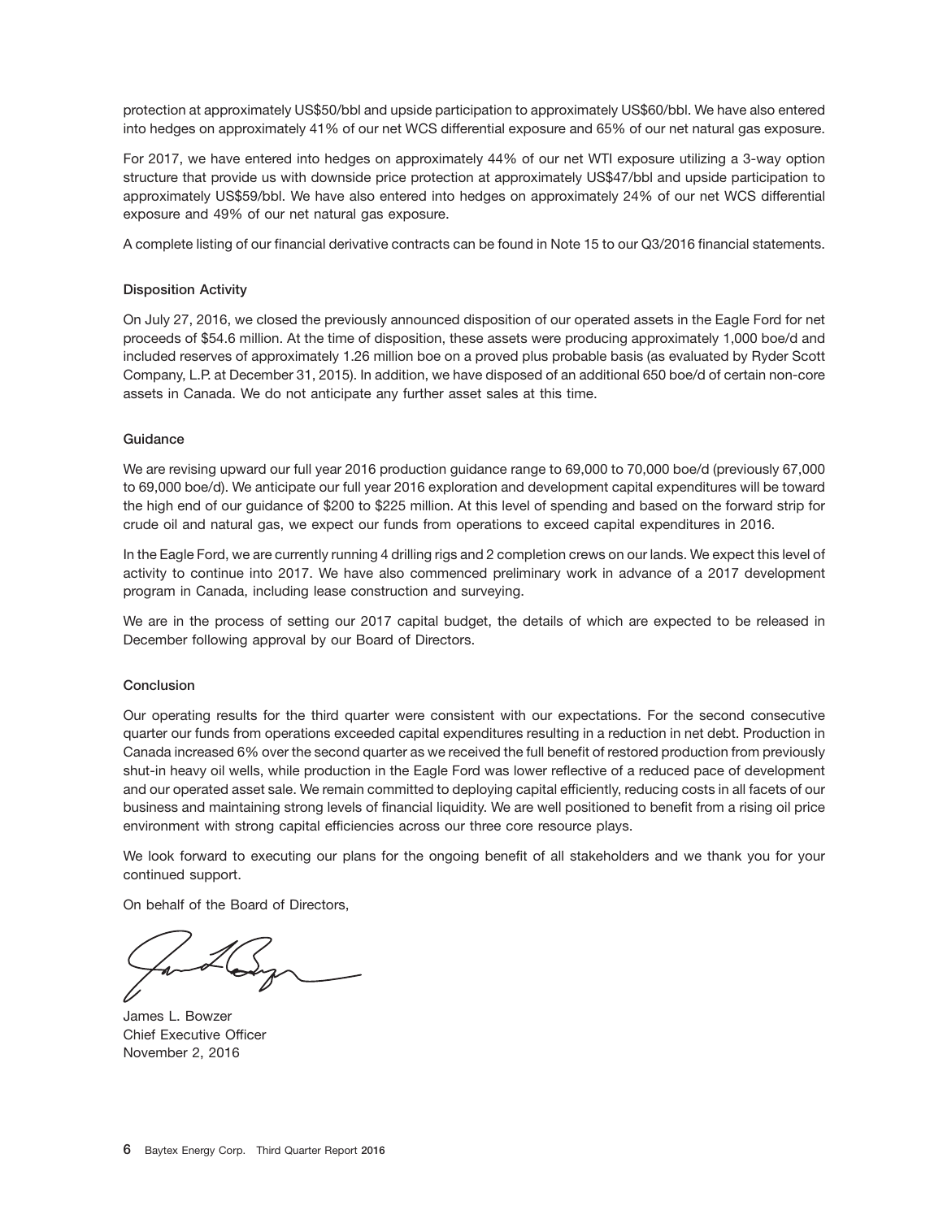protection at approximately US$50/bbl and upside participation to approximately US$60/bbl. We have also entered into hedges on approximately 41% of our net WCS differential exposure and 65% of our net natural gas exposure.

For 2017, we have entered into hedges on approximately 44% of our net WTI exposure utilizing a 3-way option structure that provide us with downside price protection at approximately US$47/bbl and upside participation to approximately US$59/bbl. We have also entered into hedges on approximately 24% of our net WCS differential exposure and 49% of our net natural gas exposure.

A complete listing of our financial derivative contracts can be found in Note 15 to our Q3/2016 financial statements.

### Disposition Activity

On July 27, 2016, we closed the previously announced disposition of our operated assets in the Eagle Ford for net proceeds of $54.6 million. At the time of disposition, these assets were producing approximately 1,000 boe/d and included reserves of approximately 1.26 million boe on a proved plus probable basis (as evaluated by Ryder Scott Company, L.P. at December 31, 2015). In addition, we have disposed of an additional 650 boe/d of certain non-core assets in Canada. We do not anticipate any further asset sales at this time.

### Guidance

We are revising upward our full year 2016 production guidance range to 69,000 to 70,000 boe/d (previously 67,000 to 69,000 boe/d). We anticipate our full year 2016 exploration and development capital expenditures will be toward the high end of our guidance of $200 to $225 million. At this level of spending and based on the forward strip for crude oil and natural gas, we expect our funds from operations to exceed capital expenditures in 2016.

In the Eagle Ford, we are currently running 4 drilling rigs and 2 completion crews on our lands. We expect this level of activity to continue into 2017. We have also commenced preliminary work in advance of a 2017 development program in Canada, including lease construction and surveying.

We are in the process of setting our 2017 capital budget, the details of which are expected to be released in December following approval by our Board of Directors.

### Conclusion

Our operating results for the third quarter were consistent with our expectations. For the second consecutive quarter our funds from operations exceeded capital expenditures resulting in a reduction in net debt. Production in Canada increased 6% over the second quarter as we received the full benefit of restored production from previously shut-in heavy oil wells, while production in the Eagle Ford was lower reflective of a reduced pace of development and our operated asset sale. We remain committed to deploying capital efficiently, reducing costs in all facets of our business and maintaining strong levels of financial liquidity. We are well positioned to benefit from a rising oil price environment with strong capital efficiencies across our three core resource plays.

We look forward to executing our plans for the ongoing benefit of all stakeholders and we thank you for your continued support.

On behalf of the Board of Directors,

James L. Bowzer
Chief Executive Officer
November 2, 2016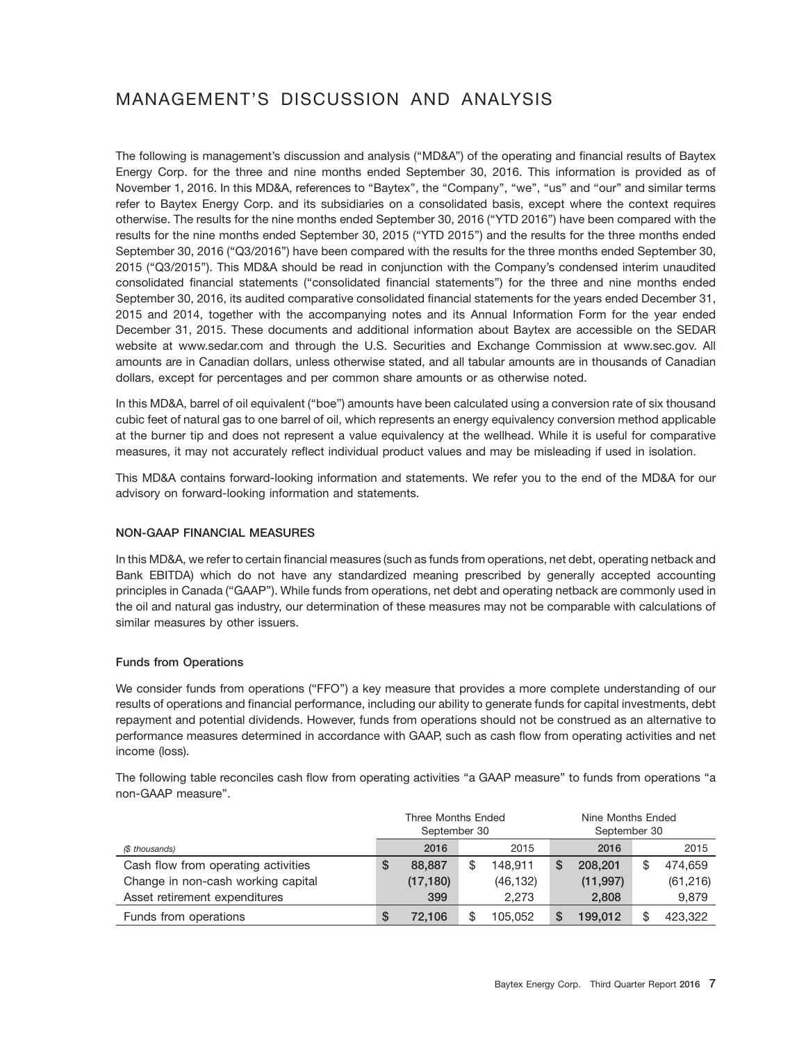# MANAGEMENT'S DISCUSSION AND ANALYSIS

The following is management's discussion and analysis ("MD&A") of the operating and financial results of Baytex Energy Corp. for the three and nine months ended September 30, 2016. This information is provided as of November 1, 2016. In this MD&A, references to "Baytex", the "Company", "we", "us" and "our" and similar terms refer to Baytex Energy Corp. and its subsidiaries on a consolidated basis, except where the context requires otherwise. The results for the nine months ended September 30, 2016 ("YTD 2016") have been compared with the results for the nine months ended September 30, 2015 ("YTD 2015") and the results for the three months ended September 30, 2016 ("Q3/2016") have been compared with the results for the three months ended September 30, 2015 ("Q3/2015"). This MD&A should be read in conjunction with the Company's condensed interim unaudited consolidated financial statements ("consolidated financial statements") for the three and nine months ended September 30, 2016, its audited comparative consolidated financial statements for the years ended December 31, 2015 and 2014, together with the accompanying notes and its Annual Information Form for the year ended December 31, 2015. These documents and additional information about Baytex are accessible on the SEDAR website at www.sedar.com and through the U.S. Securities and Exchange Commission at www.sec.gov. All amounts are in Canadian dollars, unless otherwise stated, and all tabular amounts are in thousands of Canadian dollars, except for percentages and per common share amounts or as otherwise noted.

In this MD&A, barrel of oil equivalent ("boe") amounts have been calculated using a conversion rate of six thousand cubic feet of natural gas to one barrel of oil, which represents an energy equivalency conversion method applicable at the burner tip and does not represent a value equivalency at the wellhead. While it is useful for comparative measures, it may not accurately reflect individual product values and may be misleading if used in isolation.

This MD&A contains forward-looking information and statements. We refer you to the end of the MD&A for our advisory on forward-looking information and statements.

### NON-GAAP FINANCIAL MEASURES

In this MD&A, we refer to certain financial measures (such as funds from operations, net debt, operating netback and Bank EBITDA) which do not have any standardized meaning prescribed by generally accepted accounting principles in Canada ("GAAP"). While funds from operations, net debt and operating netback are commonly used in the oil and natural gas industry, our determination of these measures may not be comparable with calculations of similar measures by other issuers.

#### Funds from Operations

We consider funds from operations ("FFO") a key measure that provides a more complete understanding of our results of operations and financial performance, including our ability to generate funds for capital investments, debt repayment and potential dividends. However, funds from operations should not be construed as an alternative to performance measures determined in accordance with GAAP, such as cash flow from operating activities and net income (loss).

The following table reconciles cash flow from operating activities "a GAAP measure" to funds from operations "a non-GAAP measure".

| | Three Months Ended September 30 | | Nine Months Ended September 30 | |
|---|---|---|---|---|
| *($ thousands)* | **2016** | 2015 | **2016** | 2015 |
| Cash flow from operating activities | **$ 88,887** | $ 148,911 | **$ 208,201** | $ 474,659 |
| Change in non-cash working capital | **(17,180)** | (46,132) | **(11,997)** | (61,216) |
| Asset retirement expenditures | **399** | 2,273 | **2,808** | 9,879 |
| Funds from operations | **$ 72,106** | $ 105,052 | **$ 199,012** | $ 423,322 |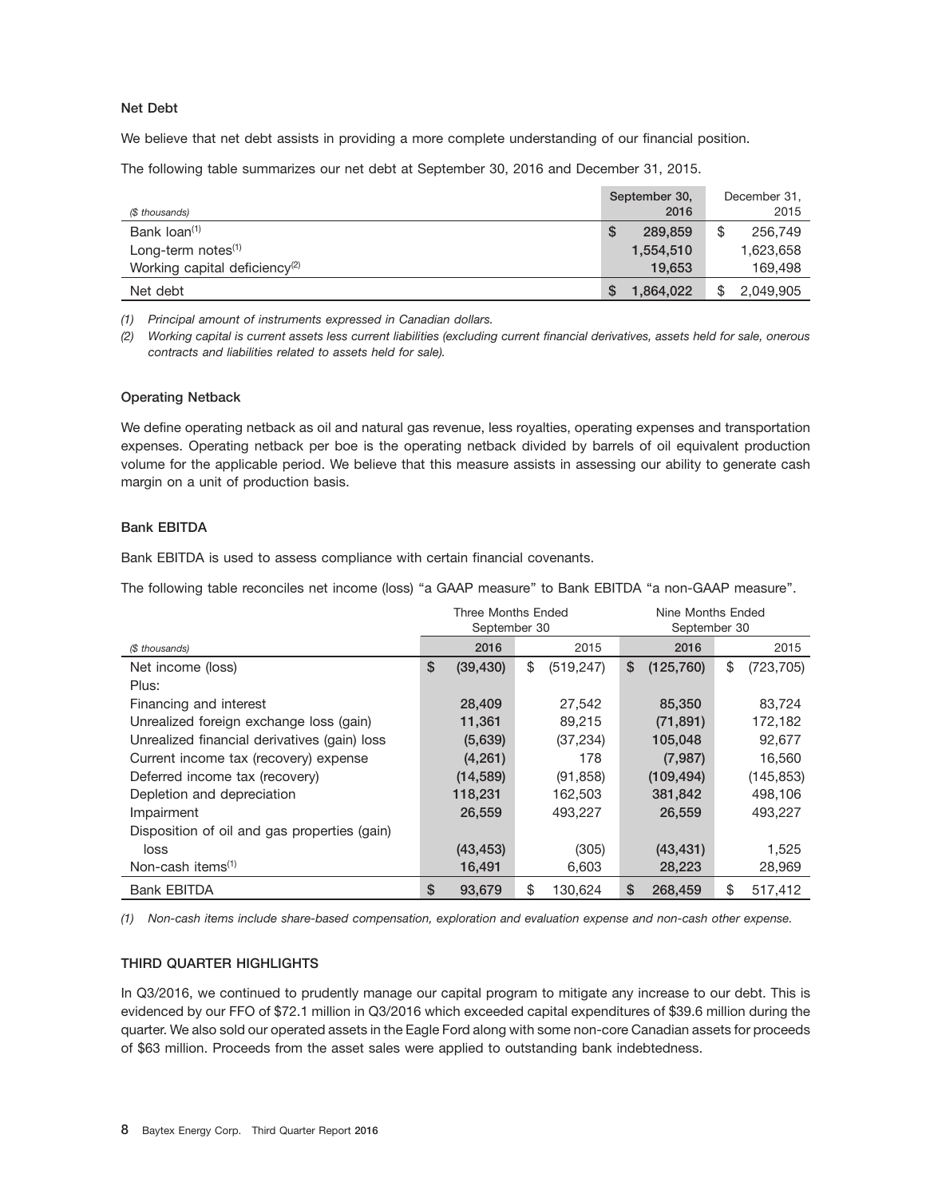### Net Debt

We believe that net debt assists in providing a more complete understanding of our financial position.

The following table summarizes our net debt at September 30, 2016 and December 31, 2015.

| ($ thousands) | September 30, 2016 | December 31, 2015 |
|---|---|---|
| Bank loan[1] | $ 289,859 | $ 256,749 |
| Long-term notes[1] | 1,554,510 | 1,623,658 |
| Working capital deficiency[2] | 19,653 | 169,498 |
| Net debt | $ 1,864,022 | $ 2,049,905 |

*(1) Principal amount of instruments expressed in Canadian dollars.*

*(2) Working capital is current assets less current liabilities (excluding current financial derivatives, assets held for sale, onerous contracts and liabilities related to assets held for sale).*

### Operating Netback

We define operating netback as oil and natural gas revenue, less royalties, operating expenses and transportation expenses. Operating netback per boe is the operating netback divided by barrels of oil equivalent production volume for the applicable period. We believe that this measure assists in assessing our ability to generate cash margin on a unit of production basis.

### Bank EBITDA

Bank EBITDA is used to assess compliance with certain financial covenants.

The following table reconciles net income (loss) "a GAAP measure" to Bank EBITDA "a non-GAAP measure".

| | Three Months Ended September 30 | | Nine Months Ended September 30 | |
|---|---|---|---|---|
| ($ thousands) | 2016 | 2015 | 2016 | 2015 |
| Net income (loss) | $ (39,430) | $ (519,247) | $ (125,760) | $ (723,705) |
| Plus: | | | | |
| Financing and interest | 28,409 | 27,542 | 85,350 | 83,724 |
| Unrealized foreign exchange loss (gain) | 11,361 | 89,215 | (71,891) | 172,182 |
| Unrealized financial derivatives (gain) loss | (5,639) | (37,234) | 105,048 | 92,677 |
| Current income tax (recovery) expense | (4,261) | 178 | (7,987) | 16,560 |
| Deferred income tax (recovery) | (14,589) | (91,858) | (109,494) | (145,853) |
| Depletion and depreciation | 118,231 | 162,503 | 381,842 | 498,106 |
| Impairment | 26,559 | 493,227 | 26,559 | 493,227 |
| Disposition of oil and gas properties (gain) loss | (43,453) | (305) | (43,431) | 1,525 |
| Non-cash items[1] | 16,491 | 6,603 | 28,223 | 28,969 |
| Bank EBITDA | $ 93,679 | $ 130,624 | $ 268,459 | $ 517,412 |

*(1) Non-cash items include share-based compensation, exploration and evaluation expense and non-cash other expense.*

### THIRD QUARTER HIGHLIGHTS

In Q3/2016, we continued to prudently manage our capital program to mitigate any increase to our debt. This is evidenced by our FFO of $72.1 million in Q3/2016 which exceeded capital expenditures of $39.6 million during the quarter. We also sold our operated assets in the Eagle Ford along with some non-core Canadian assets for proceeds of $63 million. Proceeds from the asset sales were applied to outstanding bank indebtedness.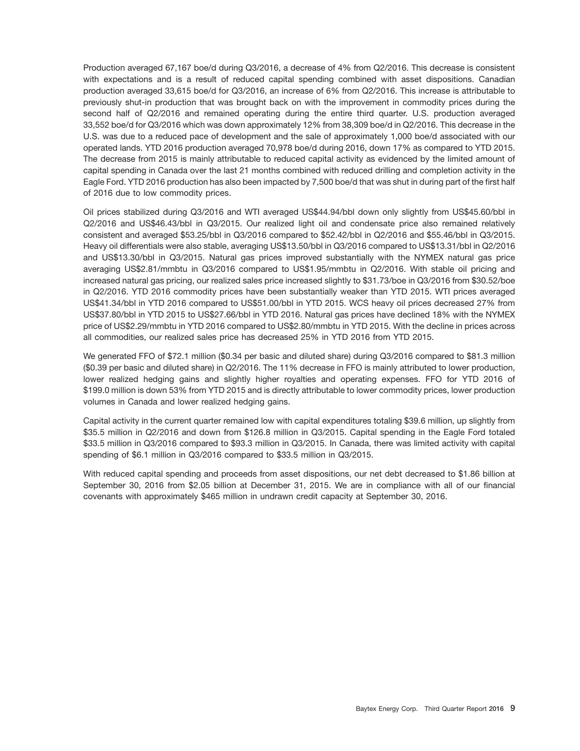Production averaged 67,167 boe/d during Q3/2016, a decrease of 4% from Q2/2016. This decrease is consistent with expectations and is a result of reduced capital spending combined with asset dispositions. Canadian production averaged 33,615 boe/d for Q3/2016, an increase of 6% from Q2/2016. This increase is attributable to previously shut-in production that was brought back on with the improvement in commodity prices during the second half of Q2/2016 and remained operating during the entire third quarter. U.S. production averaged 33,552 boe/d for Q3/2016 which was down approximately 12% from 38,309 boe/d in Q2/2016. This decrease in the U.S. was due to a reduced pace of development and the sale of approximately 1,000 boe/d associated with our operated lands. YTD 2016 production averaged 70,978 boe/d during 2016, down 17% as compared to YTD 2015. The decrease from 2015 is mainly attributable to reduced capital activity as evidenced by the limited amount of capital spending in Canada over the last 21 months combined with reduced drilling and completion activity in the Eagle Ford. YTD 2016 production has also been impacted by 7,500 boe/d that was shut in during part of the first half of 2016 due to low commodity prices.

Oil prices stabilized during Q3/2016 and WTI averaged US$44.94/bbl down only slightly from US$45.60/bbl in Q2/2016 and US$46.43/bbl in Q3/2015. Our realized light oil and condensate price also remained relatively consistent and averaged $53.25/bbl in Q3/2016 compared to $52.42/bbl in Q2/2016 and $55.46/bbl in Q3/2015. Heavy oil differentials were also stable, averaging US$13.50/bbl in Q3/2016 compared to US$13.31/bbl in Q2/2016 and US$13.30/bbl in Q3/2015. Natural gas prices improved substantially with the NYMEX natural gas price averaging US$2.81/mmbtu in Q3/2016 compared to US$1.95/mmbtu in Q2/2016. With stable oil pricing and increased natural gas pricing, our realized sales price increased slightly to $31.73/boe in Q3/2016 from $30.52/boe in Q2/2016. YTD 2016 commodity prices have been substantially weaker than YTD 2015. WTI prices averaged US$41.34/bbl in YTD 2016 compared to US$51.00/bbl in YTD 2015. WCS heavy oil prices decreased 27% from US$37.80/bbl in YTD 2015 to US$27.66/bbl in YTD 2016. Natural gas prices have declined 18% with the NYMEX price of US$2.29/mmbtu in YTD 2016 compared to US$2.80/mmbtu in YTD 2015. With the decline in prices across all commodities, our realized sales price has decreased 25% in YTD 2016 from YTD 2015.

We generated FFO of $72.1 million ($0.34 per basic and diluted share) during Q3/2016 compared to $81.3 million ($0.39 per basic and diluted share) in Q2/2016. The 11% decrease in FFO is mainly attributed to lower production, lower realized hedging gains and slightly higher royalties and operating expenses. FFO for YTD 2016 of $199.0 million is down 53% from YTD 2015 and is directly attributable to lower commodity prices, lower production volumes in Canada and lower realized hedging gains.

Capital activity in the current quarter remained low with capital expenditures totaling $39.6 million, up slightly from $35.5 million in Q2/2016 and down from $126.8 million in Q3/2015. Capital spending in the Eagle Ford totaled $33.5 million in Q3/2016 compared to $93.3 million in Q3/2015. In Canada, there was limited activity with capital spending of $6.1 million in Q3/2016 compared to $33.5 million in Q3/2015.

With reduced capital spending and proceeds from asset dispositions, our net debt decreased to $1.86 billion at September 30, 2016 from $2.05 billion at December 31, 2015. We are in compliance with all of our financial covenants with approximately $465 million in undrawn credit capacity at September 30, 2016.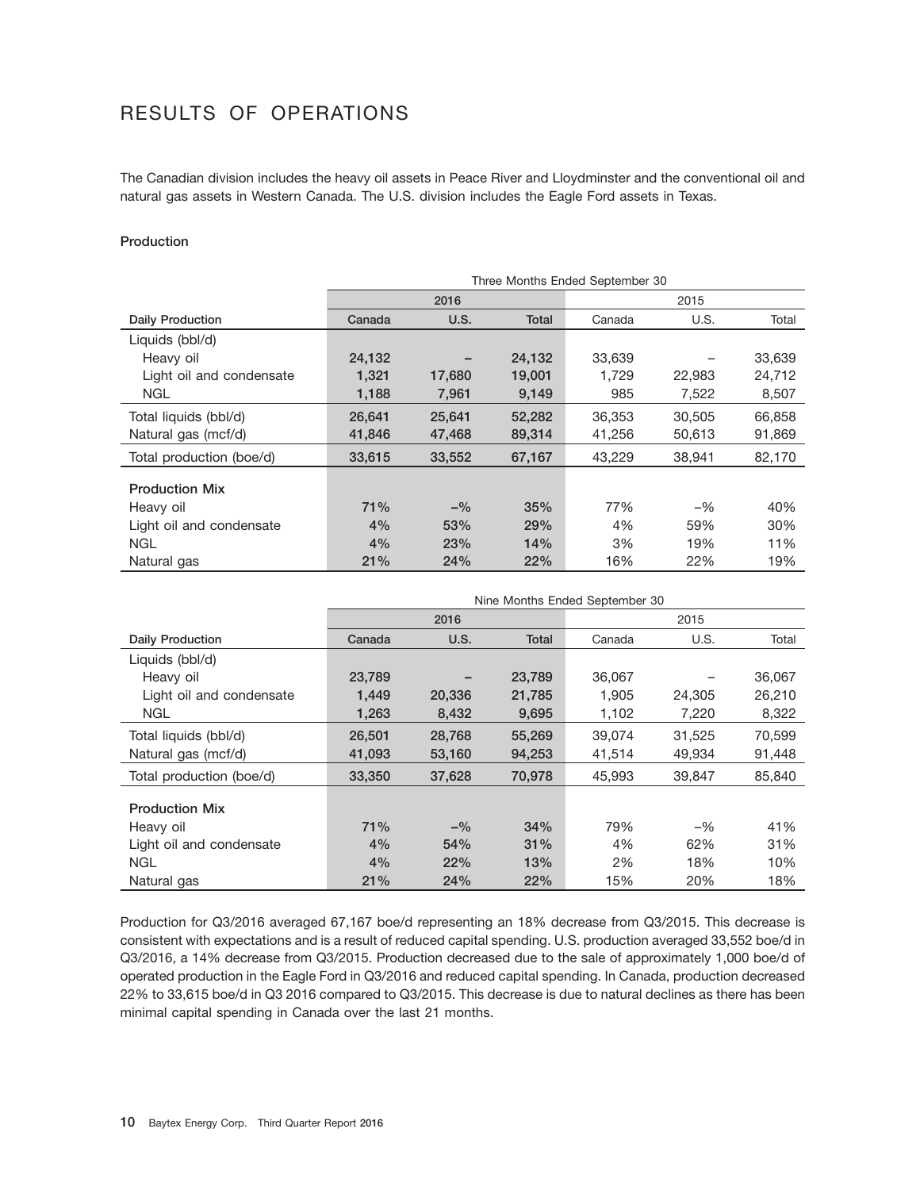# RESULTS OF OPERATIONS

The Canadian division includes the heavy oil assets in Peace River and Lloydminster and the conventional oil and natural gas assets in Western Canada. The U.S. division includes the Eagle Ford assets in Texas.

**Production**

| | Three Months Ended September 30 | | | | | |
|---|---|---|---|---|---|---|
| | 2016 | | | 2015 | | |
| **Daily Production** | **Canada** | **U.S.** | **Total** | Canada | U.S. | Total |
| Liquids (bbl/d) | | | | | | |
| Heavy oil | **24,132** | **–** | **24,132** | 33,639 | – | 33,639 |
| Light oil and condensate | **1,321** | **17,680** | **19,001** | 1,729 | 22,983 | 24,712 |
| NGL | **1,188** | **7,961** | **9,149** | 985 | 7,522 | 8,507 |
| Total liquids (bbl/d) | **26,641** | **25,641** | **52,282** | 36,353 | 30,505 | 66,858 |
| Natural gas (mcf/d) | **41,846** | **47,468** | **89,314** | 41,256 | 50,613 | 91,869 |
| Total production (boe/d) | **33,615** | **33,552** | **67,167** | 43,229 | 38,941 | 82,170 |
| **Production Mix** | | | | | | |
| Heavy oil | **71%** | **–%** | **35%** | 77% | –% | 40% |
| Light oil and condensate | **4%** | **53%** | **29%** | 4% | 59% | 30% |
| NGL | **4%** | **23%** | **14%** | 3% | 19% | 11% |
| Natural gas | **21%** | **24%** | **22%** | 16% | 22% | 19% |

| | Nine Months Ended September 30 | | | | | |
|---|---|---|---|---|---|---|
| | 2016 | | | 2015 | | |
| **Daily Production** | **Canada** | **U.S.** | **Total** | Canada | U.S. | Total |
| Liquids (bbl/d) | | | | | | |
| Heavy oil | **23,789** | **–** | **23,789** | 36,067 | – | 36,067 |
| Light oil and condensate | **1,449** | **20,336** | **21,785** | 1,905 | 24,305 | 26,210 |
| NGL | **1,263** | **8,432** | **9,695** | 1,102 | 7,220 | 8,322 |
| Total liquids (bbl/d) | **26,501** | **28,768** | **55,269** | 39,074 | 31,525 | 70,599 |
| Natural gas (mcf/d) | **41,093** | **53,160** | **94,253** | 41,514 | 49,934 | 91,448 |
| Total production (boe/d) | **33,350** | **37,628** | **70,978** | 45,993 | 39,847 | 85,840 |
| **Production Mix** | | | | | | |
| Heavy oil | **71%** | **–%** | **34%** | 79% | –% | 41% |
| Light oil and condensate | **4%** | **54%** | **31%** | 4% | 62% | 31% |
| NGL | **4%** | **22%** | **13%** | 2% | 18% | 10% |
| Natural gas | **21%** | **24%** | **22%** | 15% | 20% | 18% |

Production for Q3/2016 averaged 67,167 boe/d representing an 18% decrease from Q3/2015. This decrease is consistent with expectations and is a result of reduced capital spending. U.S. production averaged 33,552 boe/d in Q3/2016, a 14% decrease from Q3/2015. Production decreased due to the sale of approximately 1,000 boe/d of operated production in the Eagle Ford in Q3/2016 and reduced capital spending. In Canada, production decreased 22% to 33,615 boe/d in Q3 2016 compared to Q3/2015. This decrease is due to natural declines as there has been minimal capital spending in Canada over the last 21 months.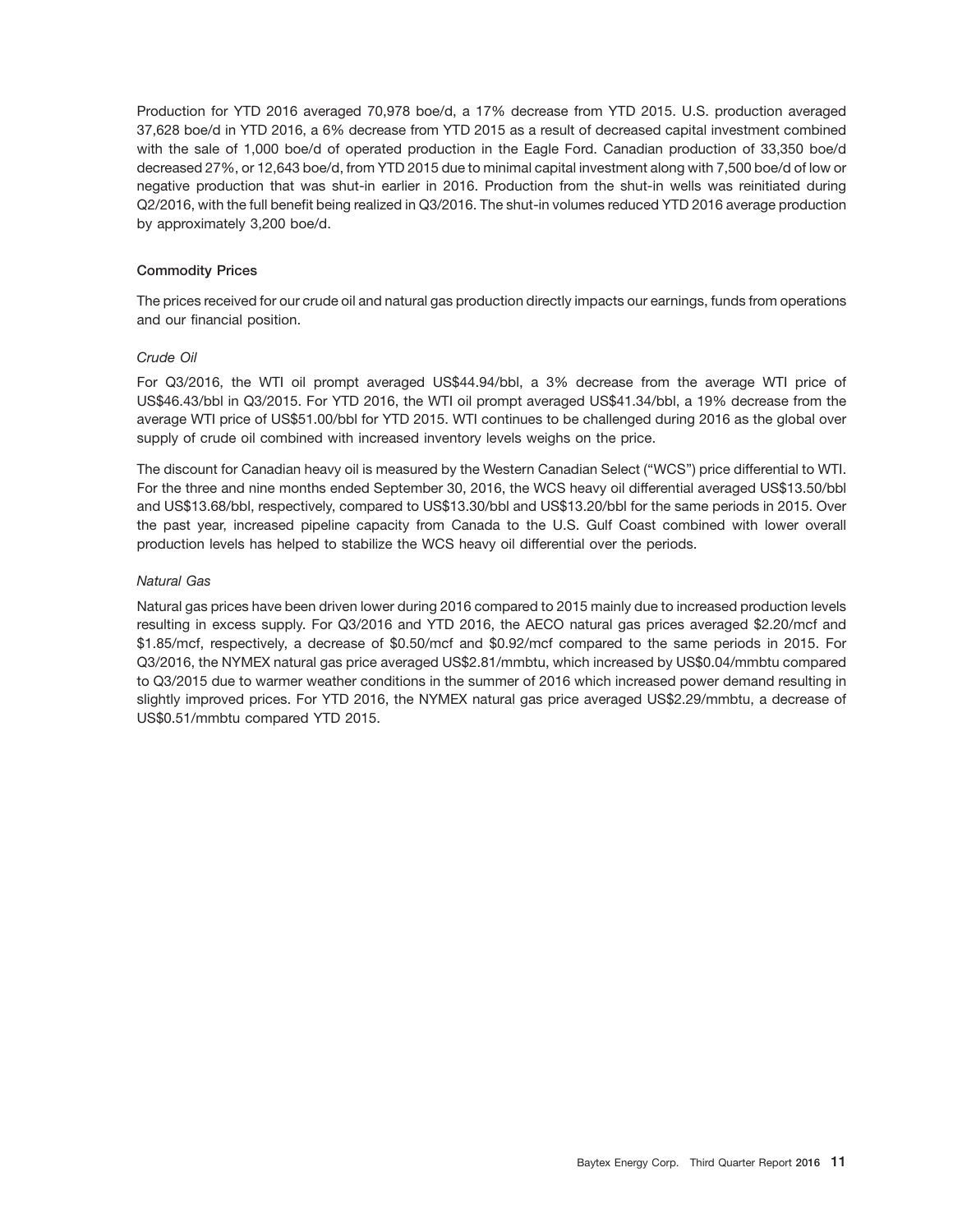Production for YTD 2016 averaged 70,978 boe/d, a 17% decrease from YTD 2015. U.S. production averaged 37,628 boe/d in YTD 2016, a 6% decrease from YTD 2015 as a result of decreased capital investment combined with the sale of 1,000 boe/d of operated production in the Eagle Ford. Canadian production of 33,350 boe/d decreased 27%, or 12,643 boe/d, from YTD 2015 due to minimal capital investment along with 7,500 boe/d of low or negative production that was shut-in earlier in 2016. Production from the shut-in wells was reinitiated during Q2/2016, with the full benefit being realized in Q3/2016. The shut-in volumes reduced YTD 2016 average production by approximately 3,200 boe/d.

### Commodity Prices

The prices received for our crude oil and natural gas production directly impacts our earnings, funds from operations and our financial position.

*Crude Oil*

For Q3/2016, the WTI oil prompt averaged US$44.94/bbl, a 3% decrease from the average WTI price of US$46.43/bbl in Q3/2015. For YTD 2016, the WTI oil prompt averaged US$41.34/bbl, a 19% decrease from the average WTI price of US$51.00/bbl for YTD 2015. WTI continues to be challenged during 2016 as the global over supply of crude oil combined with increased inventory levels weighs on the price.

The discount for Canadian heavy oil is measured by the Western Canadian Select ("WCS") price differential to WTI. For the three and nine months ended September 30, 2016, the WCS heavy oil differential averaged US$13.50/bbl and US$13.68/bbl, respectively, compared to US$13.30/bbl and US$13.20/bbl for the same periods in 2015. Over the past year, increased pipeline capacity from Canada to the U.S. Gulf Coast combined with lower overall production levels has helped to stabilize the WCS heavy oil differential over the periods.

*Natural Gas*

Natural gas prices have been driven lower during 2016 compared to 2015 mainly due to increased production levels resulting in excess supply. For Q3/2016 and YTD 2016, the AECO natural gas prices averaged $2.20/mcf and $1.85/mcf, respectively, a decrease of $0.50/mcf and $0.92/mcf compared to the same periods in 2015. For Q3/2016, the NYMEX natural gas price averaged US$2.81/mmbtu, which increased by US$0.04/mmbtu compared to Q3/2015 due to warmer weather conditions in the summer of 2016 which increased power demand resulting in slightly improved prices. For YTD 2016, the NYMEX natural gas price averaged US$2.29/mmbtu, a decrease of US$0.51/mmbtu compared YTD 2015.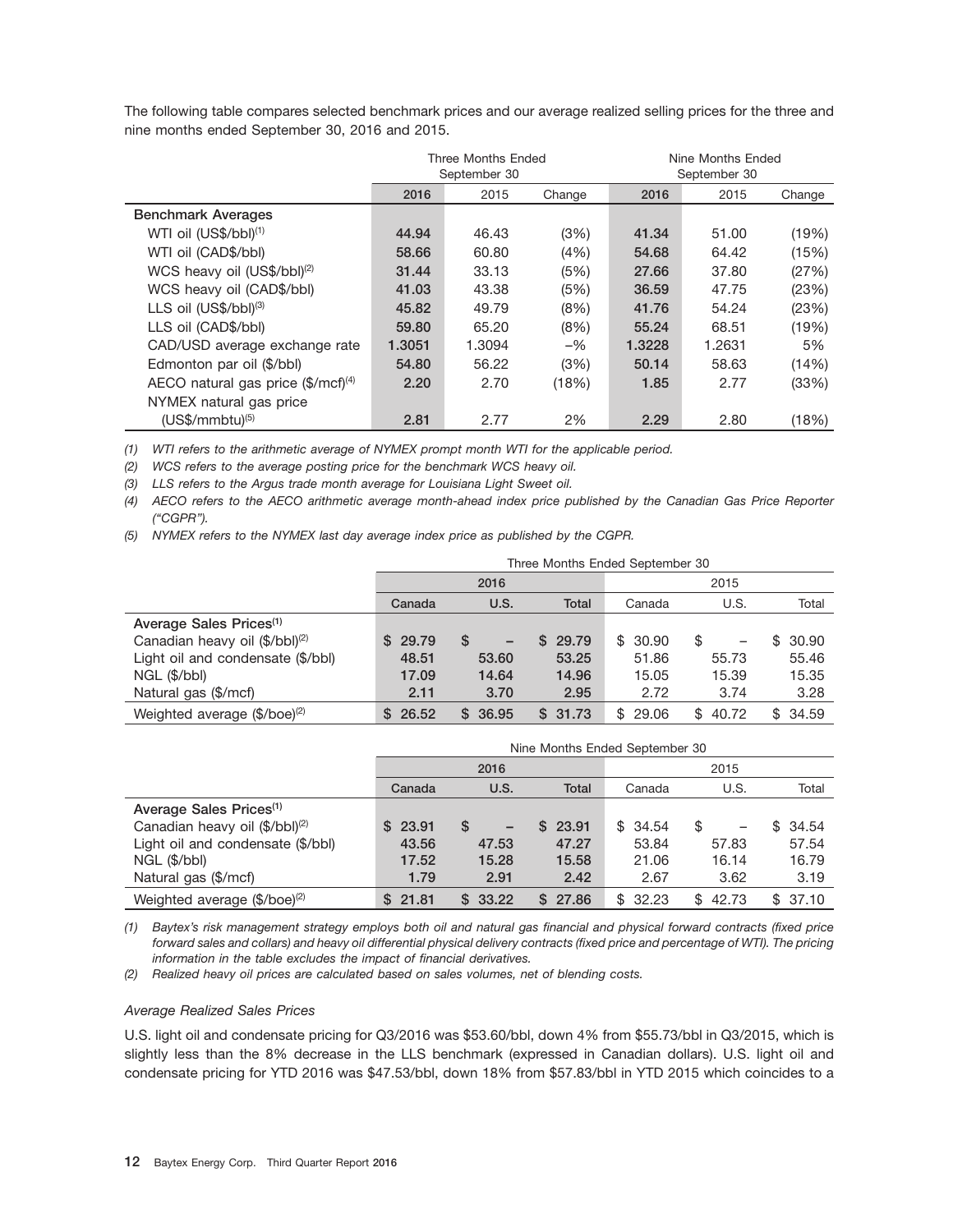The following table compares selected benchmark prices and our average realized selling prices for the three and nine months ended September 30, 2016 and 2015.

| | Three Months Ended September 30 | | | Nine Months Ended September 30 | | |
|---|---|---|---|---|---|---|
| | 2016 | 2015 | Change | 2016 | 2015 | Change |
| **Benchmark Averages** | | | | | | |
| WTI oil (US$/bbl)[(1)] | 44.94 | 46.43 | (3%) | 41.34 | 51.00 | (19%) |
| WTI oil (CAD$/bbl) | 58.66 | 60.80 | (4%) | 54.68 | 64.42 | (15%) |
| WCS heavy oil (US$/bbl)[(2)] | 31.44 | 33.13 | (5%) | 27.66 | 37.80 | (27%) |
| WCS heavy oil (CAD$/bbl) | 41.03 | 43.38 | (5%) | 36.59 | 47.75 | (23%) |
| LLS oil (US$/bbl)[(3)] | 45.82 | 49.79 | (8%) | 41.76 | 54.24 | (23%) |
| LLS oil (CAD$/bbl) | 59.80 | 65.20 | (8%) | 55.24 | 68.51 | (19%) |
| CAD/USD average exchange rate | 1.3051 | 1.3094 | –% | 1.3228 | 1.2631 | 5% |
| Edmonton par oil ($/bbl) | 54.80 | 56.22 | (3%) | 50.14 | 58.63 | (14%) |
| AECO natural gas price ($/mcf)[(4)] | 2.20 | 2.70 | (18%) | 1.85 | 2.77 | (33%) |
| NYMEX natural gas price (US$/mmbtu)[(5)] | 2.81 | 2.77 | 2% | 2.29 | 2.80 | (18%) |

*(1) WTI refers to the arithmetic average of NYMEX prompt month WTI for the applicable period.*

*(2) WCS refers to the average posting price for the benchmark WCS heavy oil.*

*(3) LLS refers to the Argus trade month average for Louisiana Light Sweet oil.*

*(4) AECO refers to the AECO arithmetic average month-ahead index price published by the Canadian Gas Price Reporter ("CGPR").*

*(5) NYMEX refers to the NYMEX last day average index price as published by the CGPR.*

| | Three Months Ended September 30 | | | | | |
|---|---|---|---|---|---|---|
| | 2016 | | | 2015 | | |
| | Canada | U.S. | Total | Canada | U.S. | Total |
| **Average Sales Prices[(1)]** | | | | | | |
| Canadian heavy oil ($/bbl)[(2)] | $ 29.79 | $ – | $ 29.79 | $ 30.90 | $ – | $ 30.90 |
| Light oil and condensate ($/bbl) | 48.51 | 53.60 | 53.25 | 51.86 | 55.73 | 55.46 |
| NGL ($/bbl) | 17.09 | 14.64 | 14.96 | 15.05 | 15.39 | 15.35 |
| Natural gas ($/mcf) | 2.11 | 3.70 | 2.95 | 2.72 | 3.74 | 3.28 |
| Weighted average ($/boe)[(2)] | $ 26.52 | $ 36.95 | $ 31.73 | $ 29.06 | $ 40.72 | $ 34.59 |

| | Nine Months Ended September 30 | | | | | |
|---|---|---|---|---|---|---|
| | 2016 | | | 2015 | | |
| | Canada | U.S. | Total | Canada | U.S. | Total |
| **Average Sales Prices[(1)]** | | | | | | |
| Canadian heavy oil ($/bbl)[(2)] | $ 23.91 | $ – | $ 23.91 | $ 34.54 | $ – | $ 34.54 |
| Light oil and condensate ($/bbl) | 43.56 | 47.53 | 47.27 | 53.84 | 57.83 | 57.54 |
| NGL ($/bbl) | 17.52 | 15.28 | 15.58 | 21.06 | 16.14 | 16.79 |
| Natural gas ($/mcf) | 1.79 | 2.91 | 2.42 | 2.67 | 3.62 | 3.19 |
| Weighted average ($/boe)[(2)] | $ 21.81 | $ 33.22 | $ 27.86 | $ 32.23 | $ 42.73 | $ 37.10 |

*(1) Baytex's risk management strategy employs both oil and natural gas financial and physical forward contracts (fixed price forward sales and collars) and heavy oil differential physical delivery contracts (fixed price and percentage of WTI). The pricing information in the table excludes the impact of financial derivatives.*

*(2) Realized heavy oil prices are calculated based on sales volumes, net of blending costs.*

*Average Realized Sales Prices*

U.S. light oil and condensate pricing for Q3/2016 was $53.60/bbl, down 4% from $55.73/bbl in Q3/2015, which is slightly less than the 8% decrease in the LLS benchmark (expressed in Canadian dollars). U.S. light oil and condensate pricing for YTD 2016 was $47.53/bbl, down 18% from $57.83/bbl in YTD 2015 which coincides to a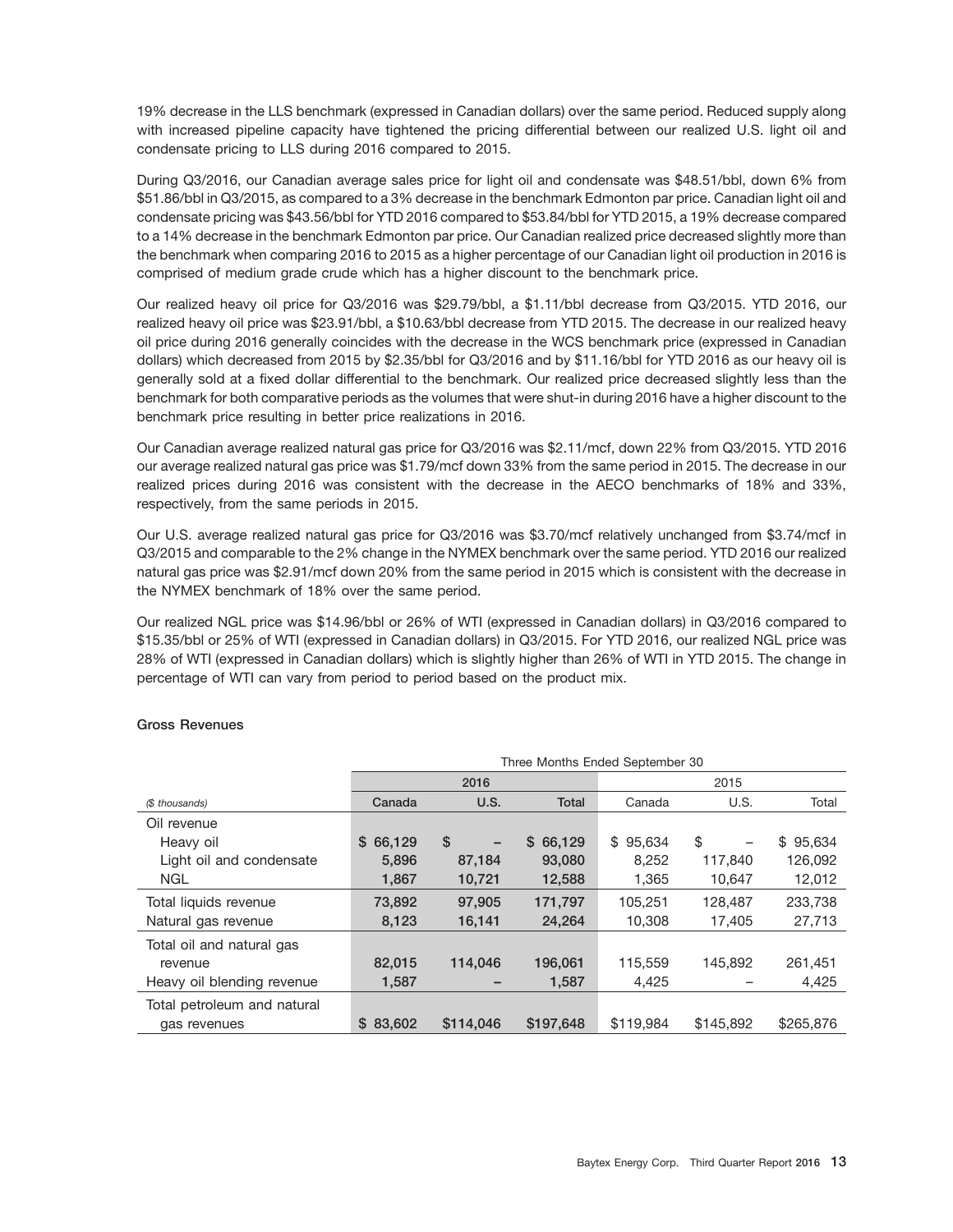19% decrease in the LLS benchmark (expressed in Canadian dollars) over the same period. Reduced supply along with increased pipeline capacity have tightened the pricing differential between our realized U.S. light oil and condensate pricing to LLS during 2016 compared to 2015.

During Q3/2016, our Canadian average sales price for light oil and condensate was $48.51/bbl, down 6% from $51.86/bbl in Q3/2015, as compared to a 3% decrease in the benchmark Edmonton par price. Canadian light oil and condensate pricing was $43.56/bbl for YTD 2016 compared to $53.84/bbl for YTD 2015, a 19% decrease compared to a 14% decrease in the benchmark Edmonton par price. Our Canadian realized price decreased slightly more than the benchmark when comparing 2016 to 2015 as a higher percentage of our Canadian light oil production in 2016 is comprised of medium grade crude which has a higher discount to the benchmark price.

Our realized heavy oil price for Q3/2016 was $29.79/bbl, a $1.11/bbl decrease from Q3/2015. YTD 2016, our realized heavy oil price was $23.91/bbl, a $10.63/bbl decrease from YTD 2015. The decrease in our realized heavy oil price during 2016 generally coincides with the decrease in the WCS benchmark price (expressed in Canadian dollars) which decreased from 2015 by $2.35/bbl for Q3/2016 and by $11.16/bbl for YTD 2016 as our heavy oil is generally sold at a fixed dollar differential to the benchmark. Our realized price decreased slightly less than the benchmark for both comparative periods as the volumes that were shut-in during 2016 have a higher discount to the benchmark price resulting in better price realizations in 2016.

Our Canadian average realized natural gas price for Q3/2016 was $2.11/mcf, down 22% from Q3/2015. YTD 2016 our average realized natural gas price was $1.79/mcf down 33% from the same period in 2015. The decrease in our realized prices during 2016 was consistent with the decrease in the AECO benchmarks of 18% and 33%, respectively, from the same periods in 2015.

Our U.S. average realized natural gas price for Q3/2016 was $3.70/mcf relatively unchanged from $3.74/mcf in Q3/2015 and comparable to the 2% change in the NYMEX benchmark over the same period. YTD 2016 our realized natural gas price was $2.91/mcf down 20% from the same period in 2015 which is consistent with the decrease in the NYMEX benchmark of 18% over the same period.

Our realized NGL price was $14.96/bbl or 26% of WTI (expressed in Canadian dollars) in Q3/2016 compared to $15.35/bbl or 25% of WTI (expressed in Canadian dollars) in Q3/2015. For YTD 2016, our realized NGL price was 28% of WTI (expressed in Canadian dollars) which is slightly higher than 26% of WTI in YTD 2015. The change in percentage of WTI can vary from period to period based on the product mix.

**Gross Revenues**

| | Three Months Ended September 30 | | | | | |
|---|---|---|---|---|---|---|
| | 2016 | | | 2015 | | |
| *($ thousands)* | **Canada** | **U.S.** | **Total** | Canada | U.S. | Total |
| Oil revenue | | | | | | |
| Heavy oil | $ 66,129 | $ – | $ 66,129 | $ 95,634 | $ – | $ 95,634 |
| Light oil and condensate | 5,896 | 87,184 | 93,080 | 8,252 | 117,840 | 126,092 |
| NGL | 1,867 | 10,721 | 12,588 | 1,365 | 10,647 | 12,012 |
| Total liquids revenue | 73,892 | 97,905 | 171,797 | 105,251 | 128,487 | 233,738 |
| Natural gas revenue | 8,123 | 16,141 | 24,264 | 10,308 | 17,405 | 27,713 |
| Total oil and natural gas revenue | 82,015 | 114,046 | 196,061 | 115,559 | 145,892 | 261,451 |
| Heavy oil blending revenue | 1,587 | – | 1,587 | 4,425 | – | 4,425 |
| Total petroleum and natural gas revenues | $ 83,602 | $114,046 | $197,648 | $119,984 | $145,892 | $265,876 |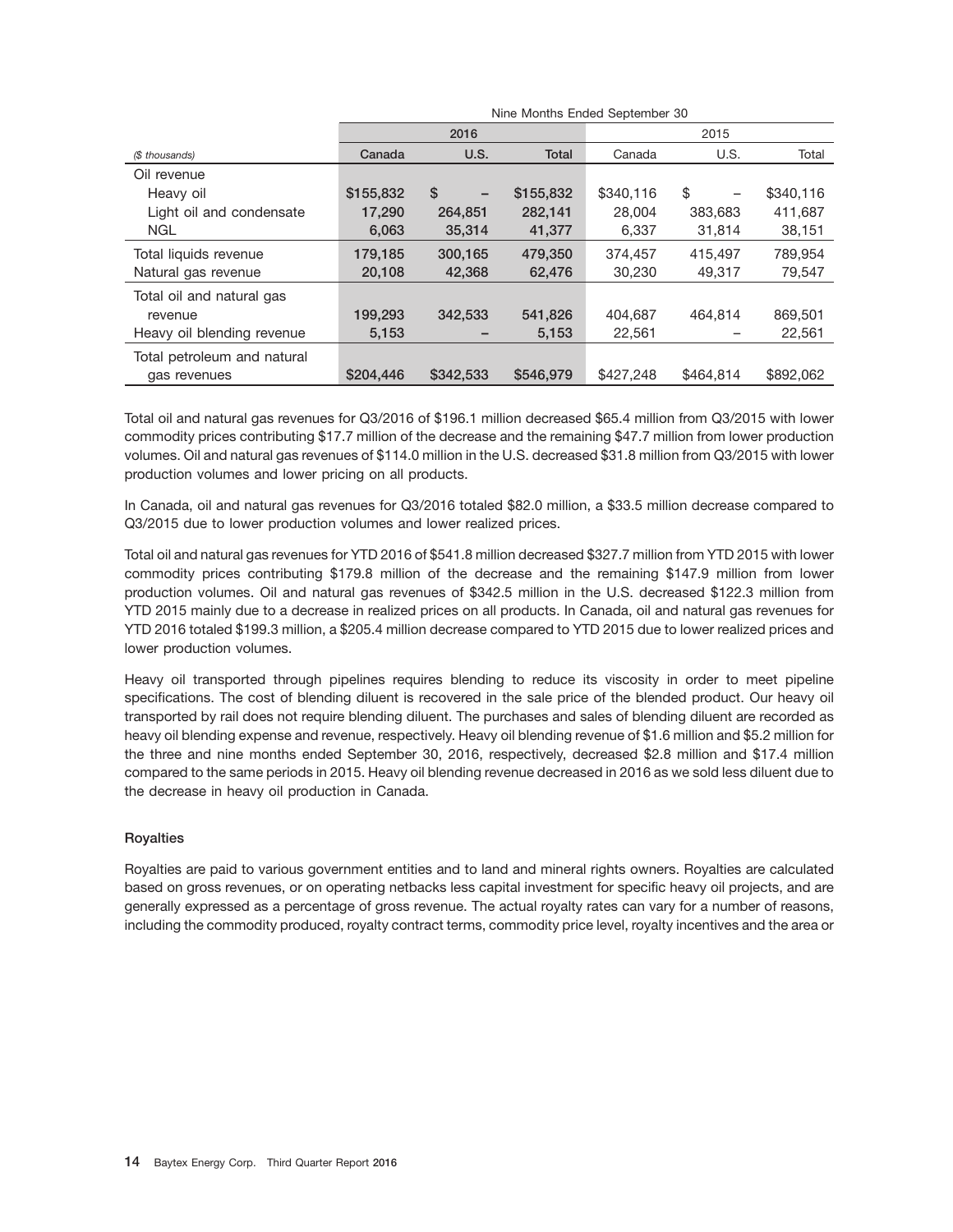| | Nine Months Ended September 30 | | | | | |
|---|---|---|---|---|---|---|
| | 2016 | | | 2015 | | |
| ($ thousands) | Canada | U.S. | Total | Canada | U.S. | Total |
| Oil revenue | | | | | | |
| Heavy oil | $155,832 | $ – | $155,832 | $340,116 | $ – | $340,116 |
| Light oil and condensate | 17,290 | 264,851 | 282,141 | 28,004 | 383,683 | 411,687 |
| NGL | 6,063 | 35,314 | 41,377 | 6,337 | 31,814 | 38,151 |
| Total liquids revenue | 179,185 | 300,165 | 479,350 | 374,457 | 415,497 | 789,954 |
| Natural gas revenue | 20,108 | 42,368 | 62,476 | 30,230 | 49,317 | 79,547 |
| Total oil and natural gas revenue | 199,293 | 342,533 | 541,826 | 404,687 | 464,814 | 869,501 |
| Heavy oil blending revenue | 5,153 | – | 5,153 | 22,561 | – | 22,561 |
| Total petroleum and natural gas revenues | $204,446 | $342,533 | $546,979 | $427,248 | $464,814 | $892,062 |

Total oil and natural gas revenues for Q3/2016 of $196.1 million decreased $65.4 million from Q3/2015 with lower commodity prices contributing $17.7 million of the decrease and the remaining $47.7 million from lower production volumes. Oil and natural gas revenues of $114.0 million in the U.S. decreased $31.8 million from Q3/2015 with lower production volumes and lower pricing on all products.

In Canada, oil and natural gas revenues for Q3/2016 totaled $82.0 million, a $33.5 million decrease compared to Q3/2015 due to lower production volumes and lower realized prices.

Total oil and natural gas revenues for YTD 2016 of $541.8 million decreased $327.7 million from YTD 2015 with lower commodity prices contributing $179.8 million of the decrease and the remaining $147.9 million from lower production volumes. Oil and natural gas revenues of $342.5 million in the U.S. decreased $122.3 million from YTD 2015 mainly due to a decrease in realized prices on all products. In Canada, oil and natural gas revenues for YTD 2016 totaled $199.3 million, a $205.4 million decrease compared to YTD 2015 due to lower realized prices and lower production volumes.

Heavy oil transported through pipelines requires blending to reduce its viscosity in order to meet pipeline specifications. The cost of blending diluent is recovered in the sale price of the blended product. Our heavy oil transported by rail does not require blending diluent. The purchases and sales of blending diluent are recorded as heavy oil blending expense and revenue, respectively. Heavy oil blending revenue of $1.6 million and $5.2 million for the three and nine months ended September 30, 2016, respectively, decreased $2.8 million and $17.4 million compared to the same periods in 2015. Heavy oil blending revenue decreased in 2016 as we sold less diluent due to the decrease in heavy oil production in Canada.

### Royalties

Royalties are paid to various government entities and to land and mineral rights owners. Royalties are calculated based on gross revenues, or on operating netbacks less capital investment for specific heavy oil projects, and are generally expressed as a percentage of gross revenue. The actual royalty rates can vary for a number of reasons, including the commodity produced, royalty contract terms, commodity price level, royalty incentives and the area or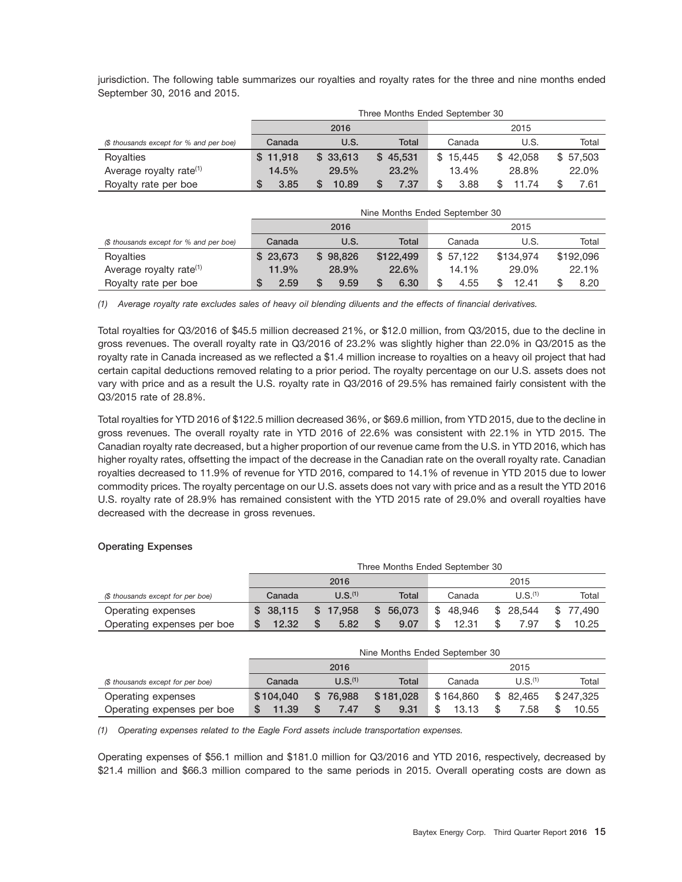jurisdiction. The following table summarizes our royalties and royalty rates for the three and nine months ended September 30, 2016 and 2015.

| | Three Months Ended September 30 | | | | | |
|---|---|---|---|---|---|---|
| | 2016 | | | 2015 | | |
| *($ thousands except for % and per boe)* | **Canada** | **U.S.** | **Total** | Canada | U.S. | Total |
| Royalties | **$ 11,918** | **$ 33,613** | **$ 45,531** | $ 15,445 | $ 42,058 | $ 57,503 |
| Average royalty rate[(1)] | **14.5%** | **29.5%** | **23.2%** | 13.4% | 28.8% | 22.0% |
| Royalty rate per boe | **$ 3.85** | **$ 10.89** | **$ 7.37** | $ 3.88 | $ 11.74 | $ 7.61 |

| | Nine Months Ended September 30 | | | | | |
|---|---|---|---|---|---|---|
| | 2016 | | | 2015 | | |
| *($ thousands except for % and per boe)* | **Canada** | **U.S.** | **Total** | Canada | U.S. | Total |
| Royalties | **$ 23,673** | **$ 98,826** | **$122,499** | $ 57,122 | $134,974 | $192,096 |
| Average royalty rate[(1)] | **11.9%** | **28.9%** | **22.6%** | 14.1% | 29.0% | 22.1% |
| Royalty rate per boe | **$ 2.59** | **$ 9.59** | **$ 6.30** | $ 4.55 | $ 12.41 | $ 8.20 |

*(1) Average royalty rate excludes sales of heavy oil blending diluents and the effects of financial derivatives.*

Total royalties for Q3/2016 of $45.5 million decreased 21%, or $12.0 million, from Q3/2015, due to the decline in gross revenues. The overall royalty rate in Q3/2016 of 23.2% was slightly higher than 22.0% in Q3/2015 as the royalty rate in Canada increased as we reflected a $1.4 million increase to royalties on a heavy oil project that had certain capital deductions removed relating to a prior period. The royalty percentage on our U.S. assets does not vary with price and as a result the U.S. royalty rate in Q3/2016 of 29.5% has remained fairly consistent with the Q3/2015 rate of 28.8%.

Total royalties for YTD 2016 of $122.5 million decreased 36%, or $69.6 million, from YTD 2015, due to the decline in gross revenues. The overall royalty rate in YTD 2016 of 22.6% was consistent with 22.1% in YTD 2015. The Canadian royalty rate decreased, but a higher proportion of our revenue came from the U.S. in YTD 2016, which has higher royalty rates, offsetting the impact of the decrease in the Canadian rate on the overall royalty rate. Canadian royalties decreased to 11.9% of revenue for YTD 2016, compared to 14.1% of revenue in YTD 2015 due to lower commodity prices. The royalty percentage on our U.S. assets does not vary with price and as a result the YTD 2016 U.S. royalty rate of 28.9% has remained consistent with the YTD 2015 rate of 29.0% and overall royalties have decreased with the decrease in gross revenues.

**Operating Expenses**

| | Three Months Ended September 30 | | | | | |
|---|---|---|---|---|---|---|
| | 2016 | | | 2015 | | |
| *($ thousands except for per boe)* | **Canada** | **U.S.[(1)]** | **Total** | Canada | U.S.[(1)] | Total |
| Operating expenses | **$ 38,115** | **$ 17,958** | **$ 56,073** | $ 48,946 | $ 28,544 | $ 77,490 |
| Operating expenses per boe | **$ 12.32** | **$ 5.82** | **$ 9.07** | $ 12.31 | $ 7.97 | $ 10.25 |

| | Nine Months Ended September 30 | | | | | |
|---|---|---|---|---|---|---|
| | 2016 | | | 2015 | | |
| *($ thousands except for per boe)* | **Canada** | **U.S.[(1)]** | **Total** | Canada | U.S.[(1)] | Total |
| Operating expenses | **$104,040** | **$ 76,988** | **$181,028** | $164,860 | $ 82,465 | $247,325 |
| Operating expenses per boe | **$ 11.39** | **$ 7.47** | **$ 9.31** | $ 13.13 | $ 7.58 | $ 10.55 |

*(1) Operating expenses related to the Eagle Ford assets include transportation expenses.*

Operating expenses of $56.1 million and $181.0 million for Q3/2016 and YTD 2016, respectively, decreased by $21.4 million and $66.3 million compared to the same periods in 2015. Overall operating costs are down as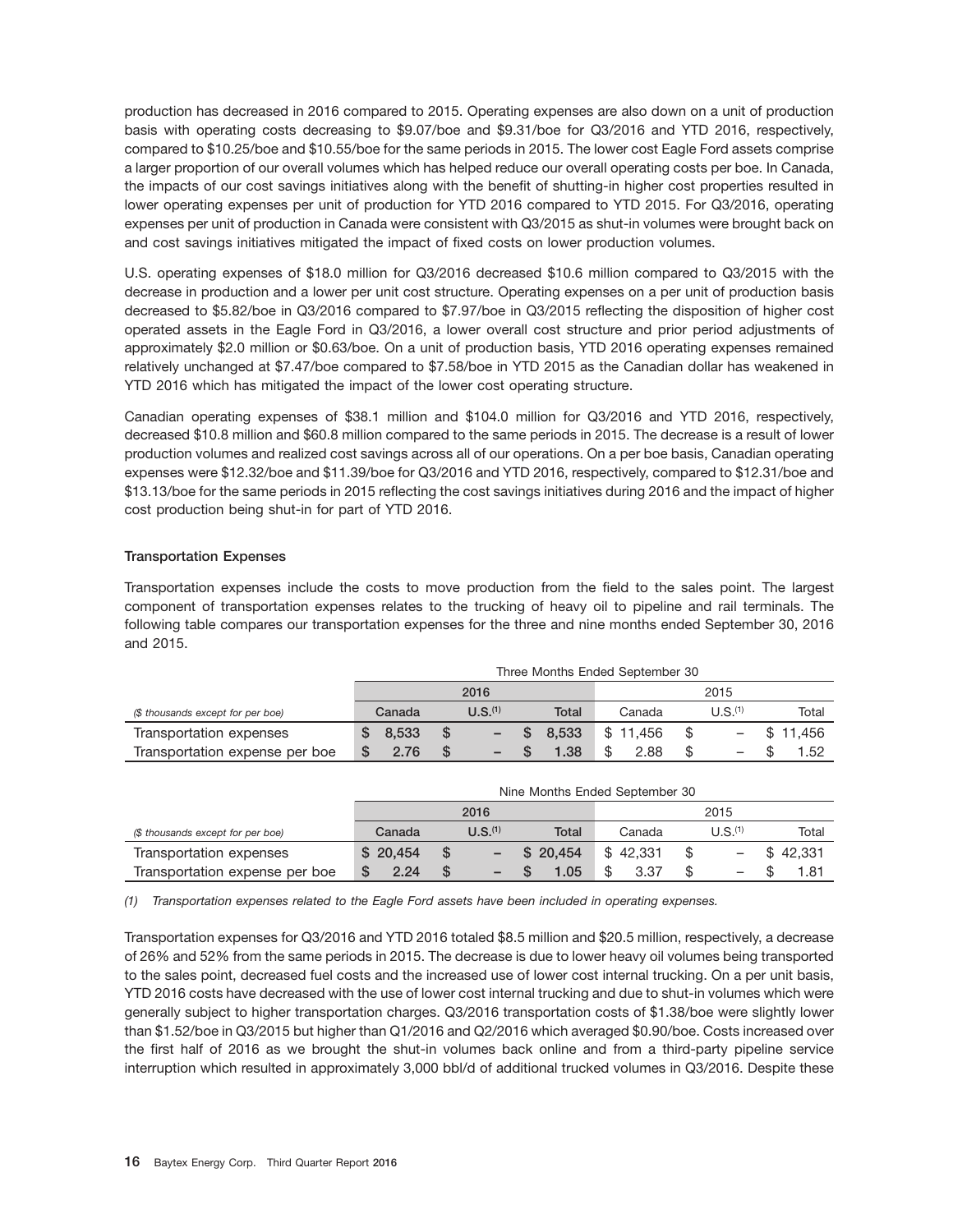production has decreased in 2016 compared to 2015. Operating expenses are also down on a unit of production basis with operating costs decreasing to $9.07/boe and $9.31/boe for Q3/2016 and YTD 2016, respectively, compared to $10.25/boe and $10.55/boe for the same periods in 2015. The lower cost Eagle Ford assets comprise a larger proportion of our overall volumes which has helped reduce our overall operating costs per boe. In Canada, the impacts of our cost savings initiatives along with the benefit of shutting-in higher cost properties resulted in lower operating expenses per unit of production for YTD 2016 compared to YTD 2015. For Q3/2016, operating expenses per unit of production in Canada were consistent with Q3/2015 as shut-in volumes were brought back on and cost savings initiatives mitigated the impact of fixed costs on lower production volumes.

U.S. operating expenses of $18.0 million for Q3/2016 decreased $10.6 million compared to Q3/2015 with the decrease in production and a lower per unit cost structure. Operating expenses on a per unit of production basis decreased to $5.82/boe in Q3/2016 compared to $7.97/boe in Q3/2015 reflecting the disposition of higher cost operated assets in the Eagle Ford in Q3/2016, a lower overall cost structure and prior period adjustments of approximately $2.0 million or $0.63/boe. On a unit of production basis, YTD 2016 operating expenses remained relatively unchanged at $7.47/boe compared to $7.58/boe in YTD 2015 as the Canadian dollar has weakened in YTD 2016 which has mitigated the impact of the lower cost operating structure.

Canadian operating expenses of $38.1 million and $104.0 million for Q3/2016 and YTD 2016, respectively, decreased $10.8 million and $60.8 million compared to the same periods in 2015. The decrease is a result of lower production volumes and realized cost savings across all of our operations. On a per boe basis, Canadian operating expenses were $12.32/boe and $11.39/boe for Q3/2016 and YTD 2016, respectively, compared to $12.31/boe and $13.13/boe for the same periods in 2015 reflecting the cost savings initiatives during 2016 and the impact of higher cost production being shut-in for part of YTD 2016.

### Transportation Expenses

Transportation expenses include the costs to move production from the field to the sales point. The largest component of transportation expenses relates to the trucking of heavy oil to pipeline and rail terminals. The following table compares our transportation expenses for the three and nine months ended September 30, 2016 and 2015.

| | Three Months Ended September 30 | | | | | |
|---|---|---|---|---|---|---|
| | 2016 | | | 2015 | | |
| *($ thousands except for per boe)* | Canada | U.S.(1) | Total | Canada | U.S.(1) | Total |
| Transportation expenses | $ 8,533 | $ – | $ 8,533 | $ 11,456 | $ – | $ 11,456 |
| Transportation expense per boe | $ 2.76 | $ – | $ 1.38 | $ 2.88 | $ – | $ 1.52 |

| | Nine Months Ended September 30 | | | | | |
|---|---|---|---|---|---|---|
| | 2016 | | | 2015 | | |
| *($ thousands except for per boe)* | Canada | U.S.(1) | Total | Canada | U.S.(1) | Total |
| Transportation expenses | $ 20,454 | $ – | $ 20,454 | $ 42,331 | $ – | $ 42,331 |
| Transportation expense per boe | $ 2.24 | $ – | $ 1.05 | $ 3.37 | $ – | $ 1.81 |

*(1) Transportation expenses related to the Eagle Ford assets have been included in operating expenses.*

Transportation expenses for Q3/2016 and YTD 2016 totaled $8.5 million and $20.5 million, respectively, a decrease of 26% and 52% from the same periods in 2015. The decrease is due to lower heavy oil volumes being transported to the sales point, decreased fuel costs and the increased use of lower cost internal trucking. On a per unit basis, YTD 2016 costs have decreased with the use of lower cost internal trucking and due to shut-in volumes which were generally subject to higher transportation charges. Q3/2016 transportation costs of $1.38/boe were slightly lower than $1.52/boe in Q3/2015 but higher than Q1/2016 and Q2/2016 which averaged $0.90/boe. Costs increased over the first half of 2016 as we brought the shut-in volumes back online and from a third-party pipeline service interruption which resulted in approximately 3,000 bbl/d of additional trucked volumes in Q3/2016. Despite these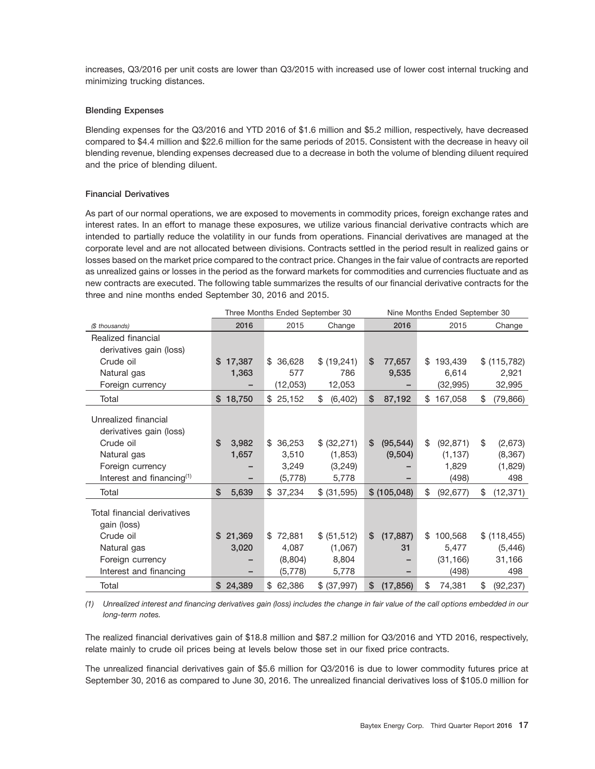increases, Q3/2016 per unit costs are lower than Q3/2015 with increased use of lower cost internal trucking and minimizing trucking distances.

### Blending Expenses

Blending expenses for the Q3/2016 and YTD 2016 of $1.6 million and $5.2 million, respectively, have decreased compared to $4.4 million and $22.6 million for the same periods of 2015. Consistent with the decrease in heavy oil blending revenue, blending expenses decreased due to a decrease in both the volume of blending diluent required and the price of blending diluent.

### Financial Derivatives

As part of our normal operations, we are exposed to movements in commodity prices, foreign exchange rates and interest rates. In an effort to manage these exposures, we utilize various financial derivative contracts which are intended to partially reduce the volatility in our funds from operations. Financial derivatives are managed at the corporate level and are not allocated between divisions. Contracts settled in the period result in realized gains or losses based on the market price compared to the contract price. Changes in the fair value of contracts are reported as unrealized gains or losses in the period as the forward markets for commodities and currencies fluctuate and as new contracts are executed. The following table summarizes the results of our financial derivative contracts for the three and nine months ended September 30, 2016 and 2015.

| | Three Months Ended September 30 | | | Nine Months Ended September 30 | | |
|---|---|---|---|---|---|---|
| *($ thousands)* | **2016** | 2015 | Change | **2016** | 2015 | Change |
| Realized financial derivatives gain (loss) | | | | | | |
| Crude oil | **$ 17,387** | $ 36,628 | $ (19,241) | **$ 77,657** | $ 193,439 | $ (115,782) |
| Natural gas | **1,363** | 577 | 786 | **9,535** | 6,614 | 2,921 |
| Foreign currency | **–** | (12,053) | 12,053 | **–** | (32,995) | 32,995 |
| Total | **$ 18,750** | $ 25,152 | $ (6,402) | **$ 87,192** | $ 167,058 | $ (79,866) |
| Unrealized financial derivatives gain (loss) | | | | | | |
| Crude oil | **$ 3,982** | $ 36,253 | $ (32,271) | **$ (95,544)** | $ (92,871) | $ (2,673) |
| Natural gas | **1,657** | 3,510 | (1,853) | **(9,504)** | (1,137) | (8,367) |
| Foreign currency | **–** | 3,249 | (3,249) | **–** | 1,829 | (1,829) |
| Interest and financing[(1)] | **–** | (5,778) | 5,778 | **–** | (498) | 498 |
| Total | **$ 5,639** | $ 37,234 | $ (31,595) | **$ (105,048)** | $ (92,677) | $ (12,371) |
| Total financial derivatives gain (loss) | | | | | | |
| Crude oil | **$ 21,369** | $ 72,881 | $ (51,512) | **$ (17,887)** | $ 100,568 | $ (118,455) |
| Natural gas | **3,020** | 4,087 | (1,067) | **31** | 5,477 | (5,446) |
| Foreign currency | **–** | (8,804) | 8,804 | **–** | (31,166) | 31,166 |
| Interest and financing | **–** | (5,778) | 5,778 | **–** | (498) | 498 |
| Total | **$ 24,389** | $ 62,386 | $ (37,997) | **$ (17,856)** | $ 74,381 | $ (92,237) |

*(1) Unrealized interest and financing derivatives gain (loss) includes the change in fair value of the call options embedded in our long-term notes.*

The realized financial derivatives gain of $18.8 million and $87.2 million for Q3/2016 and YTD 2016, respectively, relate mainly to crude oil prices being at levels below those set in our fixed price contracts.

The unrealized financial derivatives gain of $5.6 million for Q3/2016 is due to lower commodity futures price at September 30, 2016 as compared to June 30, 2016. The unrealized financial derivatives loss of $105.0 million for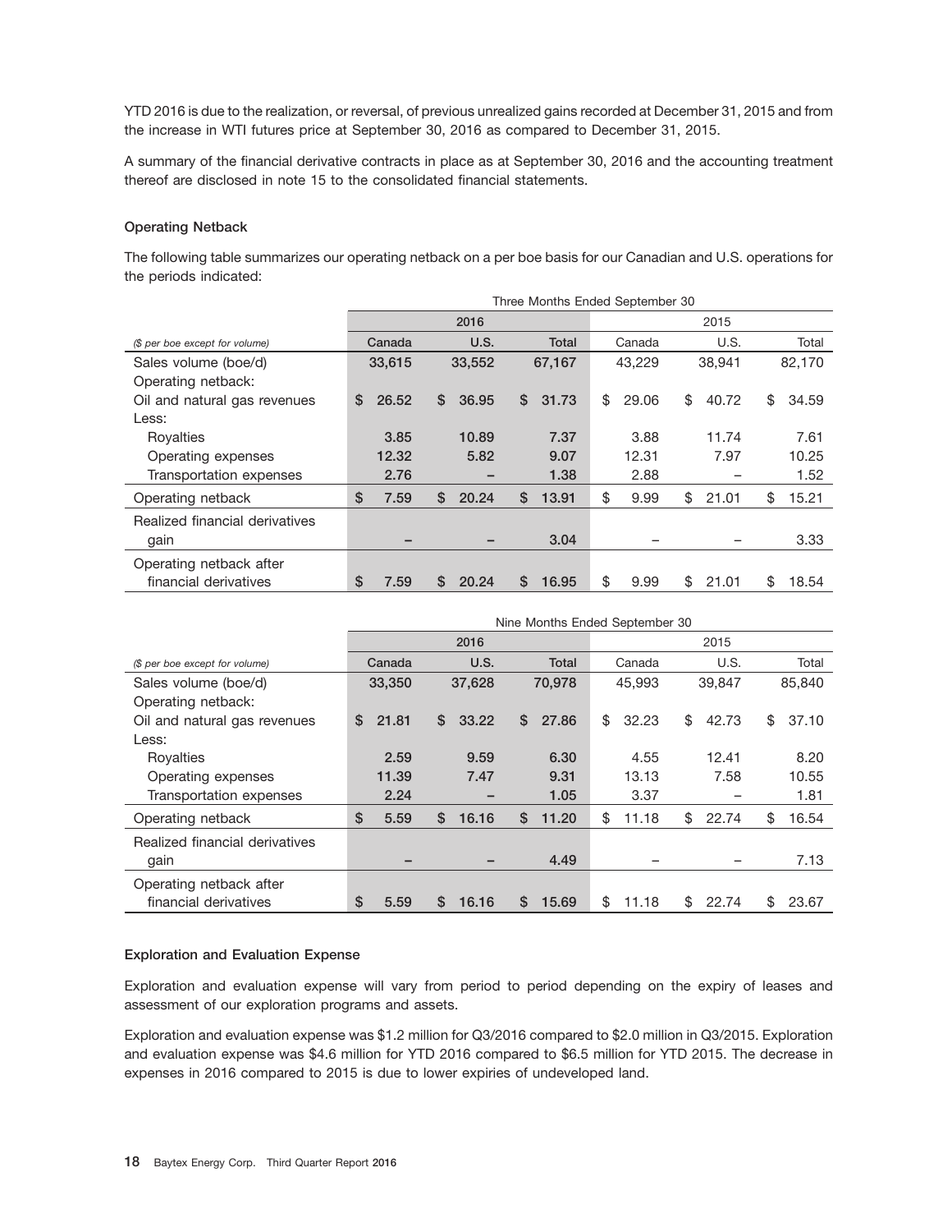YTD 2016 is due to the realization, or reversal, of previous unrealized gains recorded at December 31, 2015 and from the increase in WTI futures price at September 30, 2016 as compared to December 31, 2015.

A summary of the financial derivative contracts in place as at September 30, 2016 and the accounting treatment thereof are disclosed in note 15 to the consolidated financial statements.

### Operating Netback

The following table summarizes our operating netback on a per boe basis for our Canadian and U.S. operations for the periods indicated:

| | Three Months Ended September 30 | | | | | |
|---|---|---|---|---|---|---|
| | 2016 | | | 2015 | | |
| *($ per boe except for volume)* | Canada | U.S. | Total | Canada | U.S. | Total |
| Sales volume (boe/d) | 33,615 | 33,552 | 67,167 | 43,229 | 38,941 | 82,170 |
| Operating netback: | | | | | | |
| Oil and natural gas revenues | $ 26.52 | $ 36.95 | $ 31.73 | $ 29.06 | $ 40.72 | $ 34.59 |
| Less: | | | | | | |
| Royalties | 3.85 | 10.89 | 7.37 | 3.88 | 11.74 | 7.61 |
| Operating expenses | 12.32 | 5.82 | 9.07 | 12.31 | 7.97 | 10.25 |
| Transportation expenses | 2.76 | – | 1.38 | 2.88 | – | 1.52 |
| Operating netback | $ 7.59 | $ 20.24 | $ 13.91 | $ 9.99 | $ 21.01 | $ 15.21 |
| Realized financial derivatives gain | – | – | 3.04 | – | – | 3.33 |
| Operating netback after financial derivatives | $ 7.59 | $ 20.24 | $ 16.95 | $ 9.99 | $ 21.01 | $ 18.54 |

| | Nine Months Ended September 30 | | | | | |
|---|---|---|---|---|---|---|
| | 2016 | | | 2015 | | |
| *($ per boe except for volume)* | Canada | U.S. | Total | Canada | U.S. | Total |
| Sales volume (boe/d) | 33,350 | 37,628 | 70,978 | 45,993 | 39,847 | 85,840 |
| Operating netback: | | | | | | |
| Oil and natural gas revenues | $ 21.81 | $ 33.22 | $ 27.86 | $ 32.23 | $ 42.73 | $ 37.10 |
| Less: | | | | | | |
| Royalties | 2.59 | 9.59 | 6.30 | 4.55 | 12.41 | 8.20 |
| Operating expenses | 11.39 | 7.47 | 9.31 | 13.13 | 7.58 | 10.55 |
| Transportation expenses | 2.24 | – | 1.05 | 3.37 | – | 1.81 |
| Operating netback | $ 5.59 | $ 16.16 | $ 11.20 | $ 11.18 | $ 22.74 | $ 16.54 |
| Realized financial derivatives gain | – | – | 4.49 | – | – | 7.13 |
| Operating netback after financial derivatives | $ 5.59 | $ 16.16 | $ 15.69 | $ 11.18 | $ 22.74 | $ 23.67 |

### Exploration and Evaluation Expense

Exploration and evaluation expense will vary from period to period depending on the expiry of leases and assessment of our exploration programs and assets.

Exploration and evaluation expense was $1.2 million for Q3/2016 compared to $2.0 million in Q3/2015. Exploration and evaluation expense was $4.6 million for YTD 2016 compared to $6.5 million for YTD 2015. The decrease in expenses in 2016 compared to 2015 is due to lower expiries of undeveloped land.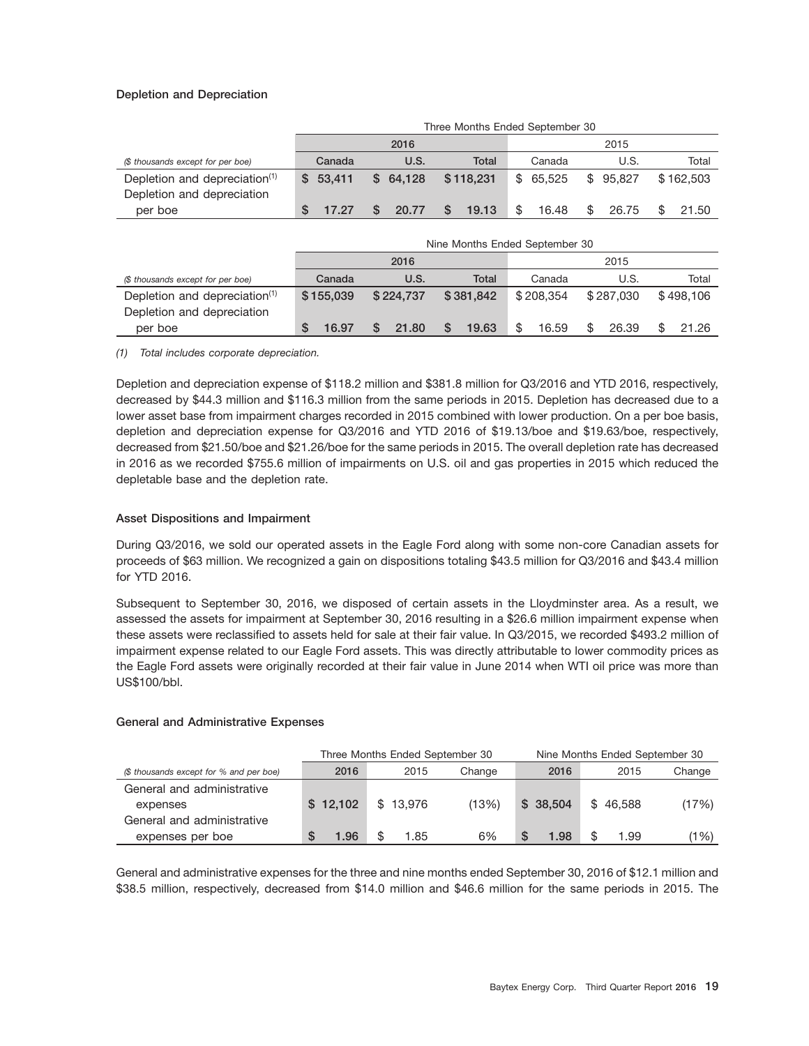### Depletion and Depreciation

| | Three Months Ended September 30 | | | | | |
|---|---|---|---|---|---|---|
| | 2016 | | | 2015 | | |
| *($ thousands except for per boe)* | **Canada** | **U.S.** | **Total** | Canada | U.S. | Total |
| Depletion and depreciation[1] | **$ 53,411** | **$ 64,128** | **$ 118,231** | $ 65,525 | $ 95,827 | $ 162,503 |
| Depletion and depreciation per boe | **$ 17.27** | **$ 20.77** | **$ 19.13** | $ 16.48 | $ 26.75 | $ 21.50 |

| | Nine Months Ended September 30 | | | | | |
|---|---|---|---|---|---|---|
| | 2016 | | | 2015 | | |
| *($ thousands except for per boe)* | **Canada** | **U.S.** | **Total** | Canada | U.S. | Total |
| Depletion and depreciation[1] | **$ 155,039** | **$ 224,737** | **$ 381,842** | $ 208,354 | $ 287,030 | $ 498,106 |
| Depletion and depreciation per boe | **$ 16.97** | **$ 21.80** | **$ 19.63** | $ 16.59 | $ 26.39 | $ 21.26 |

*(1) Total includes corporate depreciation.*

Depletion and depreciation expense of $118.2 million and $381.8 million for Q3/2016 and YTD 2016, respectively, decreased by $44.3 million and $116.3 million from the same periods in 2015. Depletion has decreased due to a lower asset base from impairment charges recorded in 2015 combined with lower production. On a per boe basis, depletion and depreciation expense for Q3/2016 and YTD 2016 of $19.13/boe and $19.63/boe, respectively, decreased from $21.50/boe and $21.26/boe for the same periods in 2015. The overall depletion rate has decreased in 2016 as we recorded $755.6 million of impairments on U.S. oil and gas properties in 2015 which reduced the depletable base and the depletion rate.

### Asset Dispositions and Impairment

During Q3/2016, we sold our operated assets in the Eagle Ford along with some non-core Canadian assets for proceeds of $63 million. We recognized a gain on dispositions totaling $43.5 million for Q3/2016 and $43.4 million for YTD 2016.

Subsequent to September 30, 2016, we disposed of certain assets in the Lloydminster area. As a result, we assessed the assets for impairment at September 30, 2016 resulting in a $26.6 million impairment expense when these assets were reclassified to assets held for sale at their fair value. In Q3/2015, we recorded $493.2 million of impairment expense related to our Eagle Ford assets. This was directly attributable to lower commodity prices as the Eagle Ford assets were originally recorded at their fair value in June 2014 when WTI oil price was more than US$100/bbl.

### General and Administrative Expenses

| | Three Months Ended September 30 | | | Nine Months Ended September 30 | | |
|---|---|---|---|---|---|---|
| *($ thousands except for % and per boe)* | **2016** | 2015 | Change | **2016** | 2015 | Change |
| General and administrative expenses | **$ 12,102** | $ 13,976 | (13%) | **$ 38,504** | $ 46,588 | (17%) |
| General and administrative expenses per boe | **$ 1.96** | $ 1.85 | 6% | **$ 1.98** | $ 1.99 | (1%) |

General and administrative expenses for the three and nine months ended September 30, 2016 of $12.1 million and $38.5 million, respectively, decreased from $14.0 million and $46.6 million for the same periods in 2015. The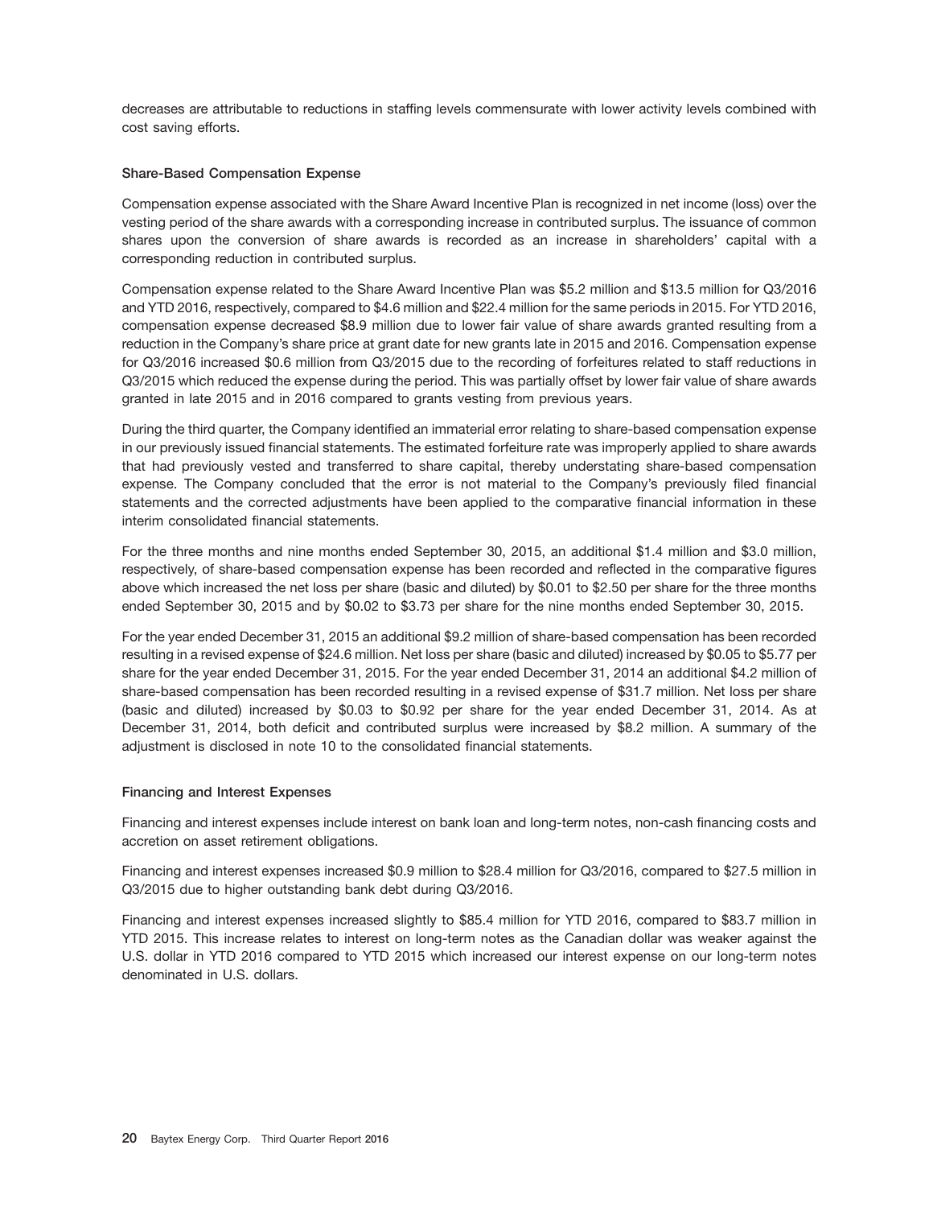decreases are attributable to reductions in staffing levels commensurate with lower activity levels combined with cost saving efforts.

### Share-Based Compensation Expense

Compensation expense associated with the Share Award Incentive Plan is recognized in net income (loss) over the vesting period of the share awards with a corresponding increase in contributed surplus. The issuance of common shares upon the conversion of share awards is recorded as an increase in shareholders' capital with a corresponding reduction in contributed surplus.

Compensation expense related to the Share Award Incentive Plan was $5.2 million and $13.5 million for Q3/2016 and YTD 2016, respectively, compared to $4.6 million and $22.4 million for the same periods in 2015. For YTD 2016, compensation expense decreased $8.9 million due to lower fair value of share awards granted resulting from a reduction in the Company's share price at grant date for new grants late in 2015 and 2016. Compensation expense for Q3/2016 increased $0.6 million from Q3/2015 due to the recording of forfeitures related to staff reductions in Q3/2015 which reduced the expense during the period. This was partially offset by lower fair value of share awards granted in late 2015 and in 2016 compared to grants vesting from previous years.

During the third quarter, the Company identified an immaterial error relating to share-based compensation expense in our previously issued financial statements. The estimated forfeiture rate was improperly applied to share awards that had previously vested and transferred to share capital, thereby understating share-based compensation expense. The Company concluded that the error is not material to the Company's previously filed financial statements and the corrected adjustments have been applied to the comparative financial information in these interim consolidated financial statements.

For the three months and nine months ended September 30, 2015, an additional $1.4 million and $3.0 million, respectively, of share-based compensation expense has been recorded and reflected in the comparative figures above which increased the net loss per share (basic and diluted) by $0.01 to $2.50 per share for the three months ended September 30, 2015 and by $0.02 to $3.73 per share for the nine months ended September 30, 2015.

For the year ended December 31, 2015 an additional $9.2 million of share-based compensation has been recorded resulting in a revised expense of $24.6 million. Net loss per share (basic and diluted) increased by $0.05 to $5.77 per share for the year ended December 31, 2015. For the year ended December 31, 2014 an additional $4.2 million of share-based compensation has been recorded resulting in a revised expense of $31.7 million. Net loss per share (basic and diluted) increased by $0.03 to $0.92 per share for the year ended December 31, 2014. As at December 31, 2014, both deficit and contributed surplus were increased by $8.2 million. A summary of the adjustment is disclosed in note 10 to the consolidated financial statements.

### Financing and Interest Expenses

Financing and interest expenses include interest on bank loan and long-term notes, non-cash financing costs and accretion on asset retirement obligations.

Financing and interest expenses increased $0.9 million to $28.4 million for Q3/2016, compared to $27.5 million in Q3/2015 due to higher outstanding bank debt during Q3/2016.

Financing and interest expenses increased slightly to $85.4 million for YTD 2016, compared to $83.7 million in YTD 2015. This increase relates to interest on long-term notes as the Canadian dollar was weaker against the U.S. dollar in YTD 2016 compared to YTD 2015 which increased our interest expense on our long-term notes denominated in U.S. dollars.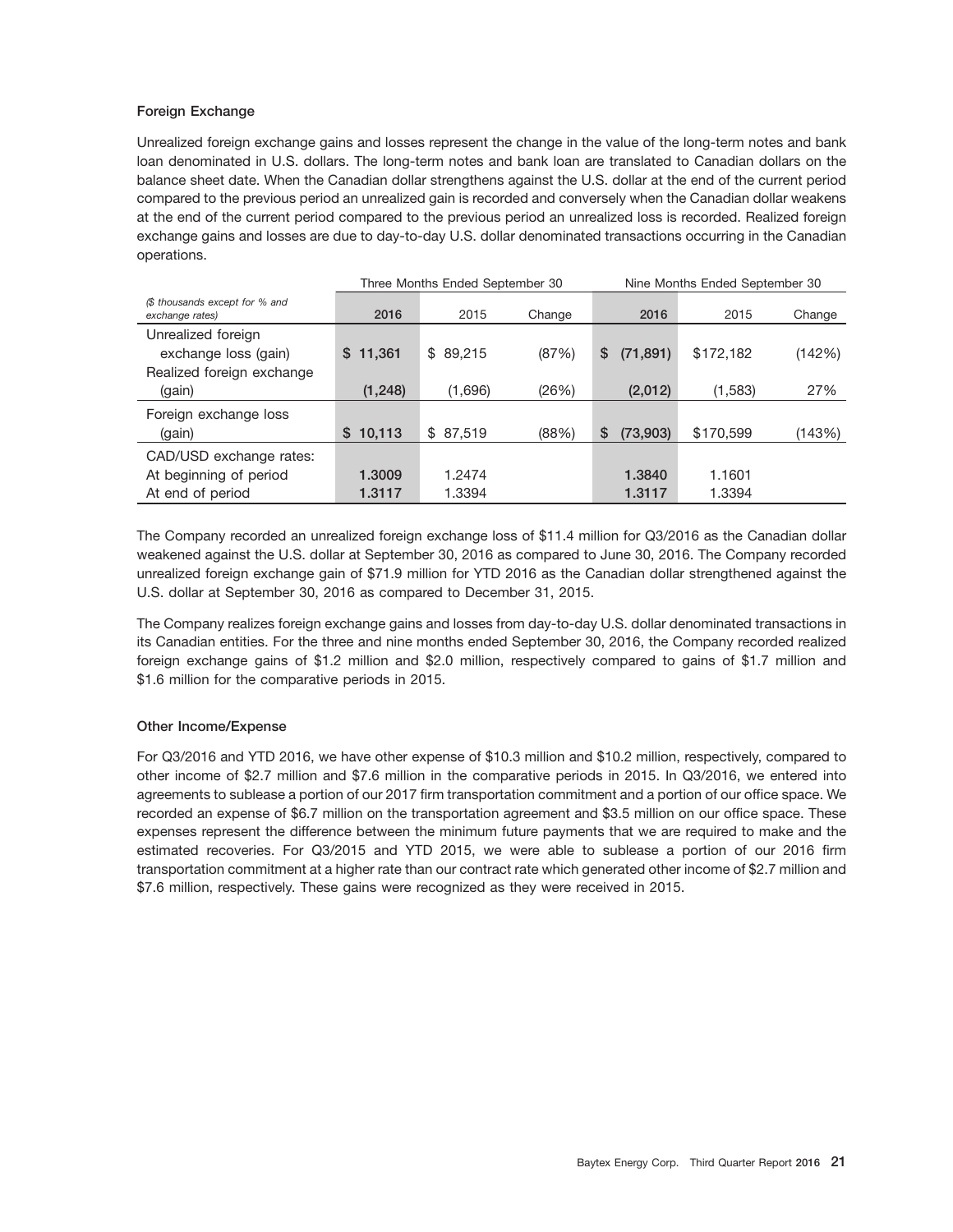### Foreign Exchange

Unrealized foreign exchange gains and losses represent the change in the value of the long-term notes and bank loan denominated in U.S. dollars. The long-term notes and bank loan are translated to Canadian dollars on the balance sheet date. When the Canadian dollar strengthens against the U.S. dollar at the end of the current period compared to the previous period an unrealized gain is recorded and conversely when the Canadian dollar weakens at the end of the current period compared to the previous period an unrealized loss is recorded. Realized foreign exchange gains and losses are due to day-to-day U.S. dollar denominated transactions occurring in the Canadian operations.

| | Three Months Ended September 30 | | | Nine Months Ended September 30 | | |
|---|---|---|---|---|---|---|
| *($ thousands except for % and exchange rates)* | **2016** | 2015 | Change | **2016** | 2015 | Change |
| Unrealized foreign exchange loss (gain) | **$ 11,361** | $ 89,215 | (87%) | **$ (71,891)** | $172,182 | (142%) |
| Realized foreign exchange (gain) | **(1,248)** | (1,696) | (26%) | **(2,012)** | (1,583) | 27% |
| Foreign exchange loss (gain) | **$ 10,113** | $ 87,519 | (88%) | **$ (73,903)** | $170,599 | (143%) |
| CAD/USD exchange rates: | | | | | | |
| At beginning of period | **1.3009** | 1.2474 | | **1.3840** | 1.1601 | |
| At end of period | **1.3117** | 1.3394 | | **1.3117** | 1.3394 | |

The Company recorded an unrealized foreign exchange loss of $11.4 million for Q3/2016 as the Canadian dollar weakened against the U.S. dollar at September 30, 2016 as compared to June 30, 2016. The Company recorded unrealized foreign exchange gain of $71.9 million for YTD 2016 as the Canadian dollar strengthened against the U.S. dollar at September 30, 2016 as compared to December 31, 2015.

The Company realizes foreign exchange gains and losses from day-to-day U.S. dollar denominated transactions in its Canadian entities. For the three and nine months ended September 30, 2016, the Company recorded realized foreign exchange gains of $1.2 million and $2.0 million, respectively compared to gains of $1.7 million and $1.6 million for the comparative periods in 2015.

### Other Income/Expense

For Q3/2016 and YTD 2016, we have other expense of $10.3 million and $10.2 million, respectively, compared to other income of $2.7 million and $7.6 million in the comparative periods in 2015. In Q3/2016, we entered into agreements to sublease a portion of our 2017 firm transportation commitment and a portion of our office space. We recorded an expense of $6.7 million on the transportation agreement and $3.5 million on our office space. These expenses represent the difference between the minimum future payments that we are required to make and the estimated recoveries. For Q3/2015 and YTD 2015, we were able to sublease a portion of our 2016 firm transportation commitment at a higher rate than our contract rate which generated other income of $2.7 million and $7.6 million, respectively. These gains were recognized as they were received in 2015.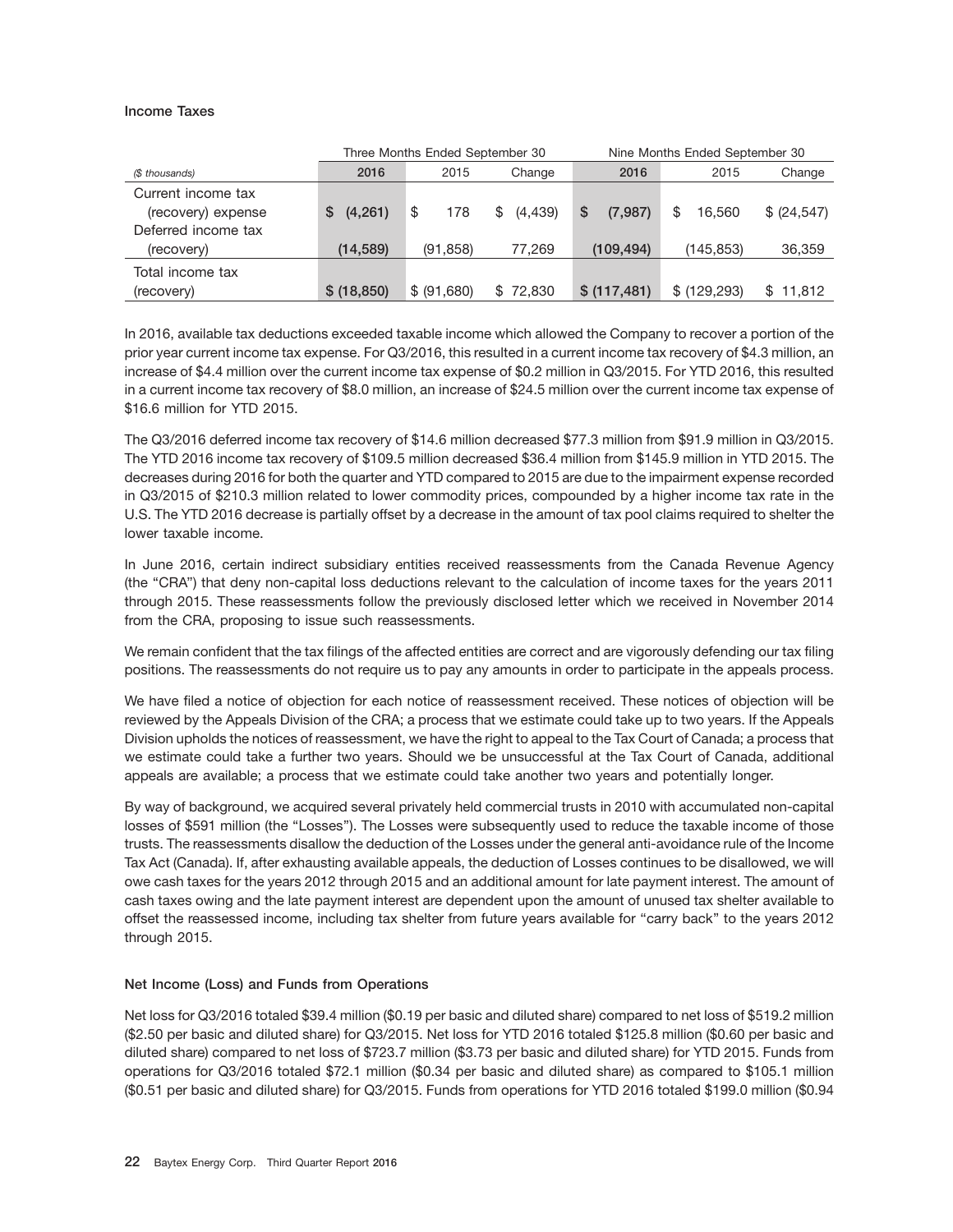### Income Taxes

| | Three Months Ended September 30 | | | Nine Months Ended September 30 | | |
|---|---|---|---|---|---|---|
| *($ thousands)* | 2016 | 2015 | Change | 2016 | 2015 | Change |
| Current income tax (recovery) expense | $ (4,261) | $ 178 | $ (4,439) | $ (7,987) | $ 16,560 | $ (24,547) |
| Deferred income tax (recovery) | (14,589) | (91,858) | 77,269 | (109,494) | (145,853) | 36,359 |
| Total income tax (recovery) | $ (18,850) | $ (91,680) | $ 72,830 | $ (117,481) | $ (129,293) | $ 11,812 |

In 2016, available tax deductions exceeded taxable income which allowed the Company to recover a portion of the prior year current income tax expense. For Q3/2016, this resulted in a current income tax recovery of $4.3 million, an increase of $4.4 million over the current income tax expense of $0.2 million in Q3/2015. For YTD 2016, this resulted in a current income tax recovery of $8.0 million, an increase of $24.5 million over the current income tax expense of $16.6 million for YTD 2015.

The Q3/2016 deferred income tax recovery of $14.6 million decreased $77.3 million from $91.9 million in Q3/2015. The YTD 2016 income tax recovery of $109.5 million decreased $36.4 million from $145.9 million in YTD 2015. The decreases during 2016 for both the quarter and YTD compared to 2015 are due to the impairment expense recorded in Q3/2015 of $210.3 million related to lower commodity prices, compounded by a higher income tax rate in the U.S. The YTD 2016 decrease is partially offset by a decrease in the amount of tax pool claims required to shelter the lower taxable income.

In June 2016, certain indirect subsidiary entities received reassessments from the Canada Revenue Agency (the "CRA") that deny non-capital loss deductions relevant to the calculation of income taxes for the years 2011 through 2015. These reassessments follow the previously disclosed letter which we received in November 2014 from the CRA, proposing to issue such reassessments.

We remain confident that the tax filings of the affected entities are correct and are vigorously defending our tax filing positions. The reassessments do not require us to pay any amounts in order to participate in the appeals process.

We have filed a notice of objection for each notice of reassessment received. These notices of objection will be reviewed by the Appeals Division of the CRA; a process that we estimate could take up to two years. If the Appeals Division upholds the notices of reassessment, we have the right to appeal to the Tax Court of Canada; a process that we estimate could take a further two years. Should we be unsuccessful at the Tax Court of Canada, additional appeals are available; a process that we estimate could take another two years and potentially longer.

By way of background, we acquired several privately held commercial trusts in 2010 with accumulated non-capital losses of $591 million (the "Losses"). The Losses were subsequently used to reduce the taxable income of those trusts. The reassessments disallow the deduction of the Losses under the general anti-avoidance rule of the Income Tax Act (Canada). If, after exhausting available appeals, the deduction of Losses continues to be disallowed, we will owe cash taxes for the years 2012 through 2015 and an additional amount for late payment interest. The amount of cash taxes owing and the late payment interest are dependent upon the amount of unused tax shelter available to offset the reassessed income, including tax shelter from future years available for "carry back" to the years 2012 through 2015.

### Net Income (Loss) and Funds from Operations

Net loss for Q3/2016 totaled $39.4 million ($0.19 per basic and diluted share) compared to net loss of $519.2 million ($2.50 per basic and diluted share) for Q3/2015. Net loss for YTD 2016 totaled $125.8 million ($0.60 per basic and diluted share) compared to net loss of $723.7 million ($3.73 per basic and diluted share) for YTD 2015. Funds from operations for Q3/2016 totaled $72.1 million ($0.34 per basic and diluted share) as compared to $105.1 million ($0.51 per basic and diluted share) for Q3/2015. Funds from operations for YTD 2016 totaled $199.0 million ($0.94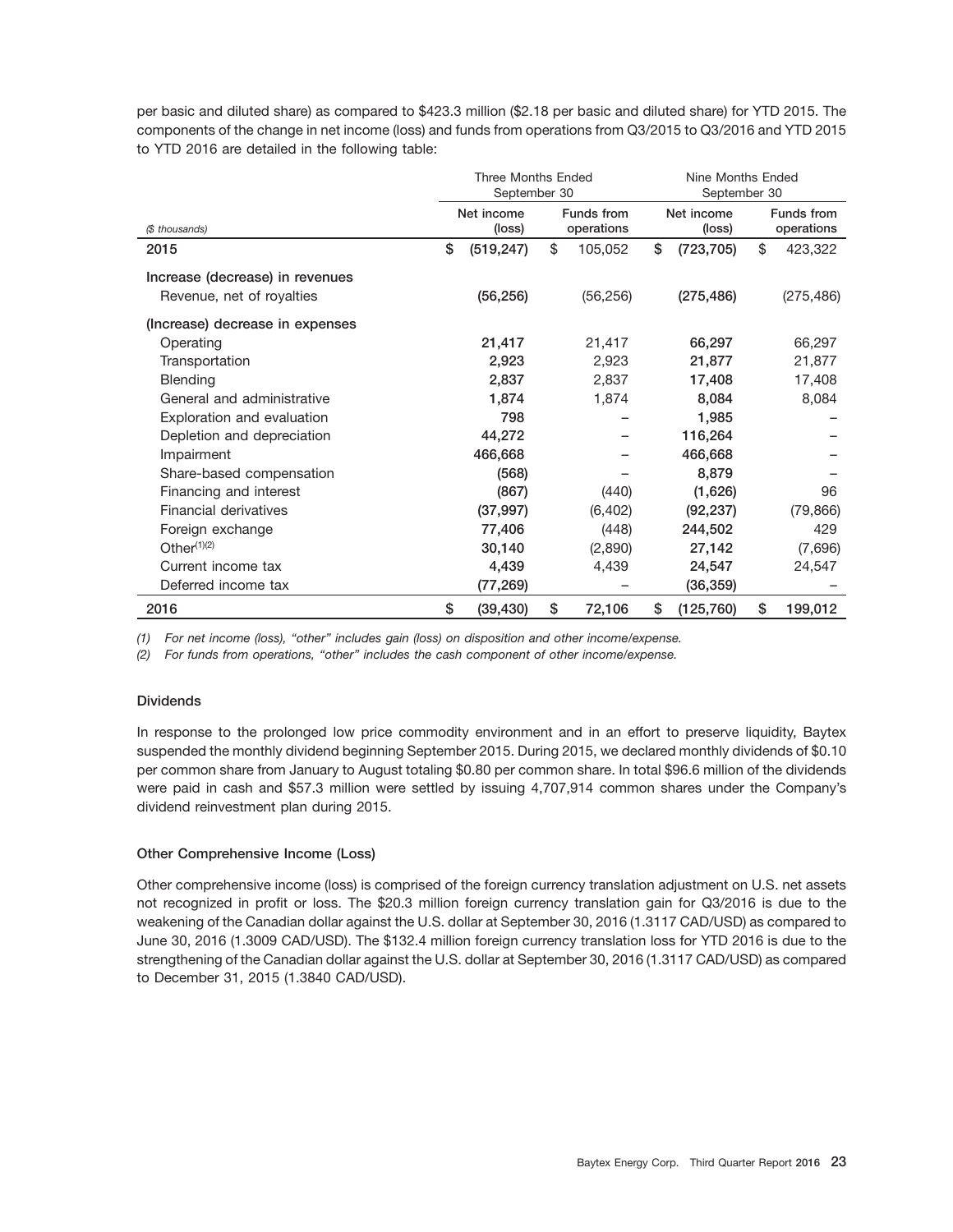per basic and diluted share) as compared to $423.3 million ($2.18 per basic and diluted share) for YTD 2015. The components of the change in net income (loss) and funds from operations from Q3/2015 to Q3/2016 and YTD 2015 to YTD 2016 are detailed in the following table:

| | Three Months Ended September 30 | | Nine Months Ended September 30 | |
|---|---|---|---|---|
| *($ thousands)* | Net income (loss) | Funds from operations | Net income (loss) | Funds from operations |
| **2015** | $ (519,247) | $ 105,052 | $ (723,705) | $ 423,322 |
| **Increase (decrease) in revenues** | | | | |
| Revenue, net of royalties | **(56,256)** | (56,256) | **(275,486)** | (275,486) |
| **(Increase) decrease in expenses** | | | | |
| Operating | **21,417** | 21,417 | **66,297** | 66,297 |
| Transportation | **2,923** | 2,923 | **21,877** | 21,877 |
| Blending | **2,837** | 2,837 | **17,408** | 17,408 |
| General and administrative | **1,874** | 1,874 | **8,084** | 8,084 |
| Exploration and evaluation | **798** | – | **1,985** | – |
| Depletion and depreciation | **44,272** | – | **116,264** | – |
| Impairment | **466,668** | – | **466,668** | – |
| Share-based compensation | **(568)** | – | **8,879** | – |
| Financing and interest | **(867)** | (440) | **(1,626)** | 96 |
| Financial derivatives | **(37,997)** | (6,402) | **(92,237)** | (79,866) |
| Foreign exchange | **77,406** | (448) | **244,502** | 429 |
| Other[(1)(2)] | **30,140** | (2,890) | **27,142** | (7,696) |
| Current income tax | **4,439** | 4,439 | **24,547** | 24,547 |
| Deferred income tax | **(77,269)** | – | **(36,359)** | – |
| **2016** | **$ (39,430)** | **$ 72,106** | **$ (125,760)** | **$ 199,012** |

*(1) For net income (loss), "other" includes gain (loss) on disposition and other income/expense.*

*(2) For funds from operations, "other" includes the cash component of other income/expense.*

### Dividends

In response to the prolonged low price commodity environment and in an effort to preserve liquidity, Baytex suspended the monthly dividend beginning September 2015. During 2015, we declared monthly dividends of $0.10 per common share from January to August totaling $0.80 per common share. In total $96.6 million of the dividends were paid in cash and $57.3 million were settled by issuing 4,707,914 common shares under the Company's dividend reinvestment plan during 2015.

### Other Comprehensive Income (Loss)

Other comprehensive income (loss) is comprised of the foreign currency translation adjustment on U.S. net assets not recognized in profit or loss. The $20.3 million foreign currency translation gain for Q3/2016 is due to the weakening of the Canadian dollar against the U.S. dollar at September 30, 2016 (1.3117 CAD/USD) as compared to June 30, 2016 (1.3009 CAD/USD). The $132.4 million foreign currency translation loss for YTD 2016 is due to the strengthening of the Canadian dollar against the U.S. dollar at September 30, 2016 (1.3117 CAD/USD) as compared to December 31, 2015 (1.3840 CAD/USD).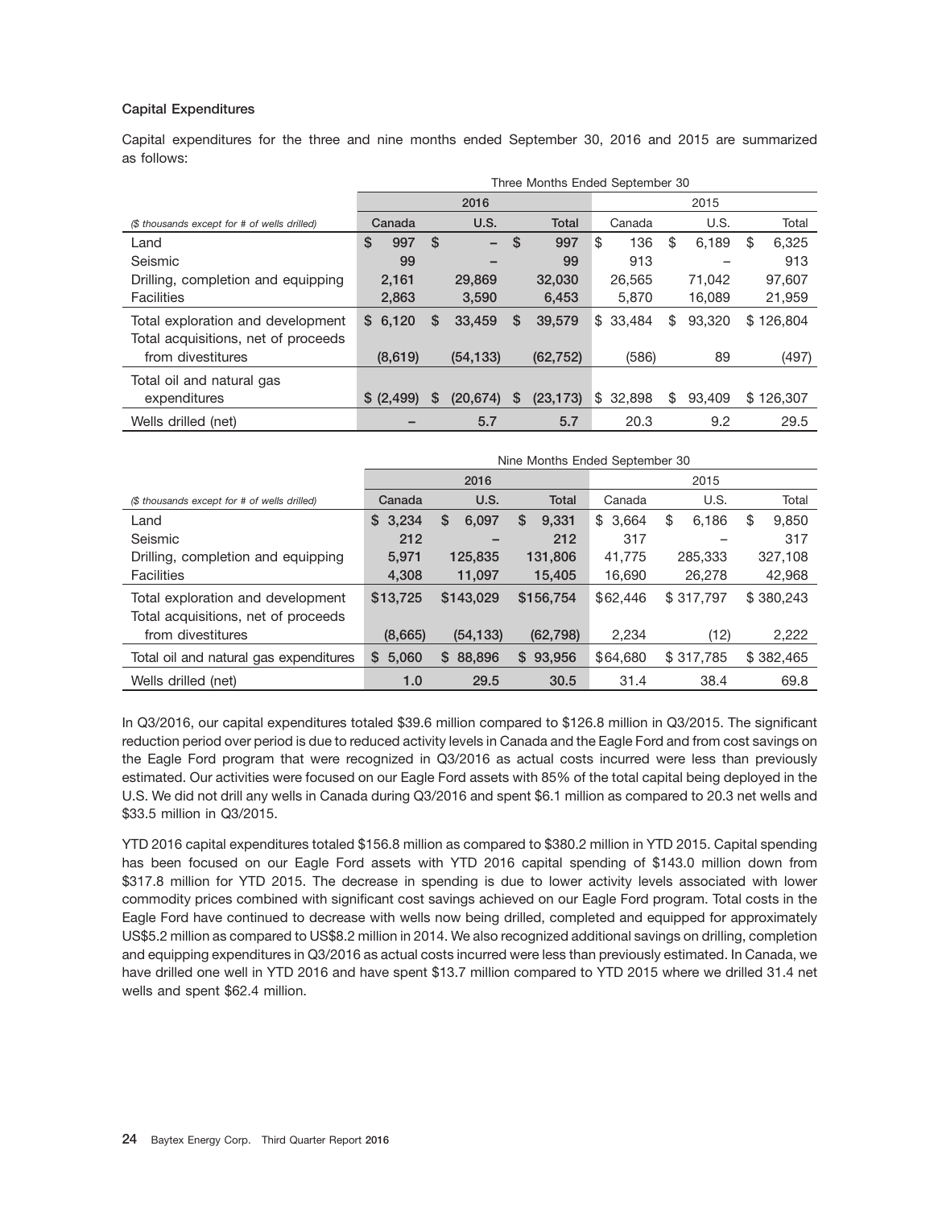### Capital Expenditures

Capital expenditures for the three and nine months ended September 30, 2016 and 2015 are summarized as follows:

| | Three Months Ended September 30 | | | | | |
|---|---|---|---|---|---|---|
| | 2016 | | | 2015 | | |
| *($ thousands except for # of wells drilled)* | Canada | U.S. | Total | Canada | U.S. | Total |
| Land | $ 997 | $ – | $ 997 | $ 136 | $ 6,189 | $ 6,325 |
| Seismic | 99 | – | 99 | 913 | – | 913 |
| Drilling, completion and equipping | 2,161 | 29,869 | 32,030 | 26,565 | 71,042 | 97,607 |
| Facilities | 2,863 | 3,590 | 6,453 | 5,870 | 16,089 | 21,959 |
| Total exploration and development | $ 6,120 | $ 33,459 | $ 39,579 | $ 33,484 | $ 93,320 | $ 126,804 |
| Total acquisitions, net of proceeds from divestitures | (8,619) | (54,133) | (62,752) | (586) | 89 | (497) |
| Total oil and natural gas expenditures | $ (2,499) | $ (20,674) | $ (23,173) | $ 32,898 | $ 93,409 | $ 126,307 |
| Wells drilled (net) | – | 5.7 | 5.7 | 20.3 | 9.2 | 29.5 |

| | Nine Months Ended September 30 | | | | | |
|---|---|---|---|---|---|---|
| | 2016 | | | 2015 | | |
| *($ thousands except for # of wells drilled)* | Canada | U.S. | Total | Canada | U.S. | Total |
| Land | $ 3,234 | $ 6,097 | $ 9,331 | $ 3,664 | $ 6,186 | $ 9,850 |
| Seismic | 212 | – | 212 | 317 | – | 317 |
| Drilling, completion and equipping | 5,971 | 125,835 | 131,806 | 41,775 | 285,333 | 327,108 |
| Facilities | 4,308 | 11,097 | 15,405 | 16,690 | 26,278 | 42,968 |
| Total exploration and development | $13,725 | $143,029 | $156,754 | $62,446 | $ 317,797 | $ 380,243 |
| Total acquisitions, net of proceeds from divestitures | (8,665) | (54,133) | (62,798) | 2,234 | (12) | 2,222 |
| Total oil and natural gas expenditures | $ 5,060 | $ 88,896 | $ 93,956 | $64,680 | $ 317,785 | $ 382,465 |
| Wells drilled (net) | 1.0 | 29.5 | 30.5 | 31.4 | 38.4 | 69.8 |

In Q3/2016, our capital expenditures totaled $39.6 million compared to $126.8 million in Q3/2015. The significant reduction period over period is due to reduced activity levels in Canada and the Eagle Ford and from cost savings on the Eagle Ford program that were recognized in Q3/2016 as actual costs incurred were less than previously estimated. Our activities were focused on our Eagle Ford assets with 85% of the total capital being deployed in the U.S. We did not drill any wells in Canada during Q3/2016 and spent $6.1 million as compared to 20.3 net wells and $33.5 million in Q3/2015.

YTD 2016 capital expenditures totaled $156.8 million as compared to $380.2 million in YTD 2015. Capital spending has been focused on our Eagle Ford assets with YTD 2016 capital spending of $143.0 million down from $317.8 million for YTD 2015. The decrease in spending is due to lower activity levels associated with lower commodity prices combined with significant cost savings achieved on our Eagle Ford program. Total costs in the Eagle Ford have continued to decrease with wells now being drilled, completed and equipped for approximately US$5.2 million as compared to US$8.2 million in 2014. We also recognized additional savings on drilling, completion and equipping expenditures in Q3/2016 as actual costs incurred were less than previously estimated. In Canada, we have drilled one well in YTD 2016 and have spent $13.7 million compared to YTD 2015 where we drilled 31.4 net wells and spent $62.4 million.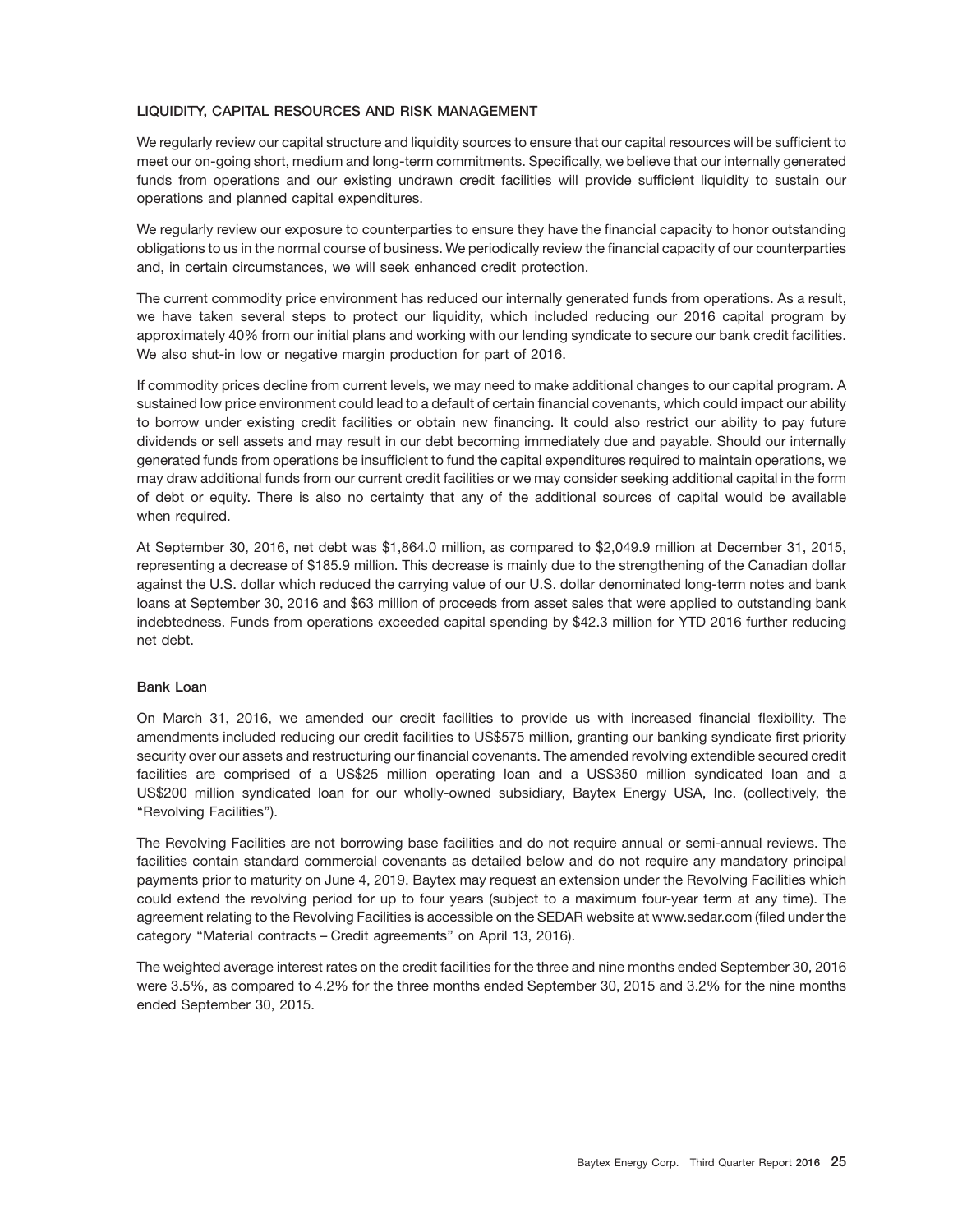## LIQUIDITY, CAPITAL RESOURCES AND RISK MANAGEMENT

We regularly review our capital structure and liquidity sources to ensure that our capital resources will be sufficient to meet our on-going short, medium and long-term commitments. Specifically, we believe that our internally generated funds from operations and our existing undrawn credit facilities will provide sufficient liquidity to sustain our operations and planned capital expenditures.

We regularly review our exposure to counterparties to ensure they have the financial capacity to honor outstanding obligations to us in the normal course of business. We periodically review the financial capacity of our counterparties and, in certain circumstances, we will seek enhanced credit protection.

The current commodity price environment has reduced our internally generated funds from operations. As a result, we have taken several steps to protect our liquidity, which included reducing our 2016 capital program by approximately 40% from our initial plans and working with our lending syndicate to secure our bank credit facilities. We also shut-in low or negative margin production for part of 2016.

If commodity prices decline from current levels, we may need to make additional changes to our capital program. A sustained low price environment could lead to a default of certain financial covenants, which could impact our ability to borrow under existing credit facilities or obtain new financing. It could also restrict our ability to pay future dividends or sell assets and may result in our debt becoming immediately due and payable. Should our internally generated funds from operations be insufficient to fund the capital expenditures required to maintain operations, we may draw additional funds from our current credit facilities or we may consider seeking additional capital in the form of debt or equity. There is also no certainty that any of the additional sources of capital would be available when required.

At September 30, 2016, net debt was $1,864.0 million, as compared to $2,049.9 million at December 31, 2015, representing a decrease of $185.9 million. This decrease is mainly due to the strengthening of the Canadian dollar against the U.S. dollar which reduced the carrying value of our U.S. dollar denominated long-term notes and bank loans at September 30, 2016 and $63 million of proceeds from asset sales that were applied to outstanding bank indebtedness. Funds from operations exceeded capital spending by $42.3 million for YTD 2016 further reducing net debt.

### Bank Loan

On March 31, 2016, we amended our credit facilities to provide us with increased financial flexibility. The amendments included reducing our credit facilities to US$575 million, granting our banking syndicate first priority security over our assets and restructuring our financial covenants. The amended revolving extendible secured credit facilities are comprised of a US$25 million operating loan and a US$350 million syndicated loan and a US$200 million syndicated loan for our wholly-owned subsidiary, Baytex Energy USA, Inc. (collectively, the "Revolving Facilities").

The Revolving Facilities are not borrowing base facilities and do not require annual or semi-annual reviews. The facilities contain standard commercial covenants as detailed below and do not require any mandatory principal payments prior to maturity on June 4, 2019. Baytex may request an extension under the Revolving Facilities which could extend the revolving period for up to four years (subject to a maximum four-year term at any time). The agreement relating to the Revolving Facilities is accessible on the SEDAR website at www.sedar.com (filed under the category "Material contracts – Credit agreements" on April 13, 2016).

The weighted average interest rates on the credit facilities for the three and nine months ended September 30, 2016 were 3.5%, as compared to 4.2% for the three months ended September 30, 2015 and 3.2% for the nine months ended September 30, 2015.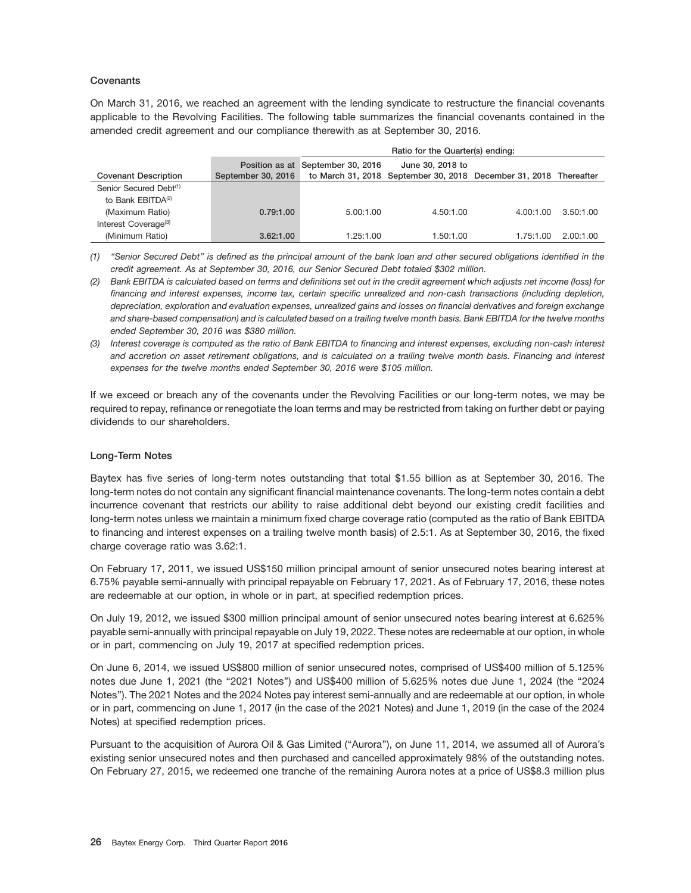### Covenants

On March 31, 2016, we reached an agreement with the lending syndicate to restructure the financial covenants applicable to the Revolving Facilities. The following table summarizes the financial covenants contained in the amended credit agreement and our compliance therewith as at September 30, 2016.

| | | Ratio for the Quarter(s) ending: | | | |
|---|---|---|---|---|---|
| Covenant Description | Position as at September 30, 2016 | September 30, 2016 to March 31, 2018 | June 30, 2018 to September 30, 2018 | December 31, 2018 | Thereafter |
| Senior Secured Debt[1] to Bank EBITDA[2] (Maximum Ratio) | **0.79:1.00** | 5.00:1.00 | 4.50:1.00 | 4.00:1.00 | 3.50:1.00 |
| Interest Coverage[3] (Minimum Ratio) | **3.62:1.00** | 1.25:1.00 | 1.50:1.00 | 1.75:1.00 | 2.00:1.00 |

*(1) "Senior Secured Debt" is defined as the principal amount of the bank loan and other secured obligations identified in the credit agreement. As at September 30, 2016, our Senior Secured Debt totaled $302 million.*

*(2) Bank EBITDA is calculated based on terms and definitions set out in the credit agreement which adjusts net income (loss) for financing and interest expenses, income tax, certain specific unrealized and non-cash transactions (including depletion, depreciation, exploration and evaluation expenses, unrealized gains and losses on financial derivatives and foreign exchange and share-based compensation) and is calculated based on a trailing twelve month basis. Bank EBITDA for the twelve months ended September 30, 2016 was $380 million.*

*(3) Interest coverage is computed as the ratio of Bank EBITDA to financing and interest expenses, excluding non-cash interest and accretion on asset retirement obligations, and is calculated on a trailing twelve month basis. Financing and interest expenses for the twelve months ended September 30, 2016 were $105 million.*

If we exceed or breach any of the covenants under the Revolving Facilities or our long-term notes, we may be required to repay, refinance or renegotiate the loan terms and may be restricted from taking on further debt or paying dividends to our shareholders.

### Long-Term Notes

Baytex has five series of long-term notes outstanding that total $1.55 billion as at September 30, 2016. The long-term notes do not contain any significant financial maintenance covenants. The long-term notes contain a debt incurrence covenant that restricts our ability to raise additional debt beyond our existing credit facilities and long-term notes unless we maintain a minimum fixed charge coverage ratio (computed as the ratio of Bank EBITDA to financing and interest expenses on a trailing twelve month basis) of 2.5:1. As at September 30, 2016, the fixed charge coverage ratio was 3.62:1.

On February 17, 2011, we issued US$150 million principal amount of senior unsecured notes bearing interest at 6.75% payable semi-annually with principal repayable on February 17, 2021. As of February 17, 2016, these notes are redeemable at our option, in whole or in part, at specified redemption prices.

On July 19, 2012, we issued $300 million principal amount of senior unsecured notes bearing interest at 6.625% payable semi-annually with principal repayable on July 19, 2022. These notes are redeemable at our option, in whole or in part, commencing on July 19, 2017 at specified redemption prices.

On June 6, 2014, we issued US$800 million of senior unsecured notes, comprised of US$400 million of 5.125% notes due June 1, 2021 (the "2021 Notes") and US$400 million of 5.625% notes due June 1, 2024 (the "2024 Notes"). The 2021 Notes and the 2024 Notes pay interest semi-annually and are redeemable at our option, in whole or in part, commencing on June 1, 2017 (in the case of the 2021 Notes) and June 1, 2019 (in the case of the 2024 Notes) at specified redemption prices.

Pursuant to the acquisition of Aurora Oil & Gas Limited ("Aurora"), on June 11, 2014, we assumed all of Aurora's existing senior unsecured notes and then purchased and cancelled approximately 98% of the outstanding notes. On February 27, 2015, we redeemed one tranche of the remaining Aurora notes at a price of US$8.3 million plus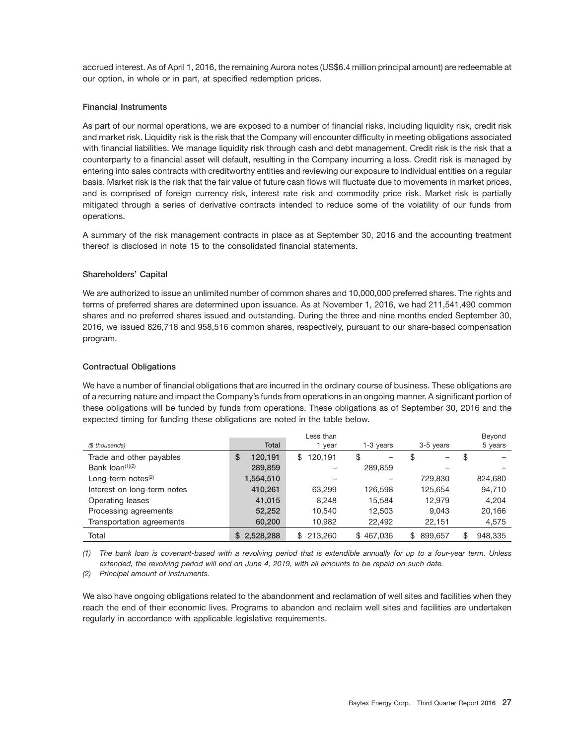accrued interest. As of April 1, 2016, the remaining Aurora notes (US$6.4 million principal amount) are redeemable at our option, in whole or in part, at specified redemption prices.

**Financial Instruments**

As part of our normal operations, we are exposed to a number of financial risks, including liquidity risk, credit risk and market risk. Liquidity risk is the risk that the Company will encounter difficulty in meeting obligations associated with financial liabilities. We manage liquidity risk through cash and debt management. Credit risk is the risk that a counterparty to a financial asset will default, resulting in the Company incurring a loss. Credit risk is managed by entering into sales contracts with creditworthy entities and reviewing our exposure to individual entities on a regular basis. Market risk is the risk that the fair value of future cash flows will fluctuate due to movements in market prices, and is comprised of foreign currency risk, interest rate risk and commodity price risk. Market risk is partially mitigated through a series of derivative contracts intended to reduce some of the volatility of our funds from operations.

A summary of the risk management contracts in place as at September 30, 2016 and the accounting treatment thereof is disclosed in note 15 to the consolidated financial statements.

**Shareholders' Capital**

We are authorized to issue an unlimited number of common shares and 10,000,000 preferred shares. The rights and terms of preferred shares are determined upon issuance. As at November 1, 2016, we had 211,541,490 common shares and no preferred shares issued and outstanding. During the three and nine months ended September 30, 2016, we issued 826,718 and 958,516 common shares, respectively, pursuant to our share-based compensation program.

**Contractual Obligations**

We have a number of financial obligations that are incurred in the ordinary course of business. These obligations are of a recurring nature and impact the Company's funds from operations in an ongoing manner. A significant portion of these obligations will be funded by funds from operations. These obligations as of September 30, 2016 and the expected timing for funding these obligations are noted in the table below.

| *($ thousands)* | Total | Less than 1 year | 1-3 years | 3-5 years | Beyond 5 years |
|---|---|---|---|---|---|
| Trade and other payables | $ 120,191 | $ 120,191 | $ – | $ – | $ – |
| Bank loan[(1)(2)] | 289,859 | – | 289,859 | – | – |
| Long-term notes[(2)] | 1,554,510 | – | – | 729,830 | 824,680 |
| Interest on long-term notes | 410,261 | 63,299 | 126,598 | 125,654 | 94,710 |
| Operating leases | 41,015 | 8,248 | 15,584 | 12,979 | 4,204 |
| Processing agreements | 52,252 | 10,540 | 12,503 | 9,043 | 20,166 |
| Transportation agreements | 60,200 | 10,982 | 22,492 | 22,151 | 4,575 |
| Total | $ 2,528,288 | $ 213,260 | $ 467,036 | $ 899,657 | $ 948,335 |

*(1) The bank loan is covenant-based with a revolving period that is extendible annually for up to a four-year term. Unless extended, the revolving period will end on June 4, 2019, with all amounts to be repaid on such date.*

*(2) Principal amount of instruments.*

We also have ongoing obligations related to the abandonment and reclamation of well sites and facilities when they reach the end of their economic lives. Programs to abandon and reclaim well sites and facilities are undertaken regularly in accordance with applicable legislative requirements.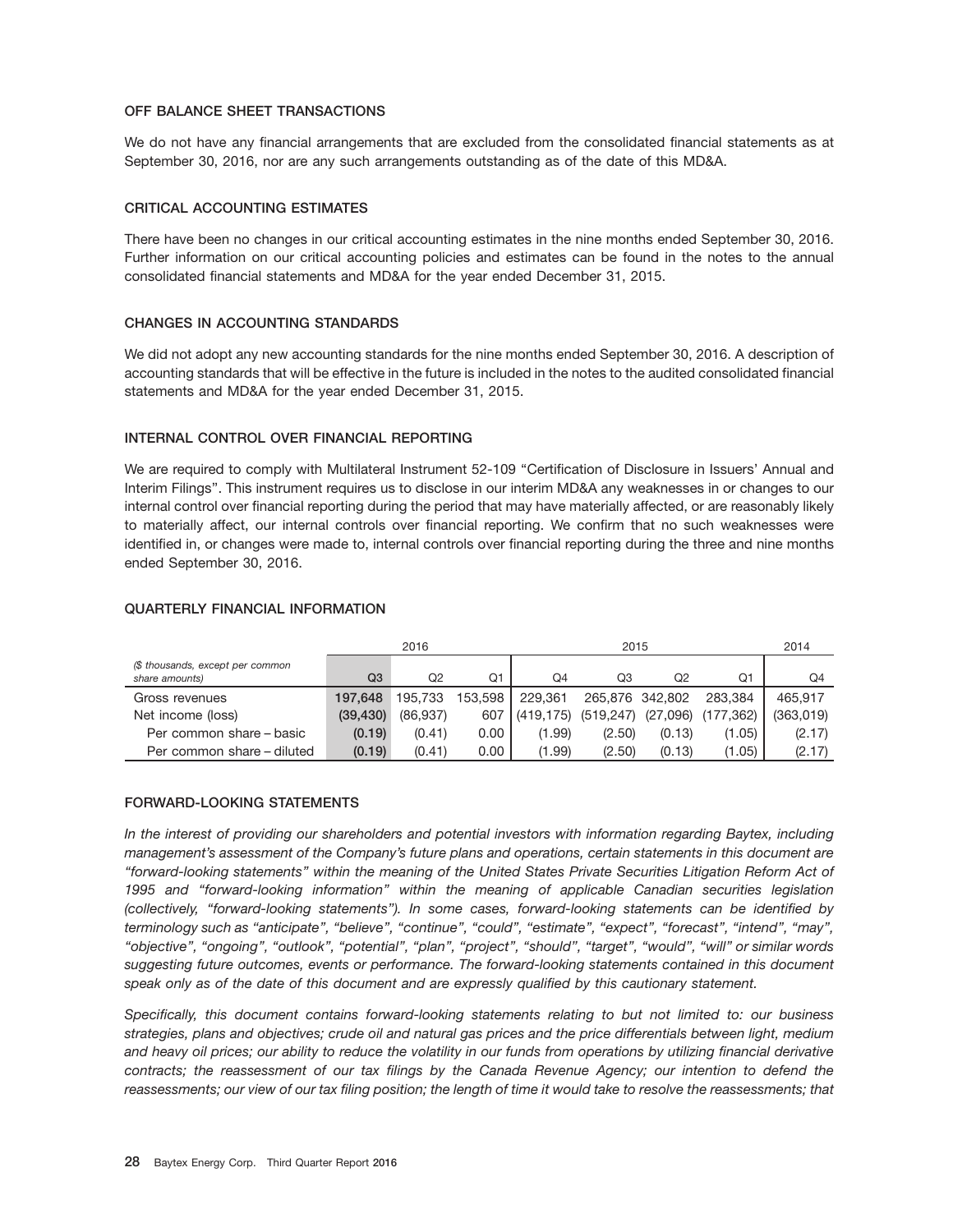### OFF BALANCE SHEET TRANSACTIONS

We do not have any financial arrangements that are excluded from the consolidated financial statements as at September 30, 2016, nor are any such arrangements outstanding as of the date of this MD&A.

### CRITICAL ACCOUNTING ESTIMATES

There have been no changes in our critical accounting estimates in the nine months ended September 30, 2016. Further information on our critical accounting policies and estimates can be found in the notes to the annual consolidated financial statements and MD&A for the year ended December 31, 2015.

### CHANGES IN ACCOUNTING STANDARDS

We did not adopt any new accounting standards for the nine months ended September 30, 2016. A description of accounting standards that will be effective in the future is included in the notes to the audited consolidated financial statements and MD&A for the year ended December 31, 2015.

### INTERNAL CONTROL OVER FINANCIAL REPORTING

We are required to comply with Multilateral Instrument 52-109 "Certification of Disclosure in Issuers' Annual and Interim Filings". This instrument requires us to disclose in our interim MD&A any weaknesses in or changes to our internal control over financial reporting during the period that may have materially affected, or are reasonably likely to materially affect, our internal controls over financial reporting. We confirm that no such weaknesses were identified in, or changes were made to, internal controls over financial reporting during the three and nine months ended September 30, 2016.

### QUARTERLY FINANCIAL INFORMATION

| | 2016 | | | 2015 | | | | 2014 |
|---|---|---|---|---|---|---|---|---|
| *($ thousands, except per common share amounts)* | Q3 | Q2 | Q1 | Q4 | Q3 | Q2 | Q1 | Q4 |
| Gross revenues | **197,648** | 195,733 | 153,598 | 229,361 | 265,876 | 342,802 | 283,384 | 465,917 |
| Net income (loss) | **(39,430)** | (86,937) | 607 | (419,175) | (519,247) | (27,096) | (177,362) | (363,019) |
| Per common share – basic | **(0.19)** | (0.41) | 0.00 | (1.99) | (2.50) | (0.13) | (1.05) | (2.17) |
| Per common share – diluted | **(0.19)** | (0.41) | 0.00 | (1.99) | (2.50) | (0.13) | (1.05) | (2.17) |

### FORWARD-LOOKING STATEMENTS

*In the interest of providing our shareholders and potential investors with information regarding Baytex, including management's assessment of the Company's future plans and operations, certain statements in this document are "forward-looking statements" within the meaning of the United States Private Securities Litigation Reform Act of 1995 and "forward-looking information" within the meaning of applicable Canadian securities legislation (collectively, "forward-looking statements"). In some cases, forward-looking statements can be identified by terminology such as "anticipate", "believe", "continue", "could", "estimate", "expect", "forecast", "intend", "may", "objective", "ongoing", "outlook", "potential", "plan", "project", "should", "target", "would", "will" or similar words suggesting future outcomes, events or performance. The forward-looking statements contained in this document speak only as of the date of this document and are expressly qualified by this cautionary statement.*

*Specifically, this document contains forward-looking statements relating to but not limited to: our business strategies, plans and objectives; crude oil and natural gas prices and the price differentials between light, medium and heavy oil prices; our ability to reduce the volatility in our funds from operations by utilizing financial derivative contracts; the reassessment of our tax filings by the Canada Revenue Agency; our intention to defend the reassessments; our view of our tax filing position; the length of time it would take to resolve the reassessments; that*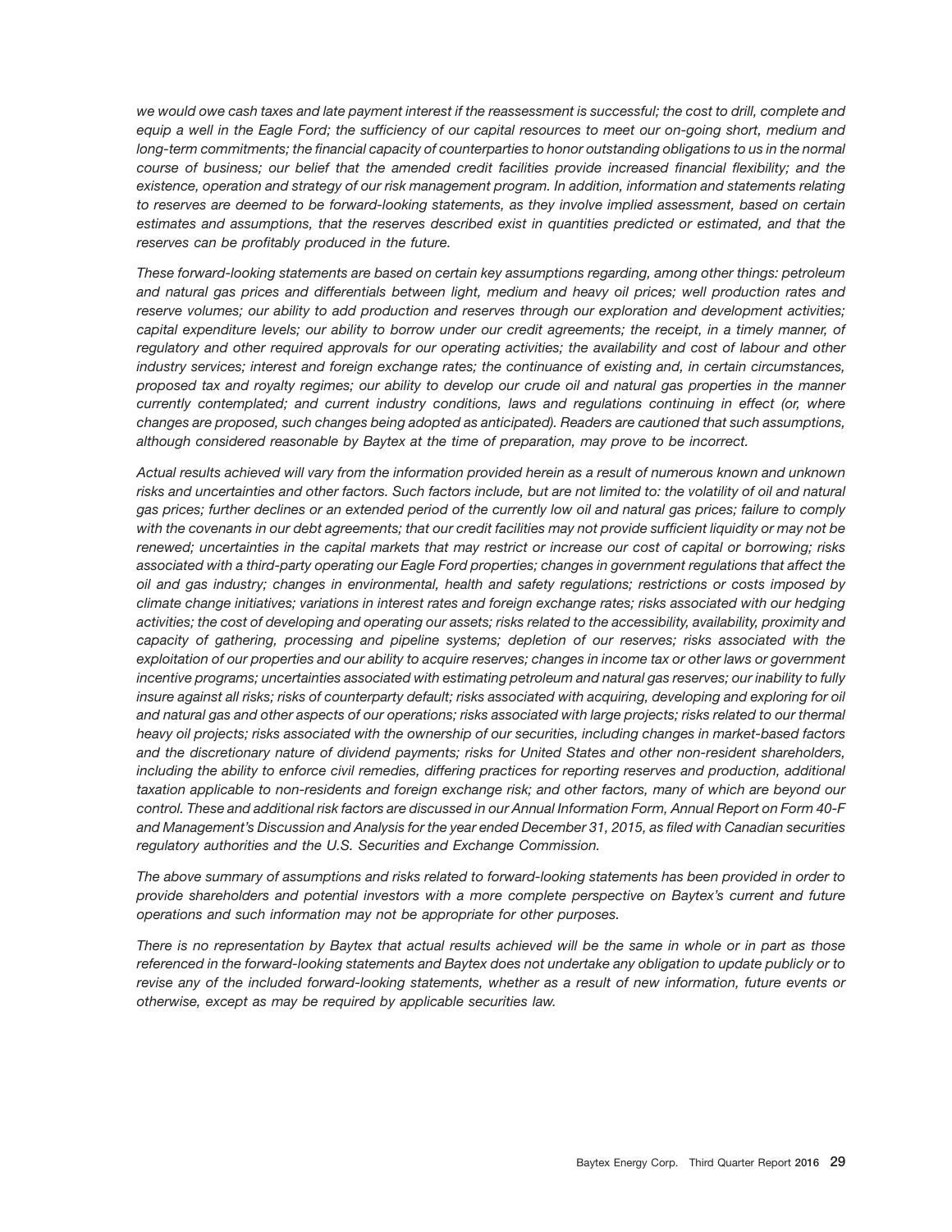*we would owe cash taxes and late payment interest if the reassessment is successful; the cost to drill, complete and equip a well in the Eagle Ford; the sufficiency of our capital resources to meet our on-going short, medium and long-term commitments; the financial capacity of counterparties to honor outstanding obligations to us in the normal course of business; our belief that the amended credit facilities provide increased financial flexibility; and the existence, operation and strategy of our risk management program. In addition, information and statements relating to reserves are deemed to be forward-looking statements, as they involve implied assessment, based on certain estimates and assumptions, that the reserves described exist in quantities predicted or estimated, and that the reserves can be profitably produced in the future.*

*These forward-looking statements are based on certain key assumptions regarding, among other things: petroleum and natural gas prices and differentials between light, medium and heavy oil prices; well production rates and reserve volumes; our ability to add production and reserves through our exploration and development activities; capital expenditure levels; our ability to borrow under our credit agreements; the receipt, in a timely manner, of regulatory and other required approvals for our operating activities; the availability and cost of labour and other industry services; interest and foreign exchange rates; the continuance of existing and, in certain circumstances, proposed tax and royalty regimes; our ability to develop our crude oil and natural gas properties in the manner currently contemplated; and current industry conditions, laws and regulations continuing in effect (or, where changes are proposed, such changes being adopted as anticipated). Readers are cautioned that such assumptions, although considered reasonable by Baytex at the time of preparation, may prove to be incorrect.*

*Actual results achieved will vary from the information provided herein as a result of numerous known and unknown risks and uncertainties and other factors. Such factors include, but are not limited to: the volatility of oil and natural gas prices; further declines or an extended period of the currently low oil and natural gas prices; failure to comply with the covenants in our debt agreements; that our credit facilities may not provide sufficient liquidity or may not be renewed; uncertainties in the capital markets that may restrict or increase our cost of capital or borrowing; risks associated with a third-party operating our Eagle Ford properties; changes in government regulations that affect the oil and gas industry; changes in environmental, health and safety regulations; restrictions or costs imposed by climate change initiatives; variations in interest rates and foreign exchange rates; risks associated with our hedging activities; the cost of developing and operating our assets; risks related to the accessibility, availability, proximity and capacity of gathering, processing and pipeline systems; depletion of our reserves; risks associated with the exploitation of our properties and our ability to acquire reserves; changes in income tax or other laws or government incentive programs; uncertainties associated with estimating petroleum and natural gas reserves; our inability to fully insure against all risks; risks of counterparty default; risks associated with acquiring, developing and exploring for oil and natural gas and other aspects of our operations; risks associated with large projects; risks related to our thermal heavy oil projects; risks associated with the ownership of our securities, including changes in market-based factors and the discretionary nature of dividend payments; risks for United States and other non-resident shareholders, including the ability to enforce civil remedies, differing practices for reporting reserves and production, additional taxation applicable to non-residents and foreign exchange risk; and other factors, many of which are beyond our control. These and additional risk factors are discussed in our Annual Information Form, Annual Report on Form 40-F and Management's Discussion and Analysis for the year ended December 31, 2015, as filed with Canadian securities regulatory authorities and the U.S. Securities and Exchange Commission.*

*The above summary of assumptions and risks related to forward-looking statements has been provided in order to provide shareholders and potential investors with a more complete perspective on Baytex's current and future operations and such information may not be appropriate for other purposes.*

*There is no representation by Baytex that actual results achieved will be the same in whole or in part as those referenced in the forward-looking statements and Baytex does not undertake any obligation to update publicly or to revise any of the included forward-looking statements, whether as a result of new information, future events or otherwise, except as may be required by applicable securities law.*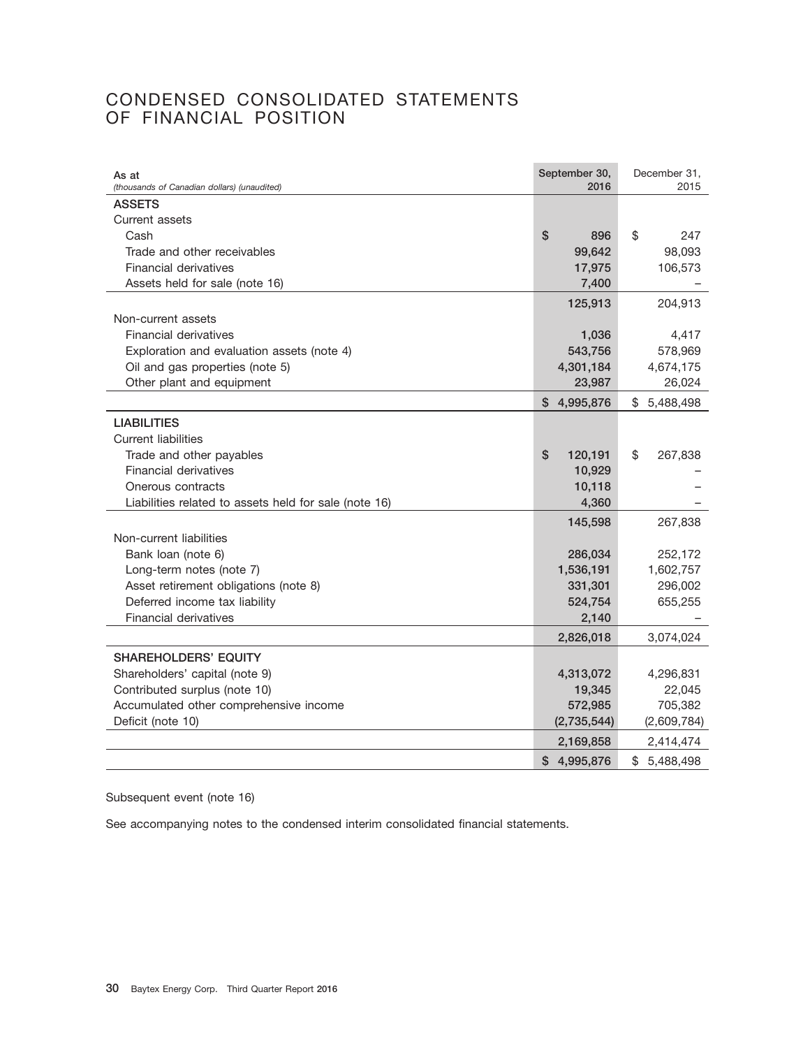# CONDENSED CONSOLIDATED STATEMENTS OF FINANCIAL POSITION

| As at<br>*(thousands of Canadian dollars) (unaudited)* | September 30, 2016 | December 31, 2015 |
|---|---|---|
| **ASSETS** | | |
| Current assets | | |
| Cash | $ 896 | $ 247 |
| Trade and other receivables | 99,642 | 98,093 |
| Financial derivatives | 17,975 | 106,573 |
| Assets held for sale (note 16) | 7,400 | – |
| | 125,913 | 204,913 |
| Non-current assets | | |
| Financial derivatives | 1,036 | 4,417 |
| Exploration and evaluation assets (note 4) | 543,756 | 578,969 |
| Oil and gas properties (note 5) | 4,301,184 | 4,674,175 |
| Other plant and equipment | 23,987 | 26,024 |
| | $ 4,995,876 | $ 5,488,498 |
| **LIABILITIES** | | |
| Current liabilities | | |
| Trade and other payables | $ 120,191 | $ 267,838 |
| Financial derivatives | 10,929 | – |
| Onerous contracts | 10,118 | – |
| Liabilities related to assets held for sale (note 16) | 4,360 | – |
| | 145,598 | 267,838 |
| Non-current liabilities | | |
| Bank loan (note 6) | 286,034 | 252,172 |
| Long-term notes (note 7) | 1,536,191 | 1,602,757 |
| Asset retirement obligations (note 8) | 331,301 | 296,002 |
| Deferred income tax liability | 524,754 | 655,255 |
| Financial derivatives | 2,140 | – |
| | 2,826,018 | 3,074,024 |
| **SHAREHOLDERS' EQUITY** | | |
| Shareholders' capital (note 9) | 4,313,072 | 4,296,831 |
| Contributed surplus (note 10) | 19,345 | 22,045 |
| Accumulated other comprehensive income | 572,985 | 705,382 |
| Deficit (note 10) | (2,735,544) | (2,609,784) |
| | 2,169,858 | 2,414,474 |
| | $ 4,995,876 | $ 5,488,498 |

Subsequent event (note 16)

See accompanying notes to the condensed interim consolidated financial statements.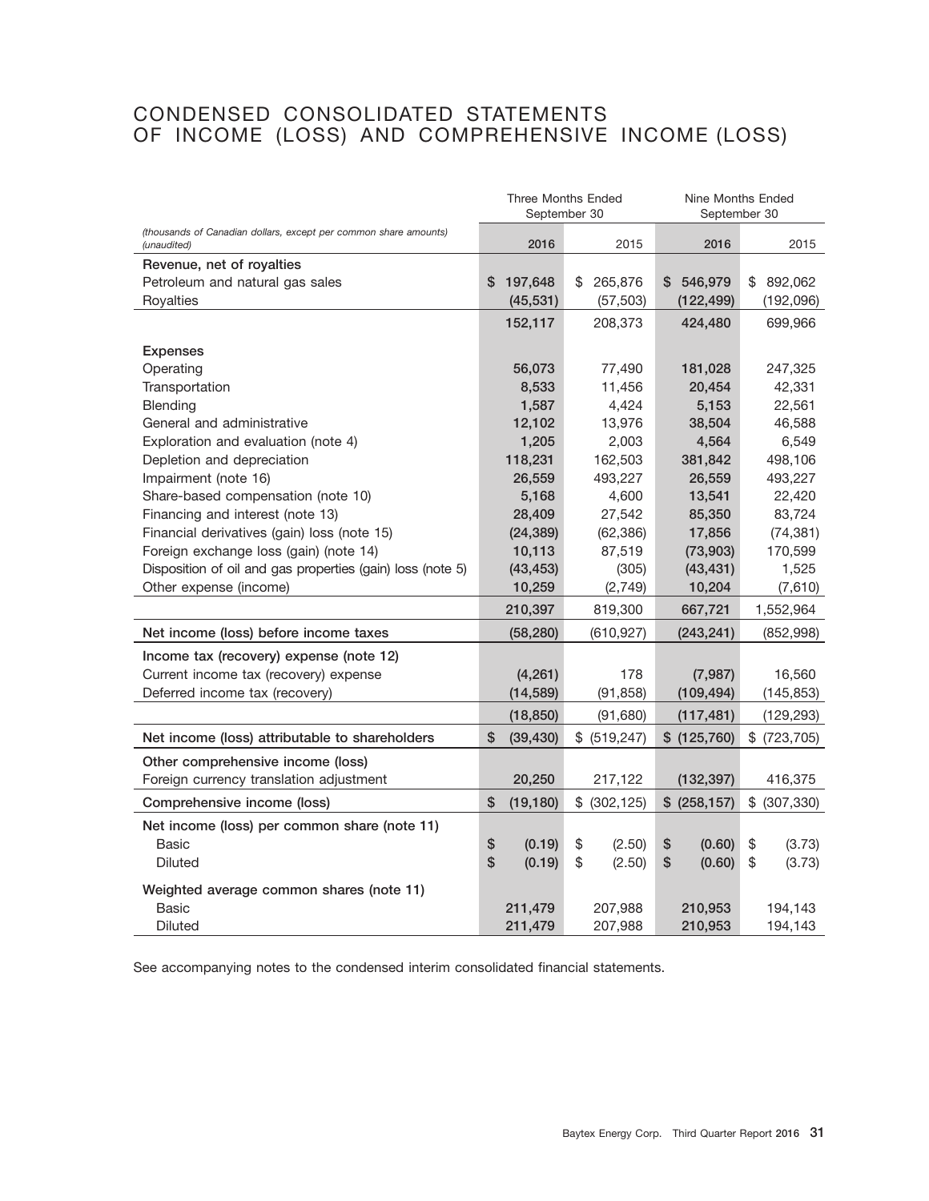# CONDENSED CONSOLIDATED STATEMENTS OF INCOME (LOSS) AND COMPREHENSIVE INCOME (LOSS)

| *(thousands of Canadian dollars, except per common share amounts) (unaudited)* | Three Months Ended September 30 | | Nine Months Ended September 30 | |
|---|---|---|---|---|
| | **2016** | 2015 | **2016** | 2015 |
| **Revenue, net of royalties** | | | | |
| Petroleum and natural gas sales | **$ 197,648** | $ 265,876 | **$ 546,979** | $ 892,062 |
| Royalties | **(45,531)** | (57,503) | **(122,499)** | (192,096) |
| | **152,117** | 208,373 | **424,480** | 699,966 |
| **Expenses** | | | | |
| Operating | **56,073** | 77,490 | **181,028** | 247,325 |
| Transportation | **8,533** | 11,456 | **20,454** | 42,331 |
| Blending | **1,587** | 4,424 | **5,153** | 22,561 |
| General and administrative | **12,102** | 13,976 | **38,504** | 46,588 |
| Exploration and evaluation (note 4) | **1,205** | 2,003 | **4,564** | 6,549 |
| Depletion and depreciation | **118,231** | 162,503 | **381,842** | 498,106 |
| Impairment (note 16) | **26,559** | 493,227 | **26,559** | 493,227 |
| Share-based compensation (note 10) | **5,168** | 4,600 | **13,541** | 22,420 |
| Financing and interest (note 13) | **28,409** | 27,542 | **85,350** | 83,724 |
| Financial derivatives (gain) loss (note 15) | **(24,389)** | (62,386) | **17,856** | (74,381) |
| Foreign exchange loss (gain) (note 14) | **10,113** | 87,519 | **(73,903)** | 170,599 |
| Disposition of oil and gas properties (gain) loss (note 5) | **(43,453)** | (305) | **(43,431)** | 1,525 |
| Other expense (income) | **10,259** | (2,749) | **10,204** | (7,610) |
| | **210,397** | 819,300 | **667,721** | 1,552,964 |
| **Net income (loss) before income taxes** | **(58,280)** | (610,927) | **(243,241)** | (852,998) |
| **Income tax (recovery) expense (note 12)** | | | | |
| Current income tax (recovery) expense | **(4,261)** | 178 | **(7,987)** | 16,560 |
| Deferred income tax (recovery) | **(14,589)** | (91,858) | **(109,494)** | (145,853) |
| | **(18,850)** | (91,680) | **(117,481)** | (129,293) |
| **Net income (loss) attributable to shareholders** | **$ (39,430)** | $ (519,247) | **$ (125,760)** | $ (723,705) |
| **Other comprehensive income (loss)** | | | | |
| Foreign currency translation adjustment | **20,250** | 217,122 | **(132,397)** | 416,375 |
| **Comprehensive income (loss)** | **$ (19,180)** | $ (302,125) | **$ (258,157)** | $ (307,330) |
| **Net income (loss) per common share (note 11)** | | | | |
| Basic | **$ (0.19)** | $ (2.50) | **$ (0.60)** | $ (3.73) |
| Diluted | **$ (0.19)** | $ (2.50) | **$ (0.60)** | $ (3.73) |
| **Weighted average common shares (note 11)** | | | | |
| Basic | **211,479** | 207,988 | **210,953** | 194,143 |
| Diluted | **211,479** | 207,988 | **210,953** | 194,143 |

See accompanying notes to the condensed interim consolidated financial statements.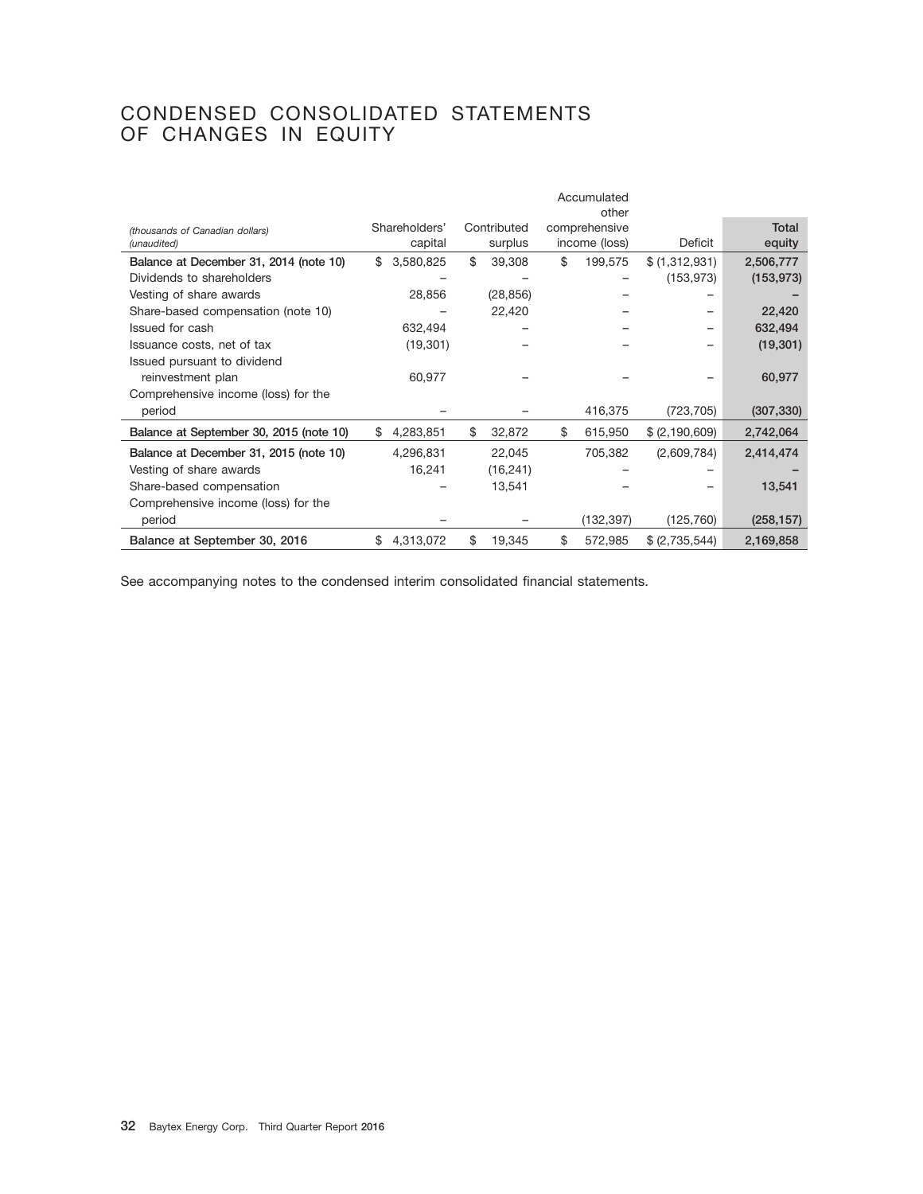# CONDENSED CONSOLIDATED STATEMENTS OF CHANGES IN EQUITY

| *(thousands of Canadian dollars)* *(unaudited)* | Shareholders' capital | Contributed surplus | Accumulated other comprehensive income (loss) | Deficit | Total equity |
|---|---|---|---|---|---|
| **Balance at December 31, 2014 (note 10)** | $ 3,580,825 | $ 39,308 | $ 199,575 | $ (1,312,931) | **2,506,777** |
| Dividends to shareholders | – | – | – | (153,973) | **(153,973)** |
| Vesting of share awards | 28,856 | (28,856) | – | – | **–** |
| Share-based compensation (note 10) | – | 22,420 | – | – | **22,420** |
| Issued for cash | 632,494 | – | – | – | **632,494** |
| Issuance costs, net of tax | (19,301) | – | – | – | **(19,301)** |
| Issued pursuant to dividend reinvestment plan | 60,977 | – | – | – | **60,977** |
| Comprehensive income (loss) for the period | – | – | 416,375 | (723,705) | **(307,330)** |
| **Balance at September 30, 2015 (note 10)** | $ 4,283,851 | $ 32,872 | $ 615,950 | $ (2,190,609) | **2,742,064** |
| **Balance at December 31, 2015 (note 10)** | 4,296,831 | 22,045 | 705,382 | (2,609,784) | **2,414,474** |
| Vesting of share awards | 16,241 | (16,241) | – | – | **–** |
| Share-based compensation | – | 13,541 | – | – | **13,541** |
| Comprehensive income (loss) for the period | – | – | (132,397) | (125,760) | **(258,157)** |
| **Balance at September 30, 2016** | $ 4,313,072 | $ 19,345 | $ 572,985 | $ (2,735,544) | **2,169,858** |

See accompanying notes to the condensed interim consolidated financial statements.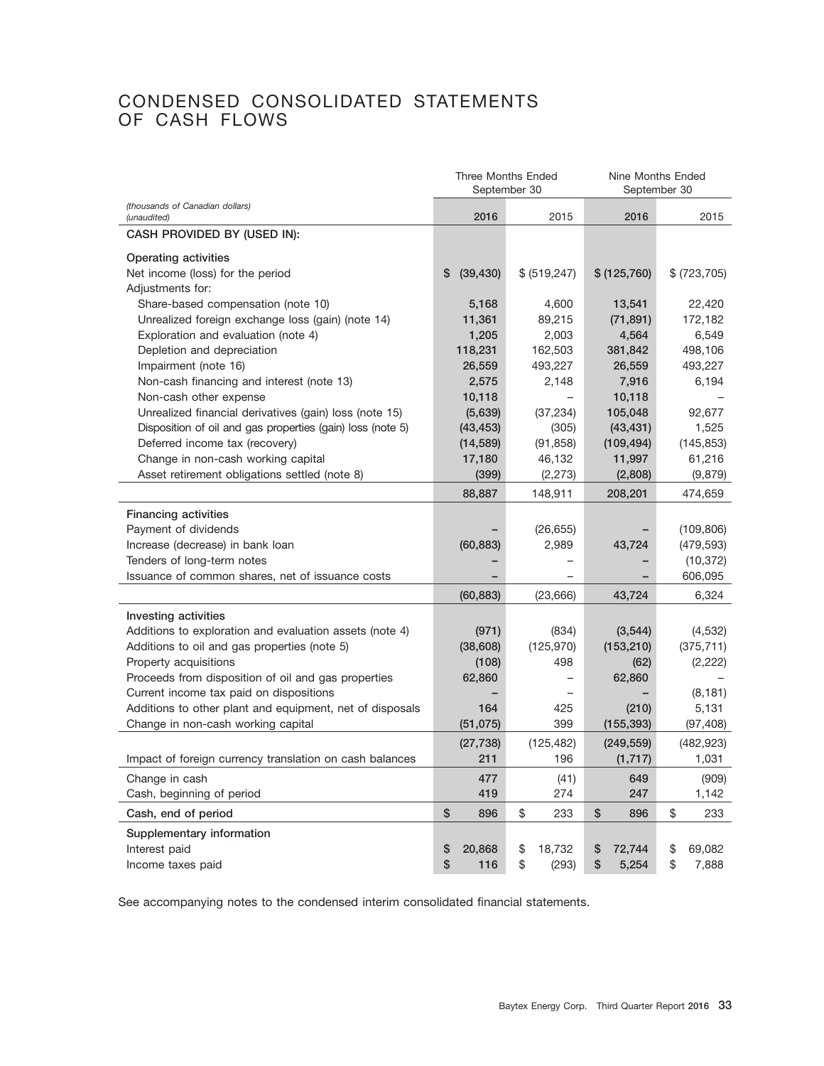# CONDENSED CONSOLIDATED STATEMENTS OF CASH FLOWS

| (thousands of Canadian dollars) (unaudited) | Three Months Ended September 30 2016 | Three Months Ended September 30 2015 | Nine Months Ended September 30 2016 | Nine Months Ended September 30 2015 |
|---|---|---|---|---|
| **CASH PROVIDED BY (USED IN):** | | | | |
| **Operating activities** | | | | |
| Net income (loss) for the period | $ (39,430) | $ (519,247) | $ (125,760) | $ (723,705) |
| Adjustments for: | | | | |
| Share-based compensation (note 10) | 5,168 | 4,600 | 13,541 | 22,420 |
| Unrealized foreign exchange loss (gain) (note 14) | 11,361 | 89,215 | (71,891) | 172,182 |
| Exploration and evaluation (note 4) | 1,205 | 2,003 | 4,564 | 6,549 |
| Depletion and depreciation | 118,231 | 162,503 | 381,842 | 498,106 |
| Impairment (note 16) | 26,559 | 493,227 | 26,559 | 493,227 |
| Non-cash financing and interest (note 13) | 2,575 | 2,148 | 7,916 | 6,194 |
| Non-cash other expense | 10,118 | – | 10,118 | – |
| Unrealized financial derivatives (gain) loss (note 15) | (5,639) | (37,234) | 105,048 | 92,677 |
| Disposition of oil and gas properties (gain) loss (note 5) | (43,453) | (305) | (43,431) | 1,525 |
| Deferred income tax (recovery) | (14,589) | (91,858) | (109,494) | (145,853) |
| Change in non-cash working capital | 17,180 | 46,132 | 11,997 | 61,216 |
| Asset retirement obligations settled (note 8) | (399) | (2,273) | (2,808) | (9,879) |
| | 88,887 | 148,911 | 208,201 | 474,659 |
| **Financing activities** | | | | |
| Payment of dividends | – | (26,655) | – | (109,806) |
| Increase (decrease) in bank loan | (60,883) | 2,989 | 43,724 | (479,593) |
| Tenders of long-term notes | – | – | – | (10,372) |
| Issuance of common shares, net of issuance costs | – | – | – | 606,095 |
| | (60,883) | (23,666) | 43,724 | 6,324 |
| **Investing activities** | | | | |
| Additions to exploration and evaluation assets (note 4) | (971) | (834) | (3,544) | (4,532) |
| Additions to oil and gas properties (note 5) | (38,608) | (125,970) | (153,210) | (375,711) |
| Property acquisitions | (108) | 498 | (62) | (2,222) |
| Proceeds from disposition of oil and gas properties | 62,860 | – | 62,860 | – |
| Current income tax paid on dispositions | – | – | – | (8,181) |
| Additions to other plant and equipment, net of disposals | 164 | 425 | (210) | 5,131 |
| Change in non-cash working capital | (51,075) | 399 | (155,393) | (97,408) |
| | (27,738) | (125,482) | (249,559) | (482,923) |
| Impact of foreign currency translation on cash balances | 211 | 196 | (1,717) | 1,031 |
| Change in cash | 477 | (41) | 649 | (909) |
| Cash, beginning of period | 419 | 274 | 247 | 1,142 |
| **Cash, end of period** | $ 896 | $ 233 | $ 896 | $ 233 |
| **Supplementary information** | | | | |
| Interest paid | $ 20,868 | $ 18,732 | $ 72,744 | $ 69,082 |
| Income taxes paid | $ 116 | $ (293) | $ 5,254 | $ 7,888 |

See accompanying notes to the condensed interim consolidated financial statements.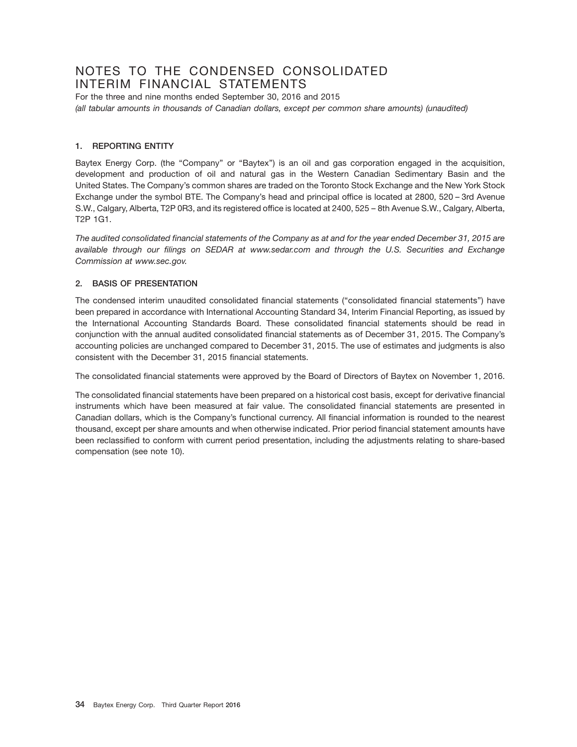# NOTES TO THE CONDENSED CONSOLIDATED INTERIM FINANCIAL STATEMENTS

For the three and nine months ended September 30, 2016 and 2015

*(all tabular amounts in thousands of Canadian dollars, except per common share amounts) (unaudited)*

### 1. REPORTING ENTITY

Baytex Energy Corp. (the "Company" or "Baytex") is an oil and gas corporation engaged in the acquisition, development and production of oil and natural gas in the Western Canadian Sedimentary Basin and the United States. The Company's common shares are traded on the Toronto Stock Exchange and the New York Stock Exchange under the symbol BTE. The Company's head and principal office is located at 2800, 520 – 3rd Avenue S.W., Calgary, Alberta, T2P 0R3, and its registered office is located at 2400, 525 – 8th Avenue S.W., Calgary, Alberta, T2P 1G1.

*The audited consolidated financial statements of the Company as at and for the year ended December 31, 2015 are available through our filings on SEDAR at www.sedar.com and through the U.S. Securities and Exchange Commission at www.sec.gov.*

### 2. BASIS OF PRESENTATION

The condensed interim unaudited consolidated financial statements ("consolidated financial statements") have been prepared in accordance with International Accounting Standard 34, Interim Financial Reporting, as issued by the International Accounting Standards Board. These consolidated financial statements should be read in conjunction with the annual audited consolidated financial statements as of December 31, 2015. The Company's accounting policies are unchanged compared to December 31, 2015. The use of estimates and judgments is also consistent with the December 31, 2015 financial statements.

The consolidated financial statements were approved by the Board of Directors of Baytex on November 1, 2016.

The consolidated financial statements have been prepared on a historical cost basis, except for derivative financial instruments which have been measured at fair value. The consolidated financial statements are presented in Canadian dollars, which is the Company's functional currency. All financial information is rounded to the nearest thousand, except per share amounts and when otherwise indicated. Prior period financial statement amounts have been reclassified to conform with current period presentation, including the adjustments relating to share-based compensation (see note 10).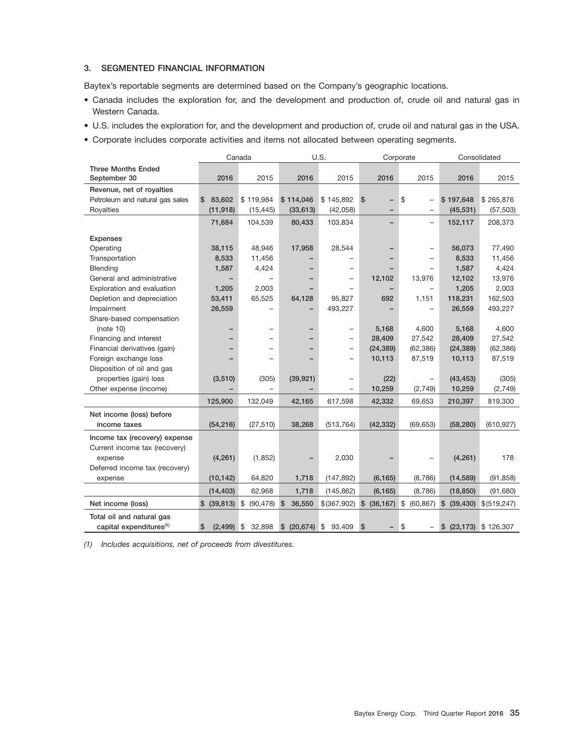## 3. SEGMENTED FINANCIAL INFORMATION

Baytex's reportable segments are determined based on the Company's geographic locations.

- Canada includes the exploration for, and the development and production of, crude oil and natural gas in Western Canada.
- U.S. includes the exploration for, and the development and production of, crude oil and natural gas in the USA.
- Corporate includes corporate activities and items not allocated between operating segments.

| | Canada | | U.S. | | Corporate | | Consolidated | |
|---|---|---|---|---|---|---|---|---|
| **Three Months Ended September 30** | **2016** | 2015 | **2016** | 2015 | **2016** | 2015 | **2016** | 2015 |
| **Revenue, net of royalties** | | | | | | | | |
| Petroleum and natural gas sales | **$ 83,602** | $ 119,984 | **$ 114,046** | $ 145,892 | **$ –** | $ – | **$ 197,648** | $ 265,876 |
| Royalties | **(11,918)** | (15,445) | **(33,613)** | (42,058) | **–** | – | **(45,531)** | (57,503) |
| | **71,684** | 104,539 | **80,433** | 103,834 | **–** | – | **152,117** | 208,373 |
| **Expenses** | | | | | | | | |
| Operating | **38,115** | 48,946 | **17,958** | 28,544 | **–** | – | **56,073** | 77,490 |
| Transportation | **8,533** | 11,456 | **–** | – | **–** | – | **8,533** | 11,456 |
| Blending | **1,587** | 4,424 | **–** | – | **–** | – | **1,587** | 4,424 |
| General and administrative | **–** | – | **–** | – | **12,102** | 13,976 | **12,102** | 13,976 |
| Exploration and evaluation | **1,205** | 2,003 | **–** | – | **–** | – | **1,205** | 2,003 |
| Depletion and depreciation | **53,411** | 65,525 | **64,128** | 95,827 | **692** | 1,151 | **118,231** | 162,503 |
| Impairment | **26,559** | – | **–** | 493,227 | **–** | – | **26,559** | 493,227 |
| Share-based compensation (note 10) | **–** | – | **–** | – | **5,168** | 4,600 | **5,168** | 4,600 |
| Financing and interest | **–** | – | **–** | – | **28,409** | 27,542 | **28,409** | 27,542 |
| Financial derivatives (gain) | **–** | – | **–** | – | **(24,389)** | (62,386) | **(24,389)** | (62,386) |
| Foreign exchange loss | **–** | – | **–** | – | **10,113** | 87,519 | **10,113** | 87,519 |
| Disposition of oil and gas properties (gain) loss | **(3,510)** | (305) | **(39,921)** | – | **(22)** | – | **(43,453)** | (305) |
| Other expense (income) | **–** | – | **–** | – | **10,259** | (2,749) | **10,259** | (2,749) |
| | **125,900** | 132,049 | **42,165** | 617,598 | **42,332** | 69,653 | **210,397** | 819,300 |
| **Net income (loss) before income taxes** | **(54,216)** | (27,510) | **38,268** | (513,764) | **(42,332)** | (69,653) | **(58,280)** | (610,927) |
| **Income tax (recovery) expense** | | | | | | | | |
| Current income tax (recovery) expense | **(4,261)** | (1,852) | **–** | 2,030 | **–** | – | **(4,261)** | 178 |
| Deferred income tax (recovery) expense | **(10,142)** | 64,820 | **1,718** | (147,892) | **(6,165)** | (8,786) | **(14,589)** | (91,858) |
| | **(14,403)** | 62,968 | **1,718** | (145,862) | **(6,165)** | (8,786) | **(18,850)** | (91,680) |
| **Net income (loss)** | **$ (39,813)** | $ (90,478) | **$ 36,550** | $(367,902) | **$ (36,167)** | $ (60,867) | **$ (39,430)** | $(519,247) |
| **Total oil and natural gas capital expenditures[(1)]** | **$ (2,499)** | $ 32,898 | **$ (20,674)** | $ 93,409 | **$ –** | $ – | **$ (23,173)** | $ 126,307 |

*(1) Includes acquisitions, net of proceeds from divestitures.*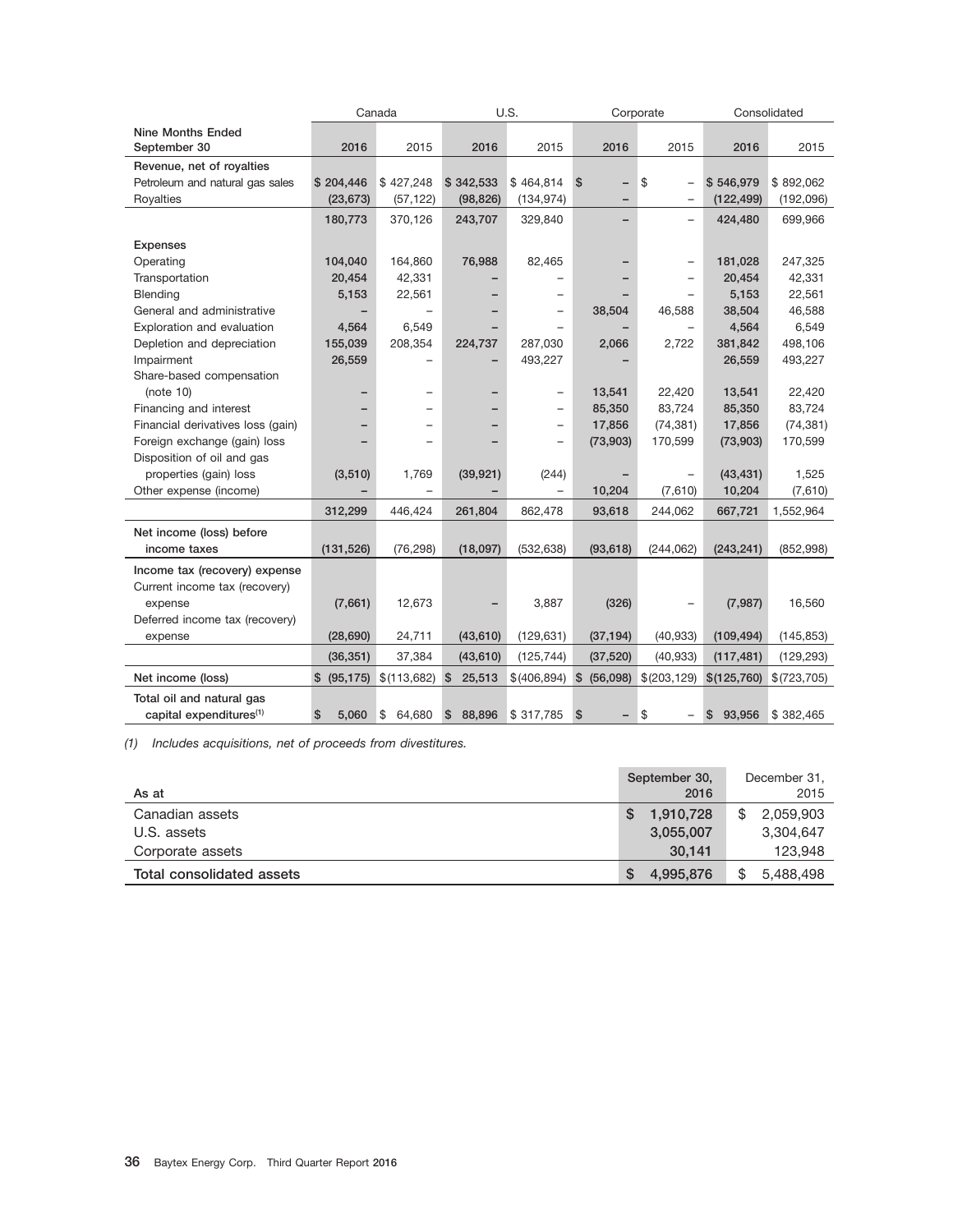| | Canada | | U.S. | | Corporate | | Consolidated | |
|---|---|---|---|---|---|---|---|---|
| **Nine Months Ended September 30** | **2016** | 2015 | **2016** | 2015 | **2016** | 2015 | **2016** | 2015 |
| **Revenue, net of royalties** | | | | | | | | |
| Petroleum and natural gas sales | **$ 204,446** | $ 427,248 | **$ 342,533** | $ 464,814 | **$ –** | $ – | **$ 546,979** | $ 892,062 |
| Royalties | **(23,673)** | (57,122) | **(98,826)** | (134,974) | **–** | – | **(122,499)** | (192,096) |
| | **180,773** | 370,126 | **243,707** | 329,840 | **–** | – | **424,480** | 699,966 |
| **Expenses** | | | | | | | | |
| Operating | **104,040** | 164,860 | **76,988** | 82,465 | **–** | – | **181,028** | 247,325 |
| Transportation | **20,454** | 42,331 | **–** | – | **–** | – | **20,454** | 42,331 |
| Blending | **5,153** | 22,561 | **–** | – | **–** | – | **5,153** | 22,561 |
| General and administrative | **–** | – | **–** | – | **38,504** | 46,588 | **38,504** | 46,588 |
| Exploration and evaluation | **4,564** | 6,549 | **–** | – | **–** | – | **4,564** | 6,549 |
| Depletion and depreciation | **155,039** | 208,354 | **224,737** | 287,030 | **2,066** | 2,722 | **381,842** | 498,106 |
| Impairment | **26,559** | – | **–** | 493,227 | **–** | | **26,559** | 493,227 |
| Share-based compensation (note 10) | **–** | – | **–** | – | **13,541** | 22,420 | **13,541** | 22,420 |
| Financing and interest | **–** | – | **–** | – | **85,350** | 83,724 | **85,350** | 83,724 |
| Financial derivatives loss (gain) | **–** | – | **–** | – | **17,856** | (74,381) | **17,856** | (74,381) |
| Foreign exchange (gain) loss | **–** | – | **–** | – | **(73,903)** | 170,599 | **(73,903)** | 170,599 |
| Disposition of oil and gas properties (gain) loss | **(3,510)** | 1,769 | **(39,921)** | (244) | **–** | – | **(43,431)** | 1,525 |
| Other expense (income) | **–** | – | **–** | – | **10,204** | (7,610) | **10,204** | (7,610) |
| | **312,299** | 446,424 | **261,804** | 862,478 | **93,618** | 244,062 | **667,721** | 1,552,964 |
| **Net income (loss) before income taxes** | **(131,526)** | (76,298) | **(18,097)** | (532,638) | **(93,618)** | (244,062) | **(243,241)** | (852,998) |
| **Income tax (recovery) expense** | | | | | | | | |
| Current income tax (recovery) expense | **(7,661)** | 12,673 | **–** | 3,887 | **(326)** | – | **(7,987)** | 16,560 |
| Deferred income tax (recovery) expense | **(28,690)** | 24,711 | **(43,610)** | (129,631) | **(37,194)** | (40,933) | **(109,494)** | (145,853) |
| | **(36,351)** | 37,384 | **(43,610)** | (125,744) | **(37,520)** | (40,933) | **(117,481)** | (129,293) |
| **Net income (loss)** | **$ (95,175)** | $(113,682) | **$ 25,513** | $(406,894) | **$ (56,098)** | $(203,129) | **$(125,760)** | $(723,705) |
| **Total oil and natural gas capital expenditures[1]** | **$ 5,060** | $ 64,680 | **$ 88,896** | $ 317,785 | **$ –** | $ – | **$ 93,956** | $ 382,465 |

*(1) Includes acquisitions, net of proceeds from divestitures.*

| As at | **September 30, 2016** | December 31, 2015 |
|---|---|---|
| Canadian assets | **$ 1,910,728** | $ 2,059,903 |
| U.S. assets | **3,055,007** | 3,304,647 |
| Corporate assets | **30,141** | 123,948 |
| **Total consolidated assets** | **$ 4,995,876** | $ 5,488,498 |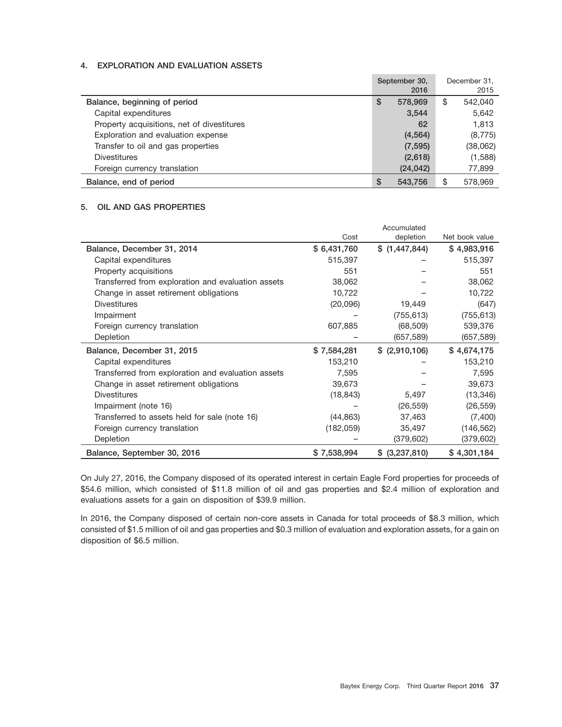## 4. EXPLORATION AND EVALUATION ASSETS

| | September 30, 2016 | December 31, 2015 |
|---|---|---|
| **Balance, beginning of period** | **$ 578,969** | $ 542,040 |
| Capital expenditures | **3,544** | 5,642 |
| Property acquisitions, net of divestitures | **62** | 1,813 |
| Exploration and evaluation expense | **(4,564)** | (8,775) |
| Transfer to oil and gas properties | **(7,595)** | (38,062) |
| Divestitures | **(2,618)** | (1,588) |
| Foreign currency translation | **(24,042)** | 77,899 |
| **Balance, end of period** | **$ 543,756** | $ 578,969 |

## 5. OIL AND GAS PROPERTIES

| | Cost | Accumulated depletion | Net book value |
|---|---|---|---|
| **Balance, December 31, 2014** | **$ 6,431,760** | **$ (1,447,844)** | **$ 4,983,916** |
| Capital expenditures | 515,397 | – | 515,397 |
| Property acquisitions | 551 | – | 551 |
| Transferred from exploration and evaluation assets | 38,062 | – | 38,062 |
| Change in asset retirement obligations | 10,722 | – | 10,722 |
| Divestitures | (20,096) | 19,449 | (647) |
| Impairment | – | (755,613) | (755,613) |
| Foreign currency translation | 607,885 | (68,509) | 539,376 |
| Depletion | – | (657,589) | (657,589) |
| **Balance, December 31, 2015** | **$ 7,584,281** | **$ (2,910,106)** | **$ 4,674,175** |
| Capital expenditures | 153,210 | – | 153,210 |
| Transferred from exploration and evaluation assets | 7,595 | – | 7,595 |
| Change in asset retirement obligations | 39,673 | – | 39,673 |
| Divestitures | (18,843) | 5,497 | (13,346) |
| Impairment (note 16) | – | (26,559) | (26,559) |
| Transferred to assets held for sale (note 16) | (44,863) | 37,463 | (7,400) |
| Foreign currency translation | (182,059) | 35,497 | (146,562) |
| Depletion | – | (379,602) | (379,602) |
| **Balance, September 30, 2016** | **$ 7,538,994** | **$ (3,237,810)** | **$ 4,301,184** |

On July 27, 2016, the Company disposed of its operated interest in certain Eagle Ford properties for proceeds of $54.6 million, which consisted of $11.8 million of oil and gas properties and $2.4 million of exploration and evaluations assets for a gain on disposition of $39.9 million.

In 2016, the Company disposed of certain non-core assets in Canada for total proceeds of $8.3 million, which consisted of $1.5 million of oil and gas properties and $0.3 million of evaluation and exploration assets, for a gain on disposition of $6.5 million.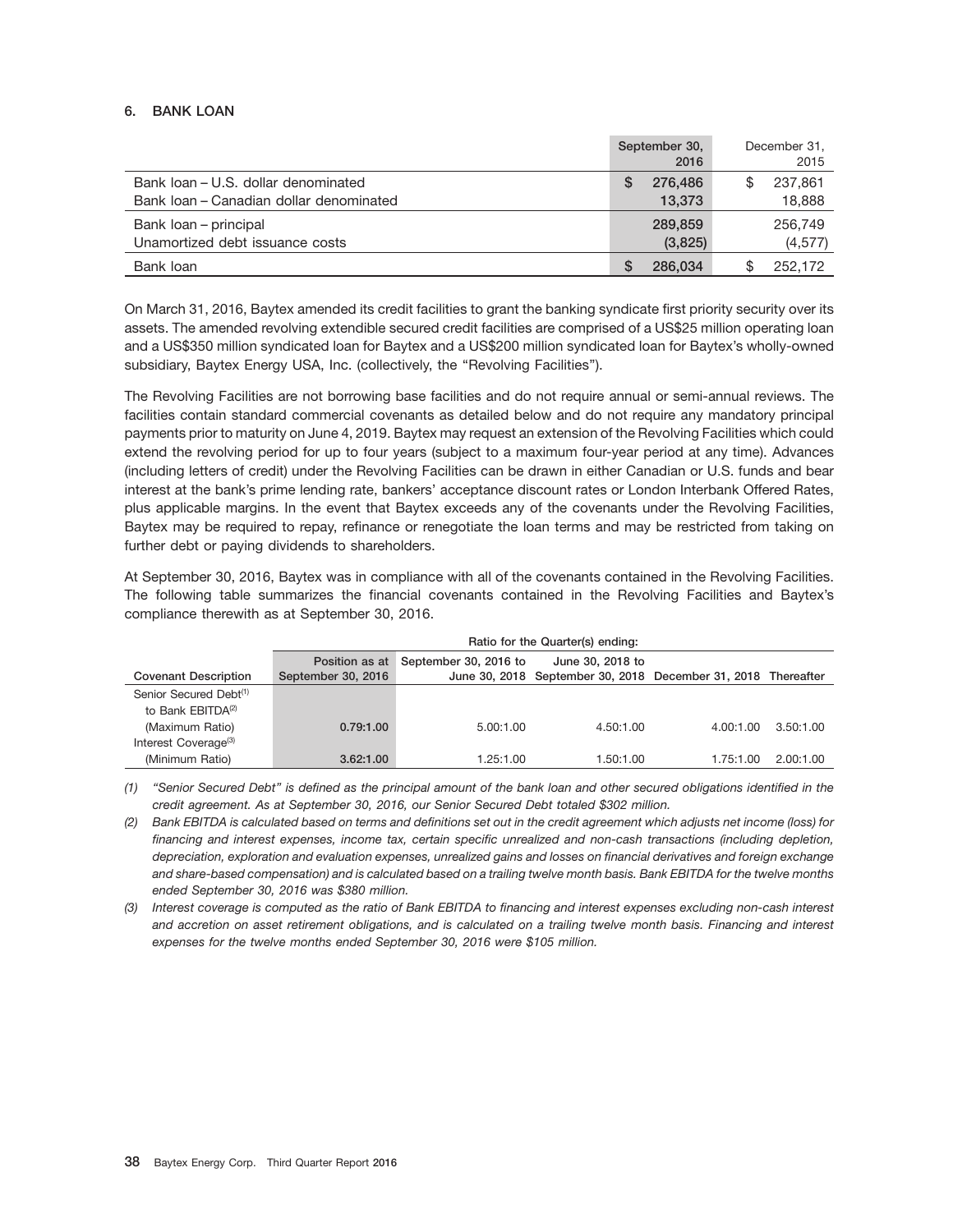## 6. BANK LOAN

| | September 30, 2016 | December 31, 2015 |
|---|---|---|
| Bank loan – U.S. dollar denominated | $ 276,486 | $ 237,861 |
| Bank loan – Canadian dollar denominated | 13,373 | 18,888 |
| Bank loan – principal | 289,859 | 256,749 |
| Unamortized debt issuance costs | (3,825) | (4,577) |
| Bank loan | $ 286,034 | $ 252,172 |

On March 31, 2016, Baytex amended its credit facilities to grant the banking syndicate first priority security over its assets. The amended revolving extendible secured credit facilities are comprised of a US$25 million operating loan and a US$350 million syndicated loan for Baytex and a US$200 million syndicated loan for Baytex's wholly-owned subsidiary, Baytex Energy USA, Inc. (collectively, the "Revolving Facilities").

The Revolving Facilities are not borrowing base facilities and do not require annual or semi-annual reviews. The facilities contain standard commercial covenants as detailed below and do not require any mandatory principal payments prior to maturity on June 4, 2019. Baytex may request an extension of the Revolving Facilities which could extend the revolving period for up to four years (subject to a maximum four-year period at any time). Advances (including letters of credit) under the Revolving Facilities can be drawn in either Canadian or U.S. funds and bear interest at the bank's prime lending rate, bankers' acceptance discount rates or London Interbank Offered Rates, plus applicable margins. In the event that Baytex exceeds any of the covenants under the Revolving Facilities, Baytex may be required to repay, refinance or renegotiate the loan terms and may be restricted from taking on further debt or paying dividends to shareholders.

At September 30, 2016, Baytex was in compliance with all of the covenants contained in the Revolving Facilities. The following table summarizes the financial covenants contained in the Revolving Facilities and Baytex's compliance therewith as at September 30, 2016.

| | | Ratio for the Quarter(s) ending: | | | |
|---|---|---|---|---|---|
| Covenant Description | Position as at September 30, 2016 | September 30, 2016 to June 30, 2018 | June 30, 2018 to September 30, 2018 | December 31, 2018 | Thereafter |
| Senior Secured Debt[(1)] to Bank EBITDA[(2)] (Maximum Ratio) | 0.79:1.00 | 5.00:1.00 | 4.50:1.00 | 4.00:1.00 | 3.50:1.00 |
| Interest Coverage[(3)] (Minimum Ratio) | 3.62:1.00 | 1.25:1.00 | 1.50:1.00 | 1.75:1.00 | 2.00:1.00 |

*(1) "Senior Secured Debt" is defined as the principal amount of the bank loan and other secured obligations identified in the credit agreement. As at September 30, 2016, our Senior Secured Debt totaled $302 million.*

*(2) Bank EBITDA is calculated based on terms and definitions set out in the credit agreement which adjusts net income (loss) for financing and interest expenses, income tax, certain specific unrealized and non-cash transactions (including depletion, depreciation, exploration and evaluation expenses, unrealized gains and losses on financial derivatives and foreign exchange and share-based compensation) and is calculated based on a trailing twelve month basis. Bank EBITDA for the twelve months ended September 30, 2016 was $380 million.*

*(3) Interest coverage is computed as the ratio of Bank EBITDA to financing and interest expenses excluding non-cash interest and accretion on asset retirement obligations, and is calculated on a trailing twelve month basis. Financing and interest expenses for the twelve months ended September 30, 2016 were $105 million.*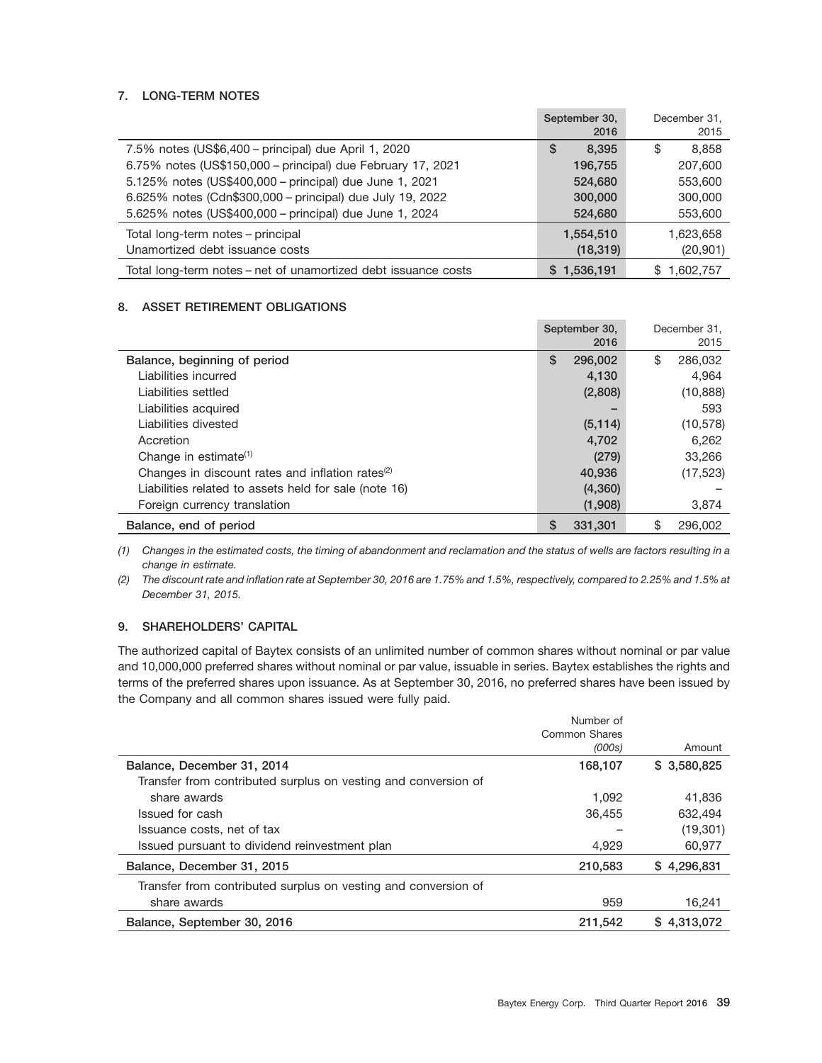## 7. LONG-TERM NOTES

| | September 30, 2016 | December 31, 2015 |
|---|---|---|
| 7.5% notes (US$6,400 – principal) due April 1, 2020 | $ 8,395 | $ 8,858 |
| 6.75% notes (US$150,000 – principal) due February 17, 2021 | 196,755 | 207,600 |
| 5.125% notes (US$400,000 – principal) due June 1, 2021 | 524,680 | 553,600 |
| 6.625% notes (Cdn$300,000 – principal) due July 19, 2022 | 300,000 | 300,000 |
| 5.625% notes (US$400,000 – principal) due June 1, 2024 | 524,680 | 553,600 |
| Total long-term notes – principal | 1,554,510 | 1,623,658 |
| Unamortized debt issuance costs | (18,319) | (20,901) |
| Total long-term notes – net of unamortized debt issuance costs | $ 1,536,191 | $ 1,602,757 |

## 8. ASSET RETIREMENT OBLIGATIONS

| | September 30, 2016 | December 31, 2015 |
|---|---|---|
| **Balance, beginning of period** | $ 296,002 | $ 286,032 |
| Liabilities incurred | 4,130 | 4,964 |
| Liabilities settled | (2,808) | (10,888) |
| Liabilities acquired | – | 593 |
| Liabilities divested | (5,114) | (10,578) |
| Accretion | 4,702 | 6,262 |
| Change in estimate[(1)] | (279) | 33,266 |
| Changes in discount rates and inflation rates[(2)] | 40,936 | (17,523) |
| Liabilities related to assets held for sale (note 16) | (4,360) | – |
| Foreign currency translation | (1,908) | 3,874 |
| **Balance, end of period** | $ 331,301 | $ 296,002 |

*(1) Changes in the estimated costs, the timing of abandonment and reclamation and the status of wells are factors resulting in a change in estimate.*

*(2) The discount rate and inflation rate at September 30, 2016 are 1.75% and 1.5%, respectively, compared to 2.25% and 1.5% at December 31, 2015.*

## 9. SHAREHOLDERS' CAPITAL

The authorized capital of Baytex consists of an unlimited number of common shares without nominal or par value and 10,000,000 preferred shares without nominal or par value, issuable in series. Baytex establishes the rights and terms of the preferred shares upon issuance. As at September 30, 2016, no preferred shares have been issued by the Company and all common shares issued were fully paid.

| | Number of Common Shares *(000s)* | Amount |
|---|---|---|
| **Balance, December 31, 2014** | 168,107 | $ 3,580,825 |
| Transfer from contributed surplus on vesting and conversion of share awards | 1,092 | 41,836 |
| Issued for cash | 36,455 | 632,494 |
| Issuance costs, net of tax | – | (19,301) |
| Issued pursuant to dividend reinvestment plan | 4,929 | 60,977 |
| **Balance, December 31, 2015** | 210,583 | $ 4,296,831 |
| Transfer from contributed surplus on vesting and conversion of share awards | 959 | 16,241 |
| **Balance, September 30, 2016** | 211,542 | $ 4,313,072 |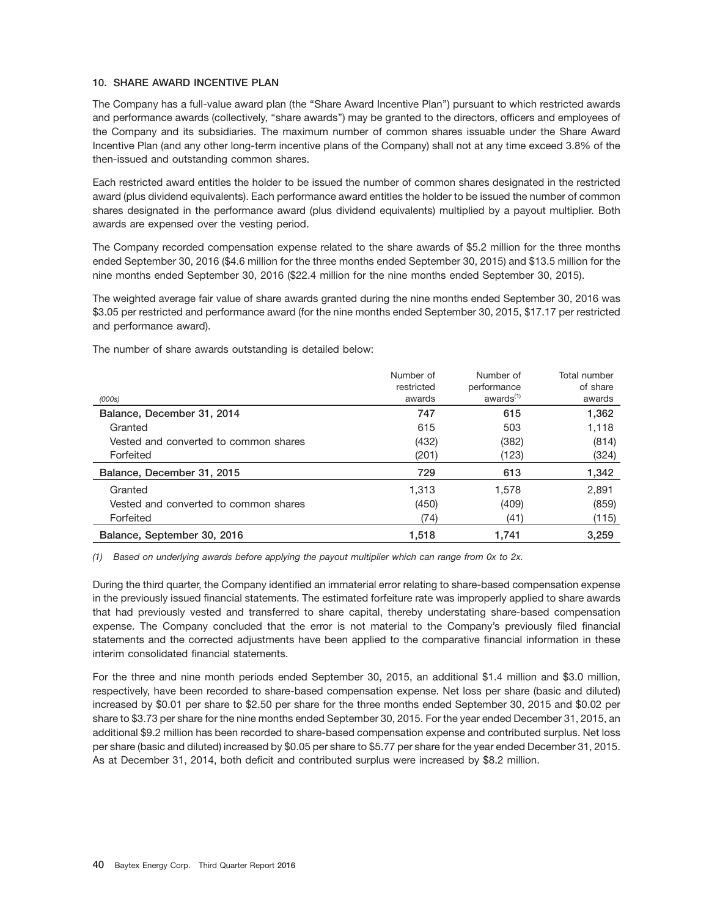### 10. SHARE AWARD INCENTIVE PLAN

The Company has a full-value award plan (the "Share Award Incentive Plan") pursuant to which restricted awards and performance awards (collectively, "share awards") may be granted to the directors, officers and employees of the Company and its subsidiaries. The maximum number of common shares issuable under the Share Award Incentive Plan (and any other long-term incentive plans of the Company) shall not at any time exceed 3.8% of the then-issued and outstanding common shares.

Each restricted award entitles the holder to be issued the number of common shares designated in the restricted award (plus dividend equivalents). Each performance award entitles the holder to be issued the number of common shares designated in the performance award (plus dividend equivalents) multiplied by a payout multiplier. Both awards are expensed over the vesting period.

The Company recorded compensation expense related to the share awards of $5.2 million for the three months ended September 30, 2016 ($4.6 million for the three months ended September 30, 2015) and $13.5 million for the nine months ended September 30, 2016 ($22.4 million for the nine months ended September 30, 2015).

The weighted average fair value of share awards granted during the nine months ended September 30, 2016 was $3.05 per restricted and performance award (for the nine months ended September 30, 2015, $17.17 per restricted and performance award).

The number of share awards outstanding is detailed below:

| *(000s)* | Number of restricted awards | Number of performance awards[1] | Total number of share awards |
|---|---|---|---|
| **Balance, December 31, 2014** | **747** | **615** | **1,362** |
| Granted | 615 | 503 | 1,118 |
| Vested and converted to common shares | (432) | (382) | (814) |
| Forfeited | (201) | (123) | (324) |
| **Balance, December 31, 2015** | **729** | **613** | **1,342** |
| Granted | 1,313 | 1,578 | 2,891 |
| Vested and converted to common shares | (450) | (409) | (859) |
| Forfeited | (74) | (41) | (115) |
| **Balance, September 30, 2016** | **1,518** | **1,741** | **3,259** |

*(1) Based on underlying awards before applying the payout multiplier which can range from 0x to 2x.*

During the third quarter, the Company identified an immaterial error relating to share-based compensation expense in the previously issued financial statements. The estimated forfeiture rate was improperly applied to share awards that had previously vested and transferred to share capital, thereby understating share-based compensation expense. The Company concluded that the error is not material to the Company's previously filed financial statements and the corrected adjustments have been applied to the comparative financial information in these interim consolidated financial statements.

For the three and nine month periods ended September 30, 2015, an additional $1.4 million and $3.0 million, respectively, have been recorded to share-based compensation expense. Net loss per share (basic and diluted) increased by $0.01 per share to $2.50 per share for the three months ended September 30, 2015 and $0.02 per share to $3.73 per share for the nine months ended September 30, 2015. For the year ended December 31, 2015, an additional $9.2 million has been recorded to share-based compensation expense and contributed surplus. Net loss per share (basic and diluted) increased by $0.05 per share to $5.77 per share for the year ended December 31, 2015. As at December 31, 2014, both deficit and contributed surplus were increased by $8.2 million.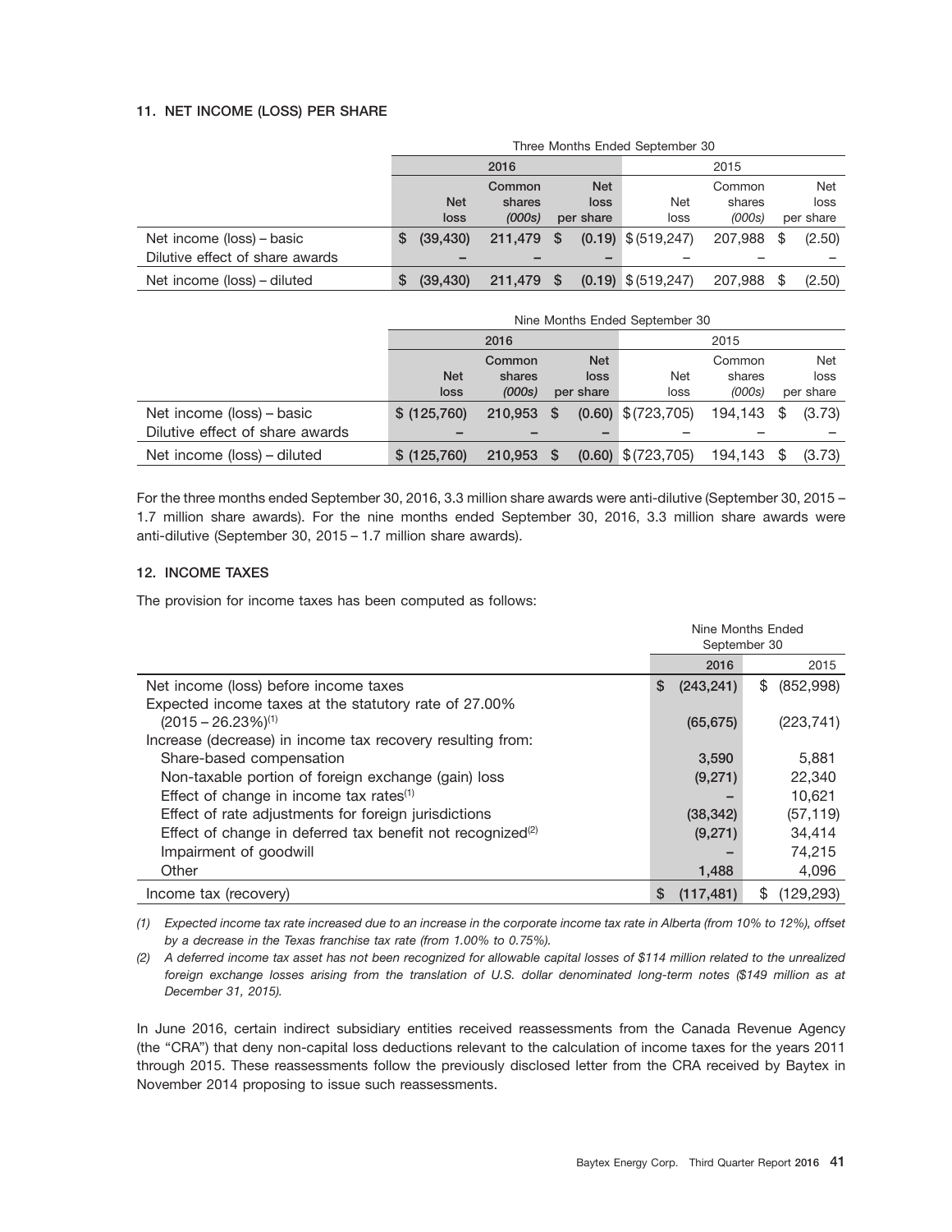### 11. NET INCOME (LOSS) PER SHARE

| | Three Months Ended September 30 | | | | | |
|---|---|---|---|---|---|---|
| | 2016 | | | 2015 | | |
| | Net loss | Common shares *(000s)* | Net loss per share | Net loss | Common shares *(000s)* | Net loss per share |
| Net income (loss) – basic | $ (39,430) | 211,479 | $ (0.19) | $ (519,247) | 207,988 | $ (2.50) |
| Dilutive effect of share awards | – | – | – | – | – | – |
| Net income (loss) – diluted | $ (39,430) | 211,479 | $ (0.19) | $ (519,247) | 207,988 | $ (2.50) |

| | Nine Months Ended September 30 | | | | | |
|---|---|---|---|---|---|---|
| | 2016 | | | 2015 | | |
| | Net loss | Common shares *(000s)* | Net loss per share | Net loss | Common shares *(000s)* | Net loss per share |
| Net income (loss) – basic | $ (125,760) | 210,953 | $ (0.60) | $ (723,705) | 194,143 | $ (3.73) |
| Dilutive effect of share awards | – | – | – | – | – | – |
| Net income (loss) – diluted | $ (125,760) | 210,953 | $ (0.60) | $ (723,705) | 194,143 | $ (3.73) |

For the three months ended September 30, 2016, 3.3 million share awards were anti-dilutive (September 30, 2015 – 1.7 million share awards). For the nine months ended September 30, 2016, 3.3 million share awards were anti-dilutive (September 30, 2015 – 1.7 million share awards).

### 12. INCOME TAXES

The provision for income taxes has been computed as follows:

| | Nine Months Ended September 30 | |
|---|---|---|
| | 2016 | 2015 |
| Net income (loss) before income taxes | $ (243,241) | $ (852,998) |
| Expected income taxes at the statutory rate of 27.00% (2015 – 26.23%)[(1)] | (65,675) | (223,741) |
| Increase (decrease) in income tax recovery resulting from: | | |
| Share-based compensation | 3,590 | 5,881 |
| Non-taxable portion of foreign exchange (gain) loss | (9,271) | 22,340 |
| Effect of change in income tax rates[(1)] | – | 10,621 |
| Effect of rate adjustments for foreign jurisdictions | (38,342) | (57,119) |
| Effect of change in deferred tax benefit not recognized[(2)] | (9,271) | 34,414 |
| Impairment of goodwill | – | 74,215 |
| Other | 1,488 | 4,096 |
| Income tax (recovery) | $ (117,481) | $ (129,293) |

*(1) Expected income tax rate increased due to an increase in the corporate income tax rate in Alberta (from 10% to 12%), offset by a decrease in the Texas franchise tax rate (from 1.00% to 0.75%).*

*(2) A deferred income tax asset has not been recognized for allowable capital losses of $114 million related to the unrealized foreign exchange losses arising from the translation of U.S. dollar denominated long-term notes ($149 million as at December 31, 2015).*

In June 2016, certain indirect subsidiary entities received reassessments from the Canada Revenue Agency (the "CRA") that deny non-capital loss deductions relevant to the calculation of income taxes for the years 2011 through 2015. These reassessments follow the previously disclosed letter from the CRA received by Baytex in November 2014 proposing to issue such reassessments.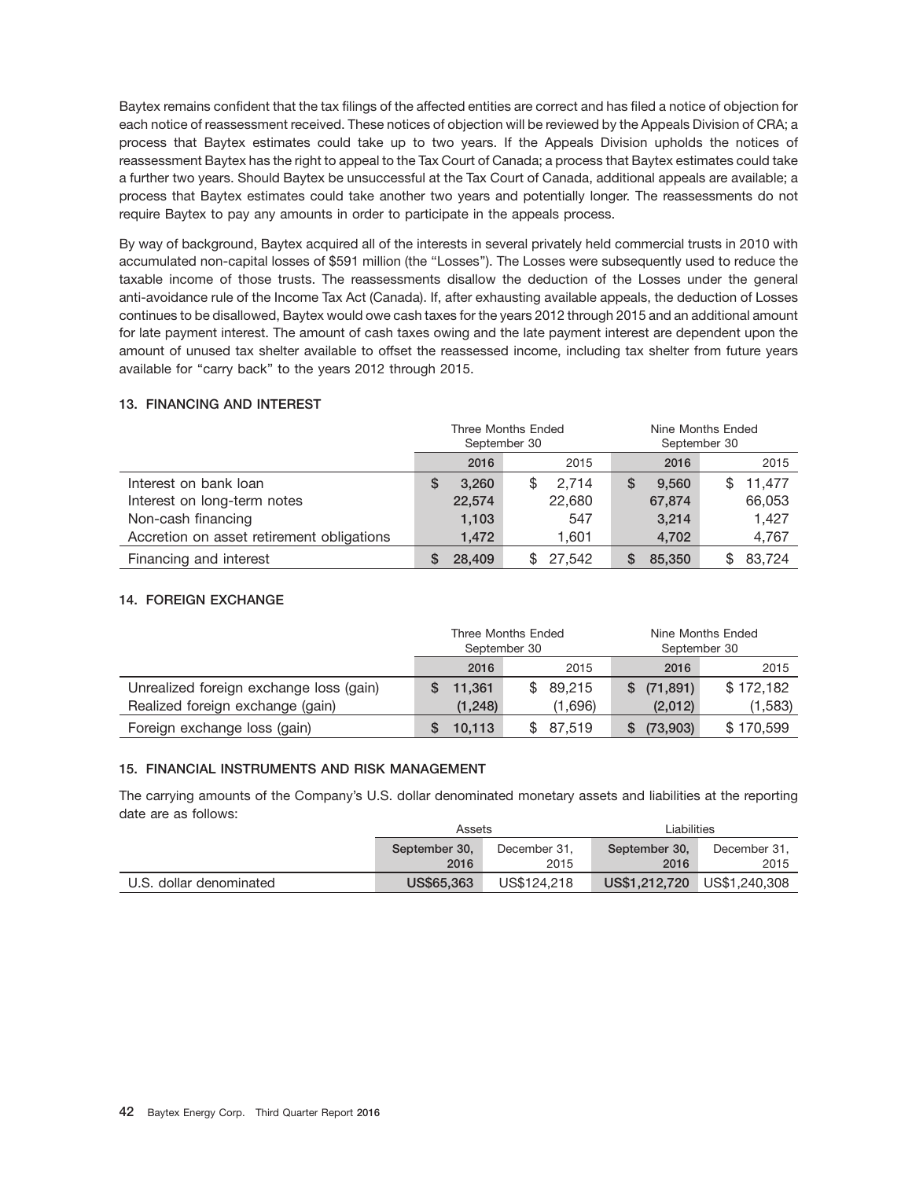Baytex remains confident that the tax filings of the affected entities are correct and has filed a notice of objection for each notice of reassessment received. These notices of objection will be reviewed by the Appeals Division of CRA; a process that Baytex estimates could take up to two years. If the Appeals Division upholds the notices of reassessment Baytex has the right to appeal to the Tax Court of Canada; a process that Baytex estimates could take a further two years. Should Baytex be unsuccessful at the Tax Court of Canada, additional appeals are available; a process that Baytex estimates could take another two years and potentially longer. The reassessments do not require Baytex to pay any amounts in order to participate in the appeals process.

By way of background, Baytex acquired all of the interests in several privately held commercial trusts in 2010 with accumulated non-capital losses of $591 million (the "Losses"). The Losses were subsequently used to reduce the taxable income of those trusts. The reassessments disallow the deduction of the Losses under the general anti-avoidance rule of the Income Tax Act (Canada). If, after exhausting available appeals, the deduction of Losses continues to be disallowed, Baytex would owe cash taxes for the years 2012 through 2015 and an additional amount for late payment interest. The amount of cash taxes owing and the late payment interest are dependent upon the amount of unused tax shelter available to offset the reassessed income, including tax shelter from future years available for "carry back" to the years 2012 through 2015.

## 13. FINANCING AND INTEREST

| | Three Months Ended September 30 | | Nine Months Ended September 30 | |
|---|---|---|---|---|
| | **2016** | 2015 | **2016** | 2015 |
| Interest on bank loan | **$ 3,260** | $ 2,714 | **$ 9,560** | $ 11,477 |
| Interest on long-term notes | **22,574** | 22,680 | **67,874** | 66,053 |
| Non-cash financing | **1,103** | 547 | **3,214** | 1,427 |
| Accretion on asset retirement obligations | **1,472** | 1,601 | **4,702** | 4,767 |
| Financing and interest | **$ 28,409** | $ 27,542 | **$ 85,350** | $ 83,724 |

## 14. FOREIGN EXCHANGE

| | Three Months Ended September 30 | | Nine Months Ended September 30 | |
|---|---|---|---|---|
| | **2016** | 2015 | **2016** | 2015 |
| Unrealized foreign exchange loss (gain) | **$ 11,361** | $ 89,215 | **$ (71,891)** | $ 172,182 |
| Realized foreign exchange (gain) | **(1,248)** | (1,696) | **(2,012)** | (1,583) |
| Foreign exchange loss (gain) | **$ 10,113** | $ 87,519 | **$ (73,903)** | $ 170,599 |

## 15. FINANCIAL INSTRUMENTS AND RISK MANAGEMENT

The carrying amounts of the Company's U.S. dollar denominated monetary assets and liabilities at the reporting date are as follows:

| | Assets | | Liabilities | |
|---|---|---|---|---|
| | **September 30, 2016** | December 31, 2015 | **September 30, 2016** | December 31, 2015 |
| U.S. dollar denominated | **US$65,363** | US$124,218 | **US$1,212,720** | US$1,240,308 |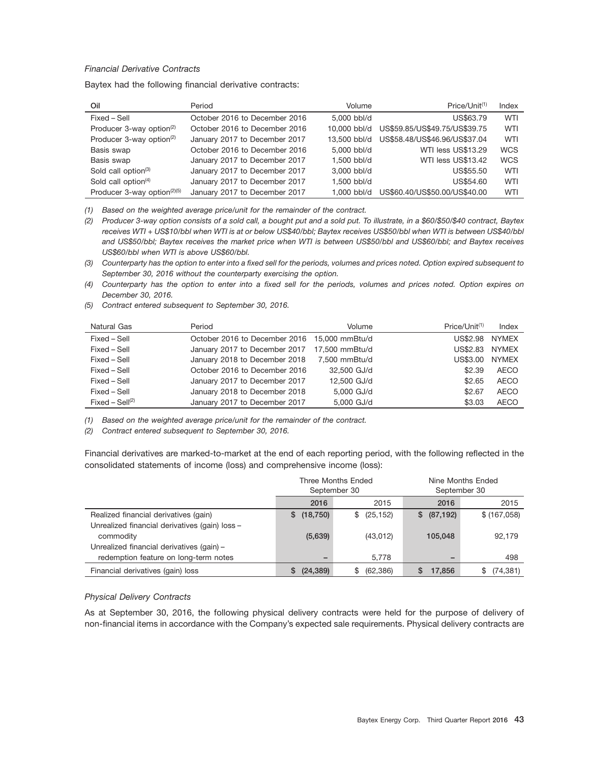*Financial Derivative Contracts*

Baytex had the following financial derivative contracts:

| Oil | Period | Volume | Price/Unit[(1)] | Index |
|---|---|---|---|---|
| Fixed – Sell | October 2016 to December 2016 | 5,000 bbl/d | US$63.79 | WTI |
| Producer 3-way option[(2)] | October 2016 to December 2016 | 10,000 bbl/d | US$59.85/US$49.75/US$39.75 | WTI |
| Producer 3-way option[(2)] | January 2017 to December 2017 | 13,500 bbl/d | US$58.48/US$46.96/US$37.04 | WTI |
| Basis swap | October 2016 to December 2016 | 5,000 bbl/d | WTI less US$13.29 | WCS |
| Basis swap | January 2017 to December 2017 | 1,500 bbl/d | WTI less US$13.42 | WCS |
| Sold call option[(3)] | January 2017 to December 2017 | 3,000 bbl/d | US$55.50 | WTI |
| Sold call option[(4)] | January 2017 to December 2017 | 1,500 bbl/d | US$54.60 | WTI |
| Producer 3-way option[(2)(5)] | January 2017 to December 2017 | 1,000 bbl/d | US$60.40/US$50.00/US$40.00 | WTI |

*(1) Based on the weighted average price/unit for the remainder of the contract.*

*(2) Producer 3-way option consists of a sold call, a bought put and a sold put. To illustrate, in a $60/$50/$40 contract, Baytex receives WTI + US$10/bbl when WTI is at or below US$40/bbl; Baytex receives US$50/bbl when WTI is between US$40/bbl and US$50/bbl; Baytex receives the market price when WTI is between US$50/bbl and US$60/bbl; and Baytex receives US$60/bbl when WTI is above US$60/bbl.*

*(3) Counterparty has the option to enter into a fixed sell for the periods, volumes and prices noted. Option expired subsequent to September 30, 2016 without the counterparty exercising the option.*

*(4) Counterparty has the option to enter into a fixed sell for the periods, volumes and prices noted. Option expires on December 30, 2016.*

*(5) Contract entered subsequent to September 30, 2016.*

| Natural Gas | Period | Volume | Price/Unit[(1)] | Index |
|---|---|---|---|---|
| Fixed – Sell | October 2016 to December 2016 | 15,000 mmBtu/d | US$2.98 | NYMEX |
| Fixed – Sell | January 2017 to December 2017 | 17,500 mmBtu/d | US$2.83 | NYMEX |
| Fixed – Sell | January 2018 to December 2018 | 7,500 mmBtu/d | US$3.00 | NYMEX |
| Fixed – Sell | October 2016 to December 2016 | 32,500 GJ/d | $2.39 | AECO |
| Fixed – Sell | January 2017 to December 2017 | 12,500 GJ/d | $2.65 | AECO |
| Fixed – Sell | January 2018 to December 2018 | 5,000 GJ/d | $2.67 | AECO |
| Fixed – Sell[(2)] | January 2017 to December 2017 | 5,000 GJ/d | $3.03 | AECO |

*(1) Based on the weighted average price/unit for the remainder of the contract.*

*(2) Contract entered subsequent to September 30, 2016.*

Financial derivatives are marked-to-market at the end of each reporting period, with the following reflected in the consolidated statements of income (loss) and comprehensive income (loss):

| | Three Months Ended September 30 | | Nine Months Ended September 30 | |
|---|---|---|---|---|
| | **2016** | 2015 | **2016** | 2015 |
| Realized financial derivatives (gain) | **$ (18,750)** | $ (25,152) | **$ (87,192)** | $ (167,058) |
| Unrealized financial derivatives (gain) loss – commodity | **(5,639)** | (43,012) | **105,048** | 92,179 |
| Unrealized financial derivatives (gain) – redemption feature on long-term notes | **–** | 5,778 | **–** | 498 |
| Financial derivatives (gain) loss | **$ (24,389)** | $ (62,386) | **$ 17,856** | $ (74,381) |

*Physical Delivery Contracts*

As at September 30, 2016, the following physical delivery contracts were held for the purpose of delivery of non-financial items in accordance with the Company's expected sale requirements. Physical delivery contracts are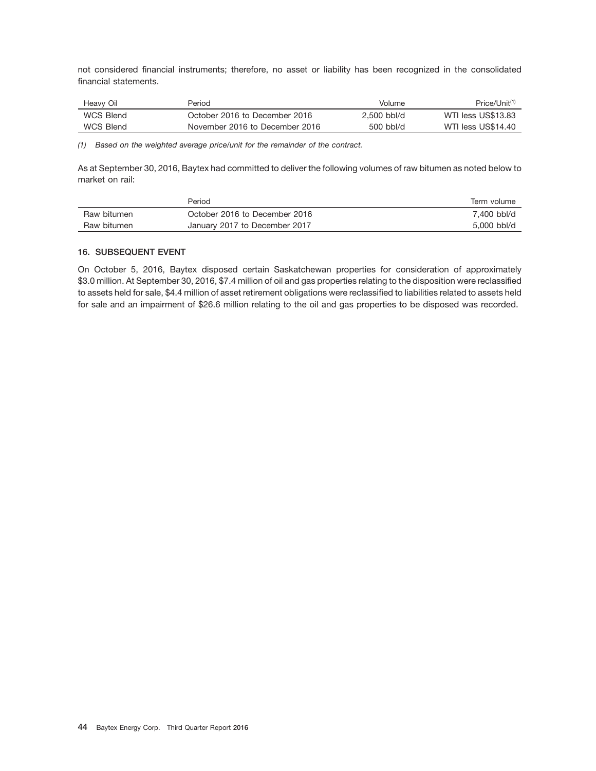not considered financial instruments; therefore, no asset or liability has been recognized in the consolidated financial statements.

| Heavy Oil | Period | Volume | Price/Unit[(1)] |
|---|---|---|---|
| WCS Blend | October 2016 to December 2016 | 2,500 bbl/d | WTI less US$13.83 |
| WCS Blend | November 2016 to December 2016 | 500 bbl/d | WTI less US$14.40 |

*(1) Based on the weighted average price/unit for the remainder of the contract.*

As at September 30, 2016, Baytex had committed to deliver the following volumes of raw bitumen as noted below to market on rail:

| | Period | Term volume |
|---|---|---|
| Raw bitumen | October 2016 to December 2016 | 7,400 bbl/d |
| Raw bitumen | January 2017 to December 2017 | 5,000 bbl/d |

### 16. SUBSEQUENT EVENT

On October 5, 2016, Baytex disposed certain Saskatchewan properties for consideration of approximately $3.0 million. At September 30, 2016, $7.4 million of oil and gas properties relating to the disposition were reclassified to assets held for sale, $4.4 million of asset retirement obligations were reclassified to liabilities related to assets held for sale and an impairment of $26.6 million relating to the oil and gas properties to be disposed was recorded.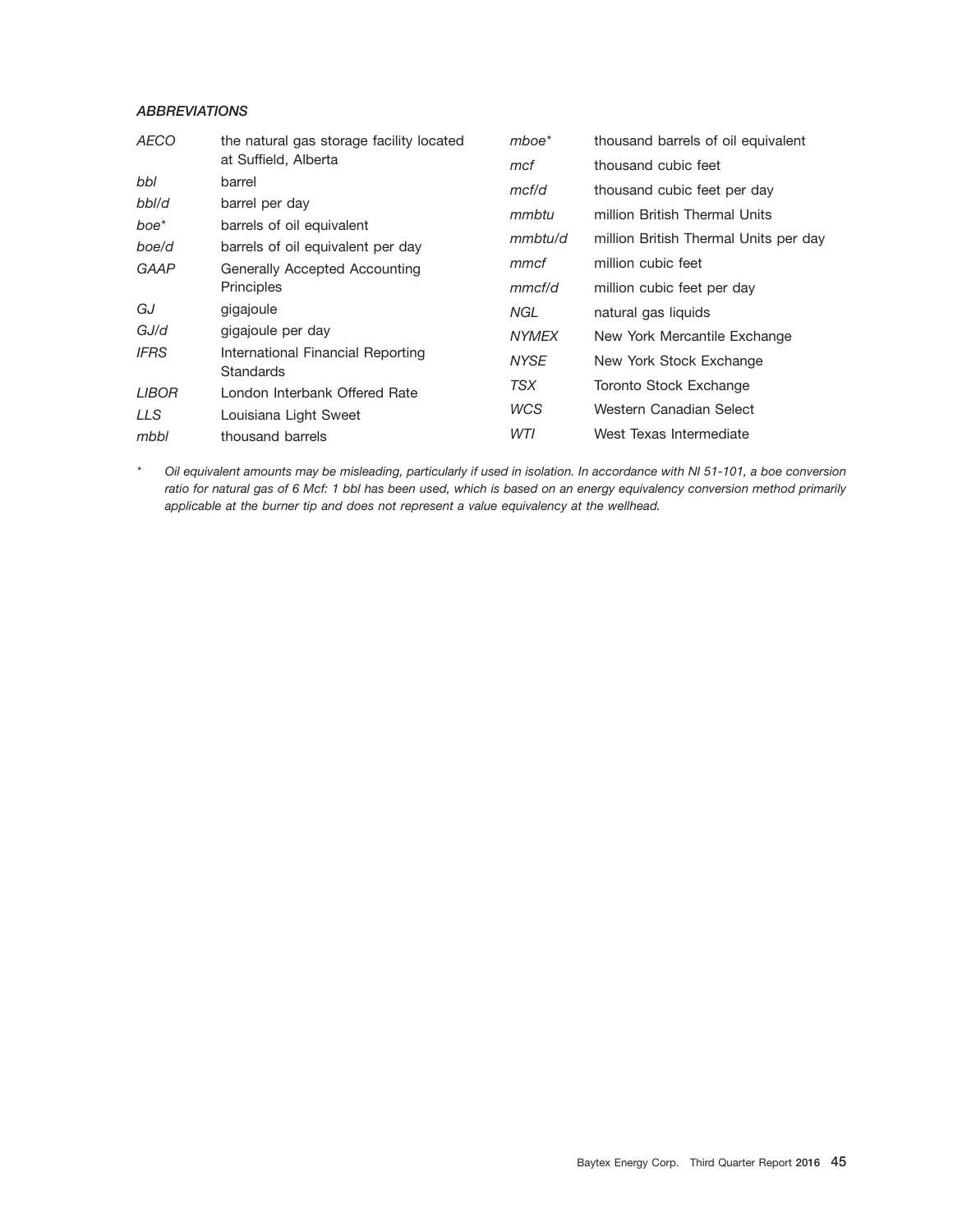***ABBREVIATIONS***

| | |
|---|---|
| *AECO* | the natural gas storage facility located at Suffield, Alberta |
| *bbl* | barrel |
| *bbl/d* | barrel per day |
| *boe** | barrels of oil equivalent |
| *boe/d* | barrels of oil equivalent per day |
| *GAAP* | Generally Accepted Accounting Principles |
| *GJ* | gigajoule |
| *GJ/d* | gigajoule per day |
| *IFRS* | International Financial Reporting Standards |
| *LIBOR* | London Interbank Offered Rate |
| *LLS* | Louisiana Light Sweet |
| *mbbl* | thousand barrels |
| *mboe** | thousand barrels of oil equivalent |
| *mcf* | thousand cubic feet |
| *mcf/d* | thousand cubic feet per day |
| *mmbtu* | million British Thermal Units |
| *mmbtu/d* | million British Thermal Units per day |
| *mmcf* | million cubic feet |
| *mmcf/d* | million cubic feet per day |
| *NGL* | natural gas liquids |
| *NYMEX* | New York Mercantile Exchange |
| *NYSE* | New York Stock Exchange |
| *TSX* | Toronto Stock Exchange |
| *WCS* | Western Canadian Select |
| *WTI* | West Texas Intermediate |

\* *Oil equivalent amounts may be misleading, particularly if used in isolation. In accordance with NI 51-101, a boe conversion ratio for natural gas of 6 Mcf: 1 bbl has been used, which is based on an energy equivalency conversion method primarily applicable at the burner tip and does not represent a value equivalency at the wellhead.*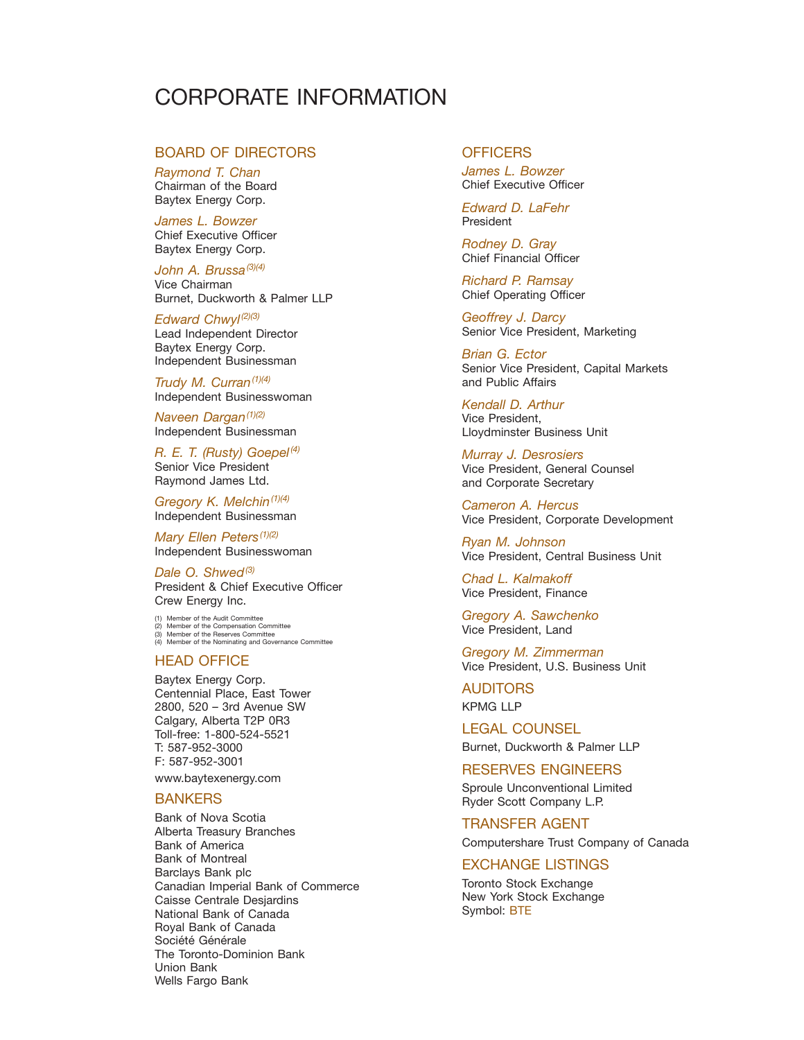# CORPORATE INFORMATION

## BOARD OF DIRECTORS

*Raymond T. Chan*
Chairman of the Board
Baytex Energy Corp.

*James L. Bowzer*
Chief Executive Officer
Baytex Energy Corp.

*John A. Brussa*(3)(4)
Vice Chairman
Burnet, Duckworth & Palmer LLP

*Edward Chwyl*(2)(3)
Lead Independent Director
Baytex Energy Corp.
Independent Businessman

*Trudy M. Curran*(1)(4)
Independent Businesswoman

*Naveen Dargan*(1)(2)
Independent Businessman

*R. E. T. (Rusty) Goepel*(4)
Senior Vice President
Raymond James Ltd.

*Gregory K. Melchin*(1)(4)
Independent Businessman

*Mary Ellen Peters*(1)(2)
Independent Businesswoman

*Dale O. Shwed*(3)
President & Chief Executive Officer
Crew Energy Inc.

(1) Member of the Audit Committee
(2) Member of the Compensation Committee
(3) Member of the Reserves Committee
(4) Member of the Nominating and Governance Committee

## HEAD OFFICE

Baytex Energy Corp.
Centennial Place, East Tower
2800, 520 – 3rd Avenue SW
Calgary, Alberta T2P 0R3
Toll-free: 1-800-524-5521
T: 587-952-3000
F: 587-952-3001

www.baytexenergy.com

## BANKERS

Bank of Nova Scotia
Alberta Treasury Branches
Bank of America
Bank of Montreal
Barclays Bank plc
Canadian Imperial Bank of Commerce
Caisse Centrale Desjardins
National Bank of Canada
Royal Bank of Canada
Société Générale
The Toronto-Dominion Bank
Union Bank
Wells Fargo Bank

## OFFICERS

*James L. Bowzer*
Chief Executive Officer

*Edward D. LaFehr*
President

*Rodney D. Gray*
Chief Financial Officer

*Richard P. Ramsay*
Chief Operating Officer

*Geoffrey J. Darcy*
Senior Vice President, Marketing

*Brian G. Ector*
Senior Vice President, Capital Markets and Public Affairs

*Kendall D. Arthur*
Vice President,
Lloydminster Business Unit

*Murray J. Desrosiers*
Vice President, General Counsel and Corporate Secretary

*Cameron A. Hercus*
Vice President, Corporate Development

*Ryan M. Johnson*
Vice President, Central Business Unit

*Chad L. Kalmakoff*
Vice President, Finance

*Gregory A. Sawchenko*
Vice President, Land

*Gregory M. Zimmerman*
Vice President, U.S. Business Unit

## AUDITORS

KPMG LLP

## LEGAL COUNSEL

Burnet, Duckworth & Palmer LLP

## RESERVES ENGINEERS

Sproule Unconventional Limited
Ryder Scott Company L.P.

## TRANSFER AGENT

Computershare Trust Company of Canada

## EXCHANGE LISTINGS

Toronto Stock Exchange
New York Stock Exchange
Symbol: BTE